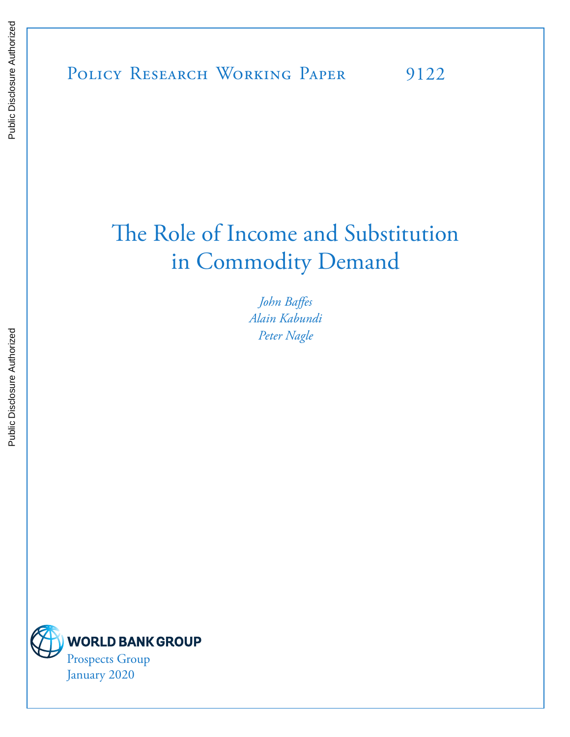Policy Research Working Paper 9122

# The Role of Income and Substitution in Commodity Demand

*John Baffes*
*Alain Kabundi*
*Peter Nagle*

WORLD BANK GROUP

Prospects Group

January 2020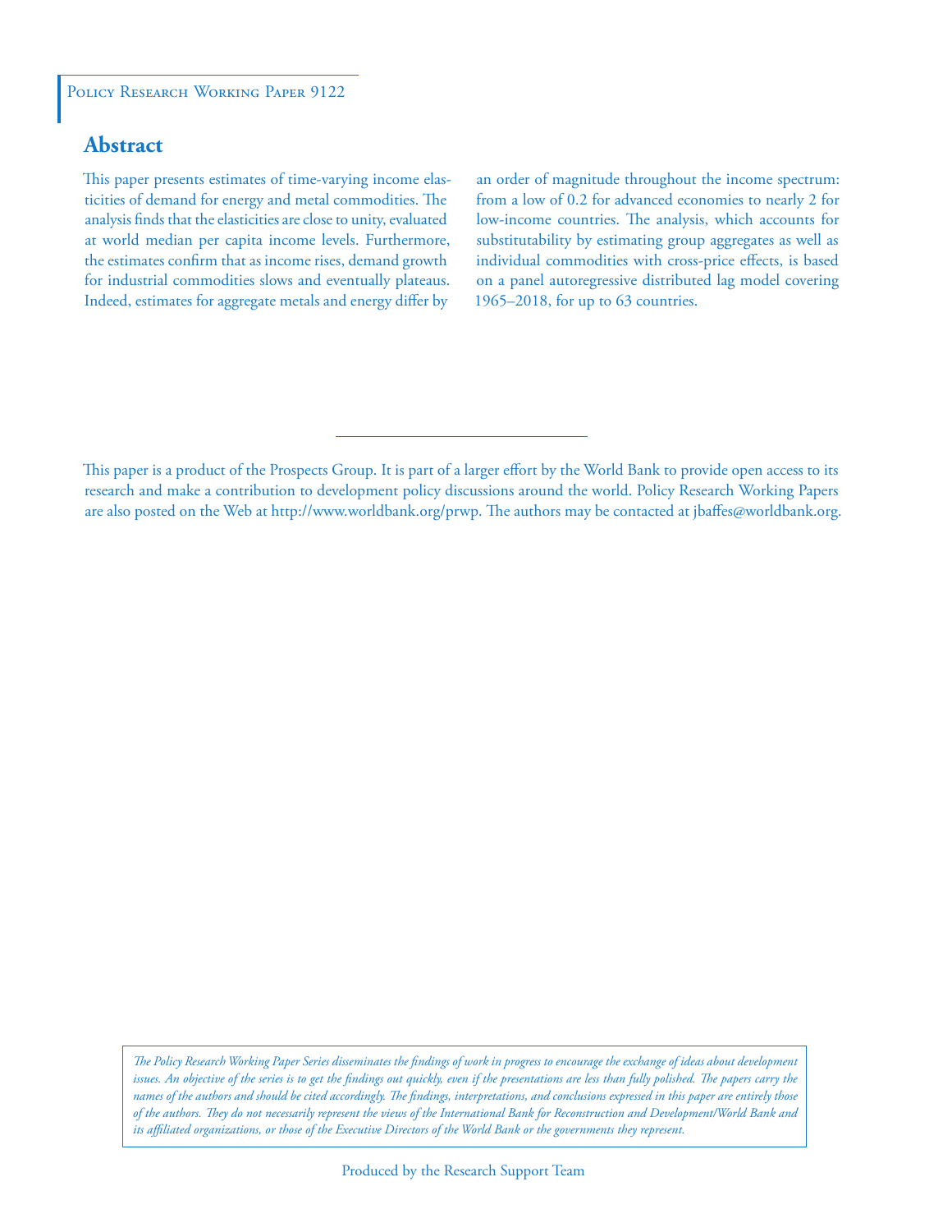Policy Research Working Paper 9122

## Abstract

This paper presents estimates of time-varying income elasticities of demand for energy and metal commodities. The analysis finds that the elasticities are close to unity, evaluated at world median per capita income levels. Furthermore, the estimates confirm that as income rises, demand growth for industrial commodities slows and eventually plateaus. Indeed, estimates for aggregate metals and energy differ by an order of magnitude throughout the income spectrum: from a low of 0.2 for advanced economies to nearly 2 for low-income countries. The analysis, which accounts for substitutability by estimating group aggregates as well as individual commodities with cross-price effects, is based on a panel autoregressive distributed lag model covering 1965–2018, for up to 63 countries.

This paper is a product of the Prospects Group. It is part of a larger effort by the World Bank to provide open access to its research and make a contribution to development policy discussions around the world. Policy Research Working Papers are also posted on the Web at http://www.worldbank.org/prwp. The authors may be contacted at jbaffes@worldbank.org.

*The Policy Research Working Paper Series disseminates the findings of work in progress to encourage the exchange of ideas about development issues. An objective of the series is to get the findings out quickly, even if the presentations are less than fully polished. The papers carry the names of the authors and should be cited accordingly. The findings, interpretations, and conclusions expressed in this paper are entirely those of the authors. They do not necessarily represent the views of the International Bank for Reconstruction and Development/World Bank and its affiliated organizations, or those of the Executive Directors of the World Bank or the governments they represent.*

Produced by the Research Support Team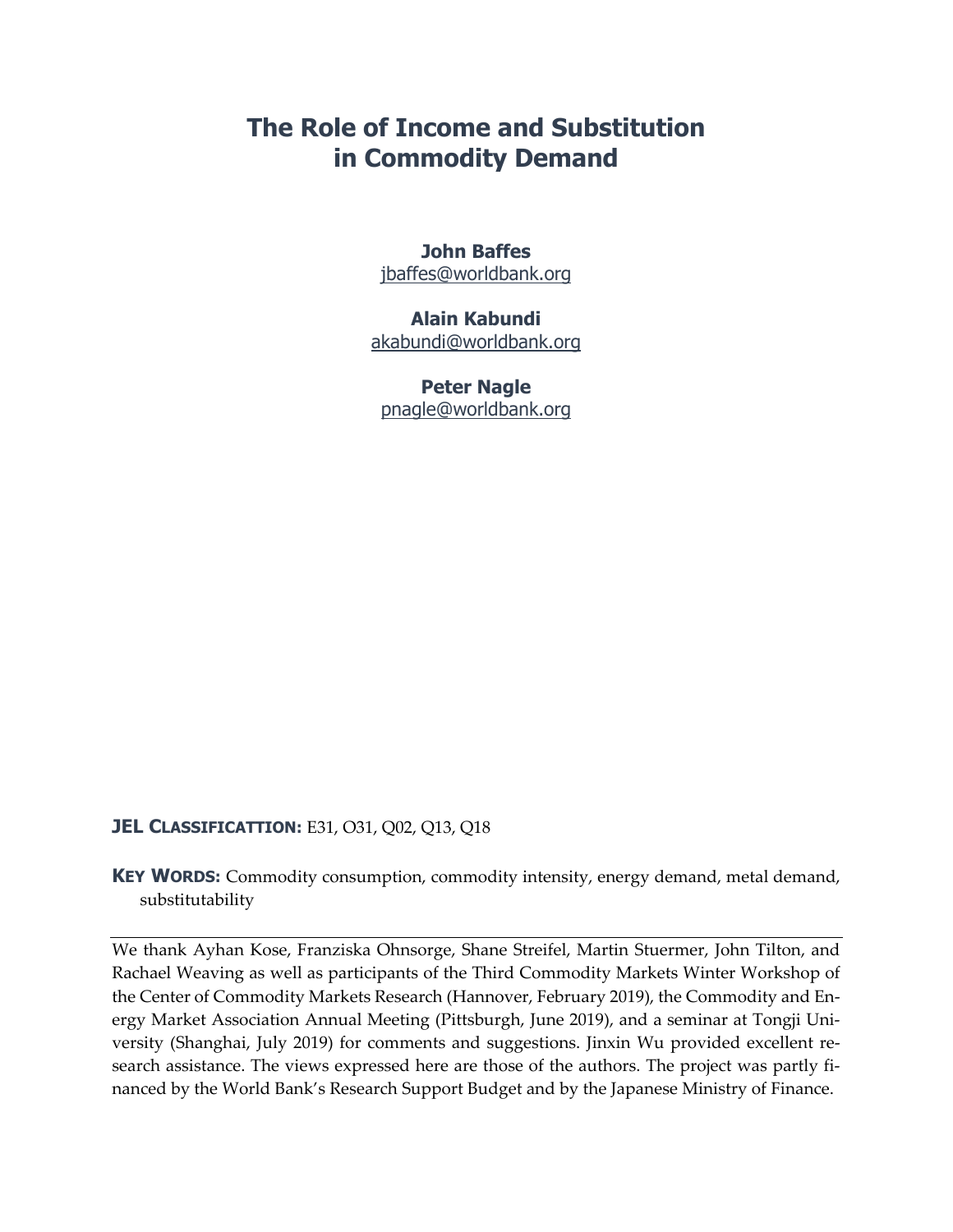# The Role of Income and Substitution in Commodity Demand

**John Baffes**
jbaffes@worldbank.org

**Alain Kabundi**
akabundi@worldbank.org

**Peter Nagle**
pnagle@worldbank.org

**JEL CLASSIFICATTION:** E31, O31, Q02, Q13, Q18

**KEY WORDS:** Commodity consumption, commodity intensity, energy demand, metal demand, substitutability

---

We thank Ayhan Kose, Franziska Ohnsorge, Shane Streifel, Martin Stuermer, John Tilton, and Rachael Weaving as well as participants of the Third Commodity Markets Winter Workshop of the Center of Commodity Markets Research (Hannover, February 2019), the Commodity and Energy Market Association Annual Meeting (Pittsburgh, June 2019), and a seminar at Tongji University (Shanghai, July 2019) for comments and suggestions. Jinxin Wu provided excellent research assistance. The views expressed here are those of the authors. The project was partly financed by the World Bank's Research Support Budget and by the Japanese Ministry of Finance.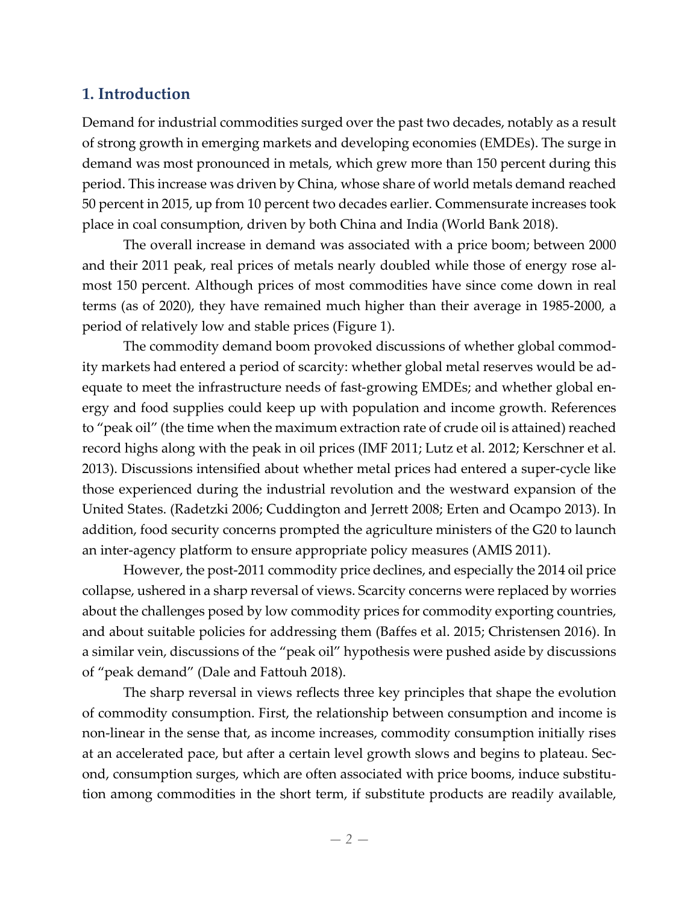## 1. Introduction

Demand for industrial commodities surged over the past two decades, notably as a result of strong growth in emerging markets and developing economies (EMDEs). The surge in demand was most pronounced in metals, which grew more than 150 percent during this period. This increase was driven by China, whose share of world metals demand reached 50 percent in 2015, up from 10 percent two decades earlier. Commensurate increases took place in coal consumption, driven by both China and India (World Bank 2018).

The overall increase in demand was associated with a price boom; between 2000 and their 2011 peak, real prices of metals nearly doubled while those of energy rose almost 150 percent. Although prices of most commodities have since come down in real terms (as of 2020), they have remained much higher than their average in 1985-2000, a period of relatively low and stable prices (Figure 1).

The commodity demand boom provoked discussions of whether global commodity markets had entered a period of scarcity: whether global metal reserves would be adequate to meet the infrastructure needs of fast-growing EMDEs; and whether global energy and food supplies could keep up with population and income growth. References to "peak oil" (the time when the maximum extraction rate of crude oil is attained) reached record highs along with the peak in oil prices (IMF 2011; Lutz et al. 2012; Kerschner et al. 2013). Discussions intensified about whether metal prices had entered a super-cycle like those experienced during the industrial revolution and the westward expansion of the United States. (Radetzki 2006; Cuddington and Jerrett 2008; Erten and Ocampo 2013). In addition, food security concerns prompted the agriculture ministers of the G20 to launch an inter-agency platform to ensure appropriate policy measures (AMIS 2011).

However, the post-2011 commodity price declines, and especially the 2014 oil price collapse, ushered in a sharp reversal of views. Scarcity concerns were replaced by worries about the challenges posed by low commodity prices for commodity exporting countries, and about suitable policies for addressing them (Baffes et al. 2015; Christensen 2016). In a similar vein, discussions of the "peak oil" hypothesis were pushed aside by discussions of "peak demand" (Dale and Fattouh 2018).

The sharp reversal in views reflects three key principles that shape the evolution of commodity consumption. First, the relationship between consumption and income is non-linear in the sense that, as income increases, commodity consumption initially rises at an accelerated pace, but after a certain level growth slows and begins to plateau. Second, consumption surges, which are often associated with price booms, induce substitution among commodities in the short term, if substitute products are readily available,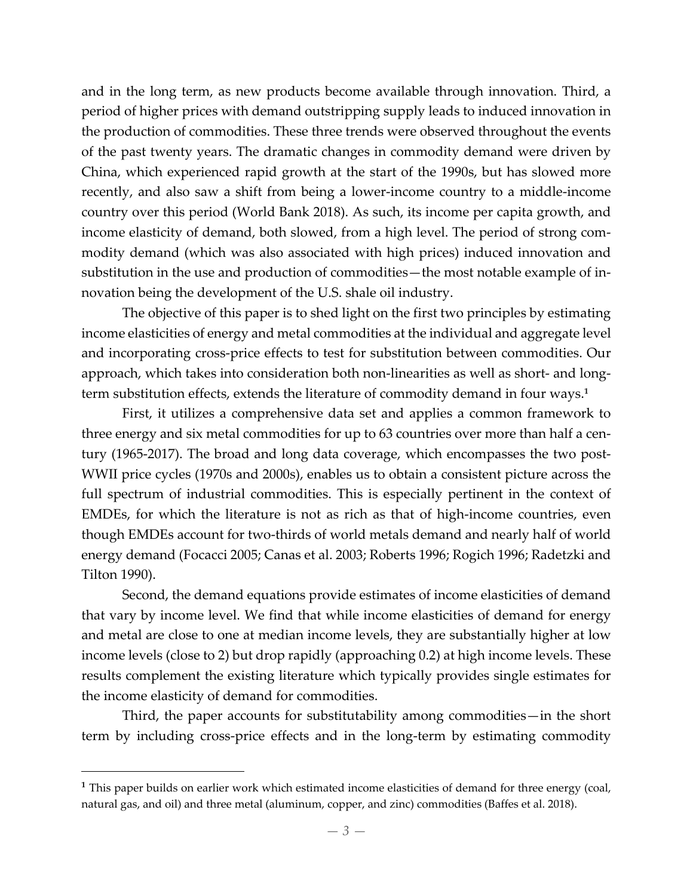and in the long term, as new products become available through innovation. Third, a period of higher prices with demand outstripping supply leads to induced innovation in the production of commodities. These three trends were observed throughout the events of the past twenty years. The dramatic changes in commodity demand were driven by China, which experienced rapid growth at the start of the 1990s, but has slowed more recently, and also saw a shift from being a lower-income country to a middle-income country over this period (World Bank 2018). As such, its income per capita growth, and income elasticity of demand, both slowed, from a high level. The period of strong commodity demand (which was also associated with high prices) induced innovation and substitution in the use and production of commodities—the most notable example of innovation being the development of the U.S. shale oil industry.

The objective of this paper is to shed light on the first two principles by estimating income elasticities of energy and metal commodities at the individual and aggregate level and incorporating cross-price effects to test for substitution between commodities. Our approach, which takes into consideration both non-linearities as well as short- and long-term substitution effects, extends the literature of commodity demand in four ways.[1]

First, it utilizes a comprehensive data set and applies a common framework to three energy and six metal commodities for up to 63 countries over more than half a century (1965-2017). The broad and long data coverage, which encompasses the two post-WWII price cycles (1970s and 2000s), enables us to obtain a consistent picture across the full spectrum of industrial commodities. This is especially pertinent in the context of EMDEs, for which the literature is not as rich as that of high-income countries, even though EMDEs account for two-thirds of world metals demand and nearly half of world energy demand (Focacci 2005; Canas et al. 2003; Roberts 1996; Rogich 1996; Radetzki and Tilton 1990).

Second, the demand equations provide estimates of income elasticities of demand that vary by income level. We find that while income elasticities of demand for energy and metal are close to one at median income levels, they are substantially higher at low income levels (close to 2) but drop rapidly (approaching 0.2) at high income levels. These results complement the existing literature which typically provides single estimates for the income elasticity of demand for commodities.

Third, the paper accounts for substitutability among commodities—in the short term by including cross-price effects and in the long-term by estimating commodity

---

[1] This paper builds on earlier work which estimated income elasticities of demand for three energy (coal, natural gas, and oil) and three metal (aluminum, copper, and zinc) commodities (Baffes et al. 2018).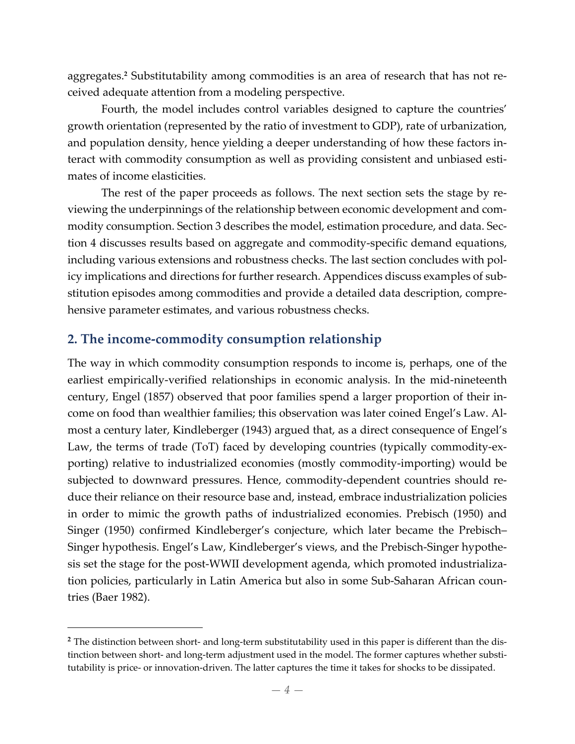aggregates.[2] Substitutability among commodities is an area of research that has not received adequate attention from a modeling perspective.

Fourth, the model includes control variables designed to capture the countries' growth orientation (represented by the ratio of investment to GDP), rate of urbanization, and population density, hence yielding a deeper understanding of how these factors interact with commodity consumption as well as providing consistent and unbiased estimates of income elasticities.

The rest of the paper proceeds as follows. The next section sets the stage by reviewing the underpinnings of the relationship between economic development and commodity consumption. Section 3 describes the model, estimation procedure, and data. Section 4 discusses results based on aggregate and commodity-specific demand equations, including various extensions and robustness checks. The last section concludes with policy implications and directions for further research. Appendices discuss examples of substitution episodes among commodities and provide a detailed data description, comprehensive parameter estimates, and various robustness checks.

## 2. The income-commodity consumption relationship

The way in which commodity consumption responds to income is, perhaps, one of the earliest empirically-verified relationships in economic analysis. In the mid-nineteenth century, Engel (1857) observed that poor families spend a larger proportion of their income on food than wealthier families; this observation was later coined Engel's Law. Almost a century later, Kindleberger (1943) argued that, as a direct consequence of Engel's Law, the terms of trade (ToT) faced by developing countries (typically commodity-exporting) relative to industrialized economies (mostly commodity-importing) would be subjected to downward pressures. Hence, commodity-dependent countries should reduce their reliance on their resource base and, instead, embrace industrialization policies in order to mimic the growth paths of industrialized economies. Prebisch (1950) and Singer (1950) confirmed Kindleberger's conjecture, which later became the Prebisch–Singer hypothesis. Engel's Law, Kindleberger's views, and the Prebisch-Singer hypothesis set the stage for the post-WWII development agenda, which promoted industrialization policies, particularly in Latin America but also in some Sub-Saharan African countries (Baer 1982).

---

[2] The distinction between short- and long-term substitutability used in this paper is different than the distinction between short- and long-term adjustment used in the model. The former captures whether substitutability is price- or innovation-driven. The latter captures the time it takes for shocks to be dissipated.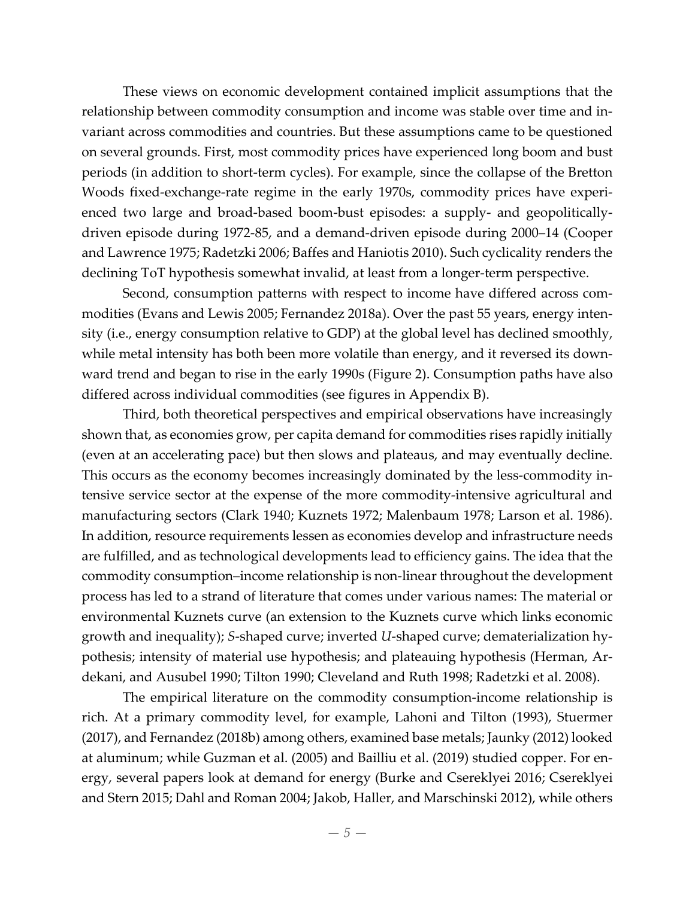These views on economic development contained implicit assumptions that the relationship between commodity consumption and income was stable over time and invariant across commodities and countries. But these assumptions came to be questioned on several grounds. First, most commodity prices have experienced long boom and bust periods (in addition to short-term cycles). For example, since the collapse of the Bretton Woods fixed-exchange-rate regime in the early 1970s, commodity prices have experienced two large and broad-based boom-bust episodes: a supply- and geopolitically-driven episode during 1972-85, and a demand-driven episode during 2000–14 (Cooper and Lawrence 1975; Radetzki 2006; Baffes and Haniotis 2010). Such cyclicality renders the declining ToT hypothesis somewhat invalid, at least from a longer-term perspective.

Second, consumption patterns with respect to income have differed across commodities (Evans and Lewis 2005; Fernandez 2018a). Over the past 55 years, energy intensity (i.e., energy consumption relative to GDP) at the global level has declined smoothly, while metal intensity has both been more volatile than energy, and it reversed its downward trend and began to rise in the early 1990s (Figure 2). Consumption paths have also differed across individual commodities (see figures in Appendix B).

Third, both theoretical perspectives and empirical observations have increasingly shown that, as economies grow, per capita demand for commodities rises rapidly initially (even at an accelerating pace) but then slows and plateaus, and may eventually decline. This occurs as the economy becomes increasingly dominated by the less-commodity intensive service sector at the expense of the more commodity-intensive agricultural and manufacturing sectors (Clark 1940; Kuznets 1972; Malenbaum 1978; Larson et al. 1986). In addition, resource requirements lessen as economies develop and infrastructure needs are fulfilled, and as technological developments lead to efficiency gains. The idea that the commodity consumption–income relationship is non-linear throughout the development process has led to a strand of literature that comes under various names: The material or environmental Kuznets curve (an extension to the Kuznets curve which links economic growth and inequality); *S*-shaped curve; inverted *U*-shaped curve; dematerialization hypothesis; intensity of material use hypothesis; and plateauing hypothesis (Herman, Ardekani, and Ausubel 1990; Tilton 1990; Cleveland and Ruth 1998; Radetzki et al. 2008).

The empirical literature on the commodity consumption-income relationship is rich. At a primary commodity level, for example, Lahoni and Tilton (1993), Stuermer (2017), and Fernandez (2018b) among others, examined base metals; Jaunky (2012) looked at aluminum; while Guzman et al. (2005) and Bailliu et al. (2019) studied copper. For energy, several papers look at demand for energy (Burke and Csereklyei 2016; Csereklyei and Stern 2015; Dahl and Roman 2004; Jakob, Haller, and Marschinski 2012), while others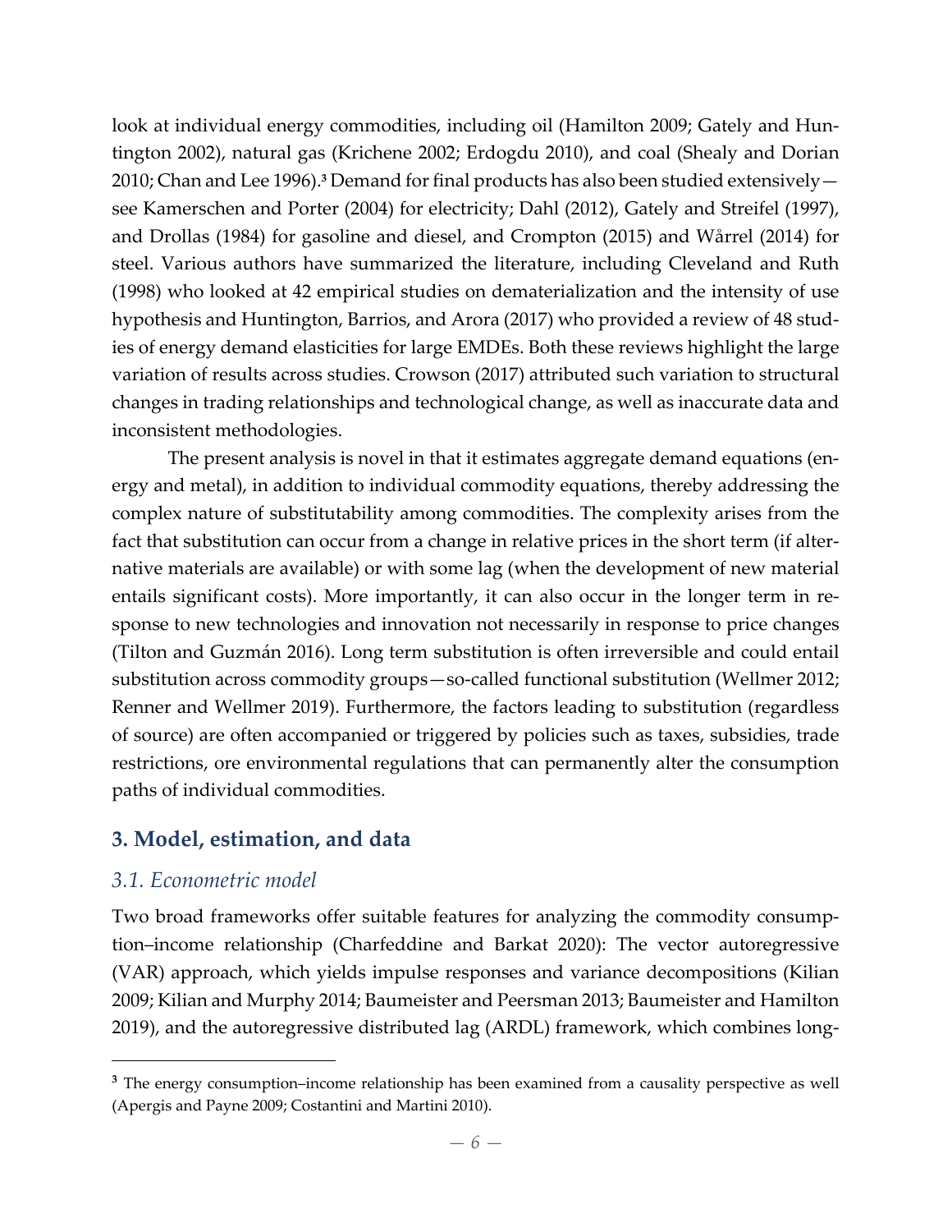look at individual energy commodities, including oil (Hamilton 2009; Gately and Huntington 2002), natural gas (Krichene 2002; Erdogdu 2010), and coal (Shealy and Dorian 2010; Chan and Lee 1996).[3] Demand for final products has also been studied extensively—see Kamerschen and Porter (2004) for electricity; Dahl (2012), Gately and Streifel (1997), and Drollas (1984) for gasoline and diesel, and Crompton (2015) and Wårrel (2014) for steel. Various authors have summarized the literature, including Cleveland and Ruth (1998) who looked at 42 empirical studies on dematerialization and the intensity of use hypothesis and Huntington, Barrios, and Arora (2017) who provided a review of 48 studies of energy demand elasticities for large EMDEs. Both these reviews highlight the large variation of results across studies. Crowson (2017) attributed such variation to structural changes in trading relationships and technological change, as well as inaccurate data and inconsistent methodologies.

The present analysis is novel in that it estimates aggregate demand equations (energy and metal), in addition to individual commodity equations, thereby addressing the complex nature of substitutability among commodities. The complexity arises from the fact that substitution can occur from a change in relative prices in the short term (if alternative materials are available) or with some lag (when the development of new material entails significant costs). More importantly, it can also occur in the longer term in response to new technologies and innovation not necessarily in response to price changes (Tilton and Guzmán 2016). Long term substitution is often irreversible and could entail substitution across commodity groups—so-called functional substitution (Wellmer 2012; Renner and Wellmer 2019). Furthermore, the factors leading to substitution (regardless of source) are often accompanied or triggered by policies such as taxes, subsidies, trade restrictions, ore environmental regulations that can permanently alter the consumption paths of individual commodities.

## 3. Model, estimation, and data

### *3.1. Econometric model*

Two broad frameworks offer suitable features for analyzing the commodity consumption–income relationship (Charfeddine and Barkat 2020): The vector autoregressive (VAR) approach, which yields impulse responses and variance decompositions (Kilian 2009; Kilian and Murphy 2014; Baumeister and Peersman 2013; Baumeister and Hamilton 2019), and the autoregressive distributed lag (ARDL) framework, which combines long-

[3] The energy consumption–income relationship has been examined from a causality perspective as well (Apergis and Payne 2009; Costantini and Martini 2010).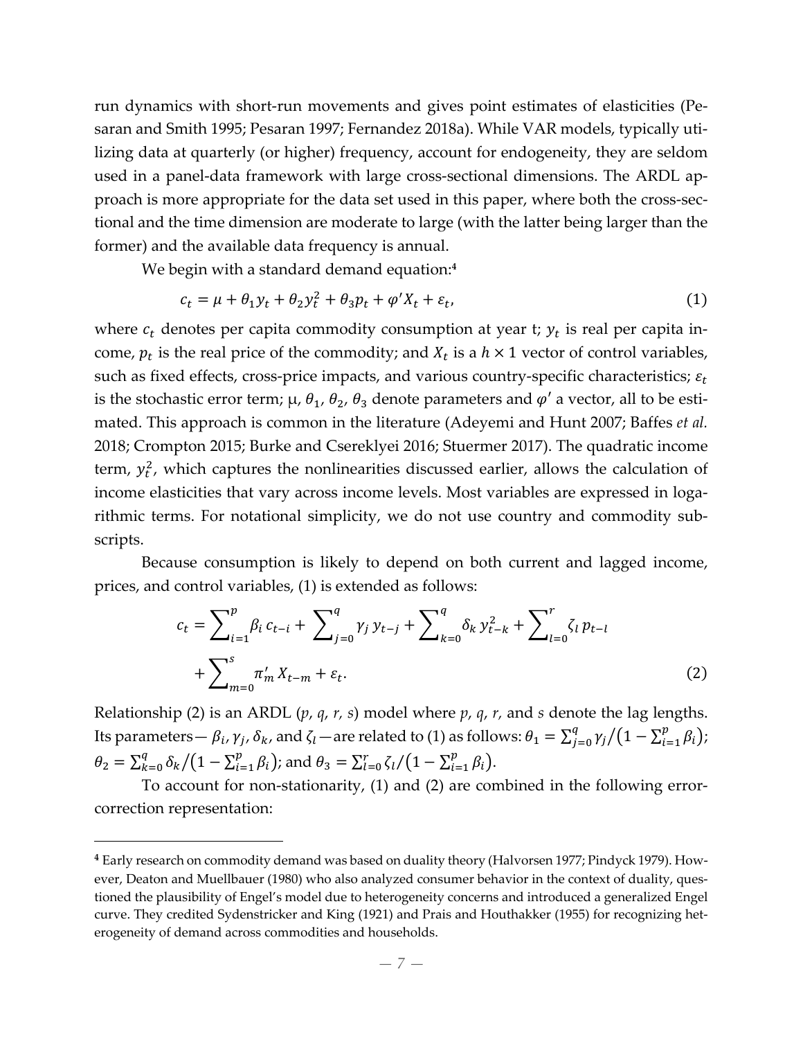run dynamics with short-run movements and gives point estimates of elasticities (Pesaran and Smith 1995; Pesaran 1997; Fernandez 2018a). While VAR models, typically utilizing data at quarterly (or higher) frequency, account for endogeneity, they are seldom used in a panel-data framework with large cross-sectional dimensions. The ARDL approach is more appropriate for the data set used in this paper, where both the cross-sectional and the time dimension are moderate to large (with the latter being larger than the former) and the available data frequency is annual.

We begin with a standard demand equation:[4]

$$c_t = \mu + \theta_1 y_t + \theta_2 y_t^2 + \theta_3 p_t + \varphi' X_t + \varepsilon_t, \tag{1}$$

where $c_t$ denotes per capita commodity consumption at year t; $y_t$ is real per capita income, $p_t$ is the real price of the commodity; and $X_t$ is a $h \times 1$ vector of control variables, such as fixed effects, cross-price impacts, and various country-specific characteristics; $\varepsilon_t$ is the stochastic error term; μ, $\theta_1$, $\theta_2$, $\theta_3$ denote parameters and $\varphi'$ a vector, all to be estimated. This approach is common in the literature (Adeyemi and Hunt 2007; Baffes *et al.* 2018; Crompton 2015; Burke and Csereklyei 2016; Stuermer 2017). The quadratic income term, $y_t^2$, which captures the nonlinearities discussed earlier, allows the calculation of income elasticities that vary across income levels. Most variables are expressed in logarithmic terms. For notational simplicity, we do not use country and commodity subscripts.

Because consumption is likely to depend on both current and lagged income, prices, and control variables, (1) is extended as follows:

$$c_t = \sum_{i=1}^{p} \beta_i c_{t-i} + \sum_{j=0}^{q} \gamma_j y_{t-j} + \sum_{k=0}^{q} \delta_k y_{t-k}^2 + \sum_{l=0}^{r} \zeta_l p_{t-l} + \sum_{m=0}^{s} \pi_m' X_{t-m} + \varepsilon_t. \tag{2}$$

Relationship (2) is an ARDL (*p, q, r, s*) model where *p, q, r,* and *s* denote the lag lengths. Its parameters— $\beta_i, \gamma_j, \delta_k$, and $\zeta_l$ —are related to (1) as follows: $\theta_1 = \sum_{j=0}^{q} \gamma_j / \left(1 - \sum_{i=1}^{p} \beta_i\right)$; $\theta_2 = \sum_{k=0}^{q} \delta_k / \left(1 - \sum_{i=1}^{p} \beta_i\right)$; and $\theta_3 = \sum_{l=0}^{r} \zeta_l / \left(1 - \sum_{i=1}^{p} \beta_i\right)$.

To account for non-stationarity, (1) and (2) are combined in the following error-correction representation:

[4] Early research on commodity demand was based on duality theory (Halvorsen 1977; Pindyck 1979). However, Deaton and Muellbauer (1980) who also analyzed consumer behavior in the context of duality, questioned the plausibility of Engel's model due to heterogeneity concerns and introduced a generalized Engel curve. They credited Sydenstricker and King (1921) and Prais and Houthakker (1955) for recognizing heterogeneity of demand across commodities and households.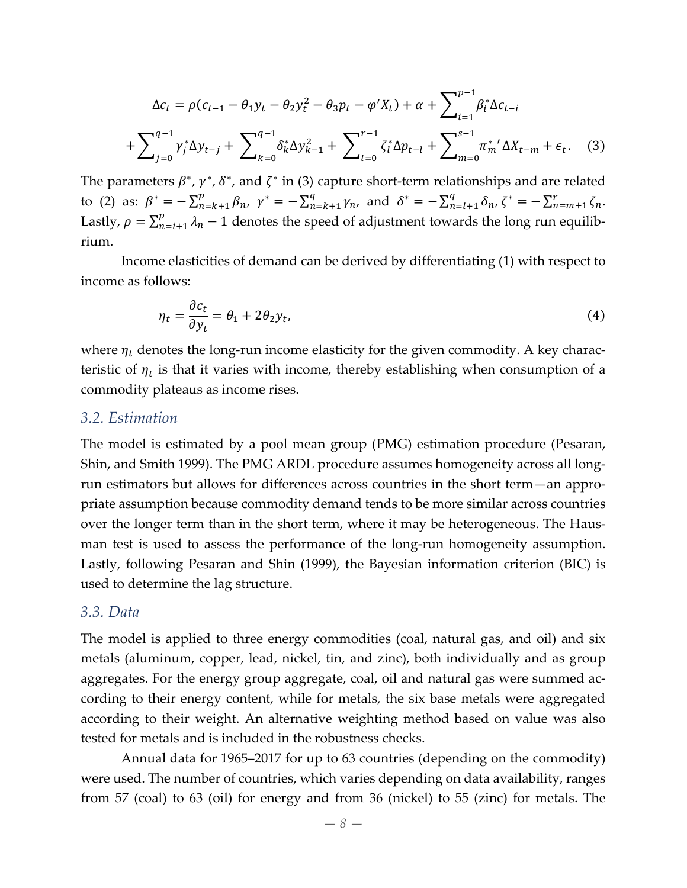$$\Delta c_t = \rho(c_{t-1} - \theta_1 y_t - \theta_2 y_t^2 - \theta_3 p_t - \varphi' X_t) + \alpha + \sum_{i=1}^{p-1} \beta_i^* \Delta c_{t-i}$$

$$+ \sum_{j=0}^{q-1} \gamma_j^* \Delta y_{t-j} + \sum_{k=0}^{q-1} \delta_k^* \Delta y_{k-1}^2 + \sum_{l=0}^{r-1} \zeta_l^* \Delta p_{t-l} + \sum_{m=0}^{s-1} \pi_m^{*\prime} \Delta X_{t-m} + \epsilon_t. \quad (3)$$

The parameters $\beta^*$, $\gamma^*$, $\delta^*$, and $\zeta^*$ in (3) capture short-term relationships and are related to (2) as: $\beta^* = -\sum_{n=k+1}^{p} \beta_n$, $\gamma^* = -\sum_{n=k+1}^{q} \gamma_n$, and $\delta^* = -\sum_{n=l+1}^{q} \delta_n$, $\zeta^* = -\sum_{n=m+1}^{r} \zeta_n$. Lastly, $\rho = \sum_{n=i+1}^{p} \lambda_n - 1$ denotes the speed of adjustment towards the long run equilibrium.

Income elasticities of demand can be derived by differentiating (1) with respect to income as follows:

$$\eta_t = \frac{\partial c_t}{\partial y_t} = \theta_1 + 2\theta_2 y_t, \quad (4)$$

where $\eta_t$ denotes the long-run income elasticity for the given commodity. A key characteristic of $\eta_t$ is that it varies with income, thereby establishing when consumption of a commodity plateaus as income rises.

### *3.2. Estimation*

The model is estimated by a pool mean group (PMG) estimation procedure (Pesaran, Shin, and Smith 1999). The PMG ARDL procedure assumes homogeneity across all long-run estimators but allows for differences across countries in the short term—an appropriate assumption because commodity demand tends to be more similar across countries over the longer term than in the short term, where it may be heterogeneous. The Hausman test is used to assess the performance of the long-run homogeneity assumption. Lastly, following Pesaran and Shin (1999), the Bayesian information criterion (BIC) is used to determine the lag structure.

### *3.3. Data*

The model is applied to three energy commodities (coal, natural gas, and oil) and six metals (aluminum, copper, lead, nickel, tin, and zinc), both individually and as group aggregates. For the energy group aggregate, coal, oil and natural gas were summed according to their energy content, while for metals, the six base metals were aggregated according to their weight. An alternative weighting method based on value was also tested for metals and is included in the robustness checks.

Annual data for 1965–2017 for up to 63 countries (depending on the commodity) were used. The number of countries, which varies depending on data availability, ranges from 57 (coal) to 63 (oil) for energy and from 36 (nickel) to 55 (zinc) for metals. The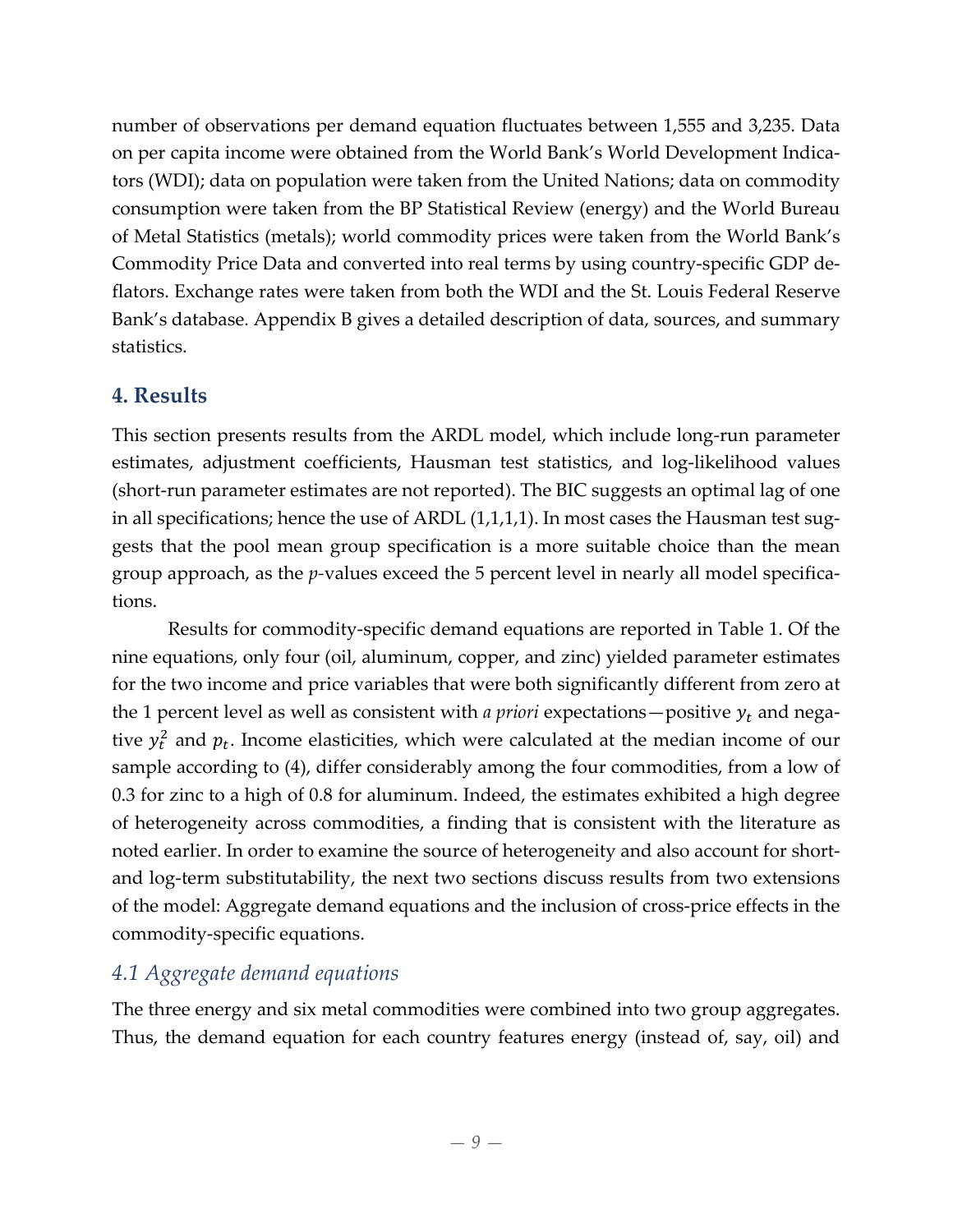number of observations per demand equation fluctuates between 1,555 and 3,235. Data on per capita income were obtained from the World Bank's World Development Indicators (WDI); data on population were taken from the United Nations; data on commodity consumption were taken from the BP Statistical Review (energy) and the World Bureau of Metal Statistics (metals); world commodity prices were taken from the World Bank's Commodity Price Data and converted into real terms by using country-specific GDP deflators. Exchange rates were taken from both the WDI and the St. Louis Federal Reserve Bank's database. Appendix B gives a detailed description of data, sources, and summary statistics.

## 4. Results

This section presents results from the ARDL model, which include long-run parameter estimates, adjustment coefficients, Hausman test statistics, and log-likelihood values (short-run parameter estimates are not reported). The BIC suggests an optimal lag of one in all specifications; hence the use of ARDL (1,1,1,1). In most cases the Hausman test suggests that the pool mean group specification is a more suitable choice than the mean group approach, as the *p*-values exceed the 5 percent level in nearly all model specifications.

Results for commodity-specific demand equations are reported in Table 1. Of the nine equations, only four (oil, aluminum, copper, and zinc) yielded parameter estimates for the two income and price variables that were both significantly different from zero at the 1 percent level as well as consistent with *a priori* expectations—positive $y_t$ and negative $y_t^2$ and $p_t$. Income elasticities, which were calculated at the median income of our sample according to (4), differ considerably among the four commodities, from a low of 0.3 for zinc to a high of 0.8 for aluminum. Indeed, the estimates exhibited a high degree of heterogeneity across commodities, a finding that is consistent with the literature as noted earlier. In order to examine the source of heterogeneity and also account for short- and log-term substitutability, the next two sections discuss results from two extensions of the model: Aggregate demand equations and the inclusion of cross-price effects in the commodity-specific equations.

### *4.1 Aggregate demand equations*

The three energy and six metal commodities were combined into two group aggregates. Thus, the demand equation for each country features energy (instead of, say, oil) and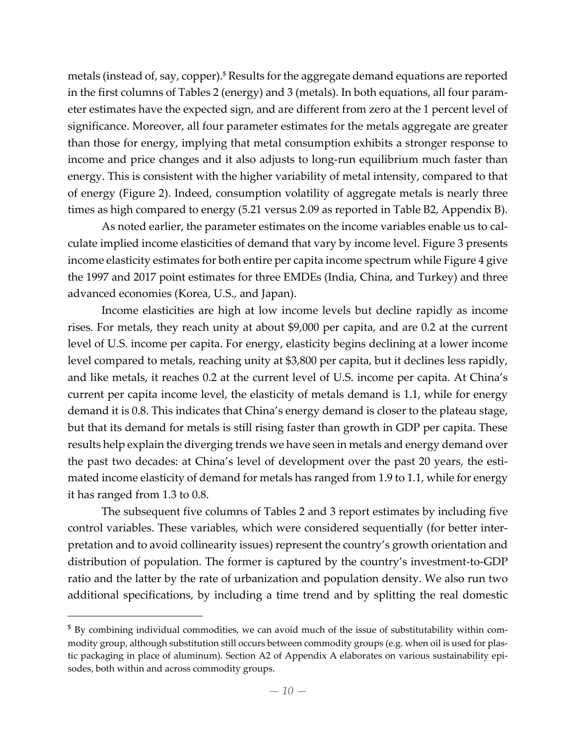metals (instead of, say, copper).[5] Results for the aggregate demand equations are reported in the first columns of Tables 2 (energy) and 3 (metals). In both equations, all four parameter estimates have the expected sign, and are different from zero at the 1 percent level of significance. Moreover, all four parameter estimates for the metals aggregate are greater than those for energy, implying that metal consumption exhibits a stronger response to income and price changes and it also adjusts to long-run equilibrium much faster than energy. This is consistent with the higher variability of metal intensity, compared to that of energy (Figure 2). Indeed, consumption volatility of aggregate metals is nearly three times as high compared to energy (5.21 versus 2.09 as reported in Table B2, Appendix B).

As noted earlier, the parameter estimates on the income variables enable us to calculate implied income elasticities of demand that vary by income level. Figure 3 presents income elasticity estimates for both entire per capita income spectrum while Figure 4 give the 1997 and 2017 point estimates for three EMDEs (India, China, and Turkey) and three advanced economies (Korea, U.S., and Japan).

Income elasticities are high at low income levels but decline rapidly as income rises. For metals, they reach unity at about $9,000 per capita, and are 0.2 at the current level of U.S. income per capita. For energy, elasticity begins declining at a lower income level compared to metals, reaching unity at $3,800 per capita, but it declines less rapidly, and like metals, it reaches 0.2 at the current level of U.S. income per capita. At China's current per capita income level, the elasticity of metals demand is 1.1, while for energy demand it is 0.8. This indicates that China's energy demand is closer to the plateau stage, but that its demand for metals is still rising faster than growth in GDP per capita. These results help explain the diverging trends we have seen in metals and energy demand over the past two decades: at China's level of development over the past 20 years, the estimated income elasticity of demand for metals has ranged from 1.9 to 1.1, while for energy it has ranged from 1.3 to 0.8.

The subsequent five columns of Tables 2 and 3 report estimates by including five control variables. These variables, which were considered sequentially (for better interpretation and to avoid collinearity issues) represent the country's growth orientation and distribution of population. The former is captured by the country's investment-to-GDP ratio and the latter by the rate of urbanization and population density. We also run two additional specifications, by including a time trend and by splitting the real domestic

---

[5] By combining individual commodities, we can avoid much of the issue of substitutability within commodity group, although substitution still occurs between commodity groups (e.g. when oil is used for plastic packaging in place of aluminum). Section A2 of Appendix A elaborates on various sustainability episodes, both within and across commodity groups.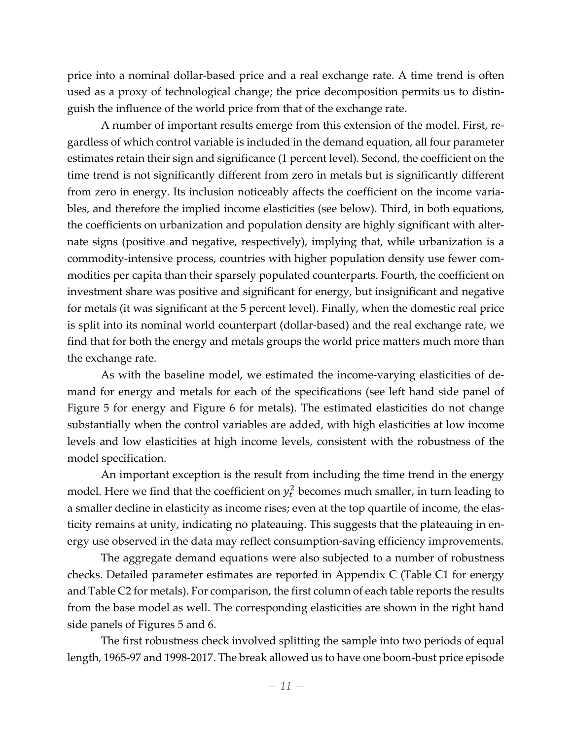price into a nominal dollar-based price and a real exchange rate. A time trend is often used as a proxy of technological change; the price decomposition permits us to distinguish the influence of the world price from that of the exchange rate.

A number of important results emerge from this extension of the model. First, regardless of which control variable is included in the demand equation, all four parameter estimates retain their sign and significance (1 percent level). Second, the coefficient on the time trend is not significantly different from zero in metals but is significantly different from zero in energy. Its inclusion noticeably affects the coefficient on the income variables, and therefore the implied income elasticities (see below). Third, in both equations, the coefficients on urbanization and population density are highly significant with alternate signs (positive and negative, respectively), implying that, while urbanization is a commodity-intensive process, countries with higher population density use fewer commodities per capita than their sparsely populated counterparts. Fourth, the coefficient on investment share was positive and significant for energy, but insignificant and negative for metals (it was significant at the 5 percent level). Finally, when the domestic real price is split into its nominal world counterpart (dollar-based) and the real exchange rate, we find that for both the energy and metals groups the world price matters much more than the exchange rate.

As with the baseline model, we estimated the income-varying elasticities of demand for energy and metals for each of the specifications (see left hand side panel of Figure 5 for energy and Figure 6 for metals). The estimated elasticities do not change substantially when the control variables are added, with high elasticities at low income levels and low elasticities at high income levels, consistent with the robustness of the model specification.

An important exception is the result from including the time trend in the energy model. Here we find that the coefficient on $y_t^2$ becomes much smaller, in turn leading to a smaller decline in elasticity as income rises; even at the top quartile of income, the elasticity remains at unity, indicating no plateauing. This suggests that the plateauing in energy use observed in the data may reflect consumption-saving efficiency improvements.

The aggregate demand equations were also subjected to a number of robustness checks. Detailed parameter estimates are reported in Appendix C (Table C1 for energy and Table C2 for metals). For comparison, the first column of each table reports the results from the base model as well. The corresponding elasticities are shown in the right hand side panels of Figures 5 and 6.

The first robustness check involved splitting the sample into two periods of equal length, 1965-97 and 1998-2017. The break allowed us to have one boom-bust price episode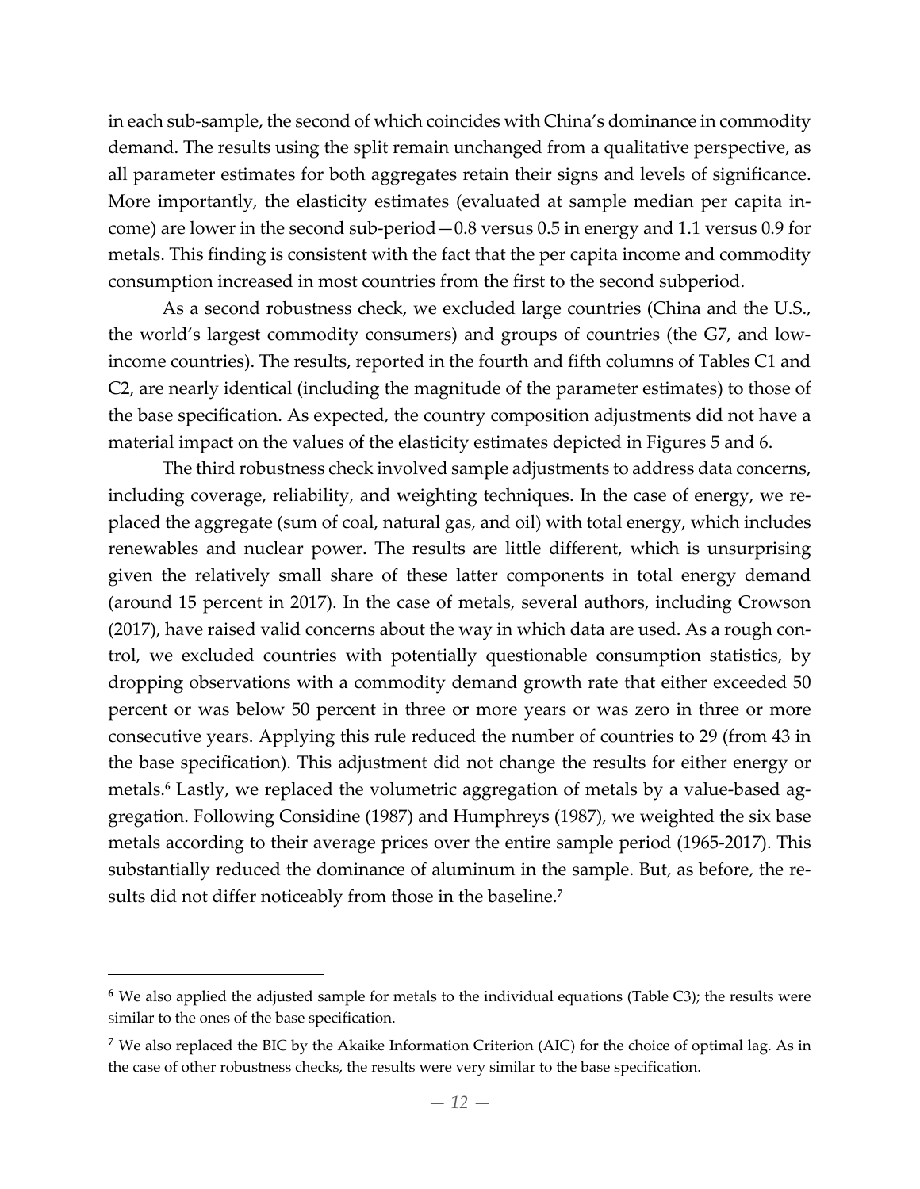in each sub-sample, the second of which coincides with China's dominance in commodity demand. The results using the split remain unchanged from a qualitative perspective, as all parameter estimates for both aggregates retain their signs and levels of significance. More importantly, the elasticity estimates (evaluated at sample median per capita income) are lower in the second sub-period—0.8 versus 0.5 in energy and 1.1 versus 0.9 for metals. This finding is consistent with the fact that the per capita income and commodity consumption increased in most countries from the first to the second subperiod.

As a second robustness check, we excluded large countries (China and the U.S., the world's largest commodity consumers) and groups of countries (the G7, and low-income countries). The results, reported in the fourth and fifth columns of Tables C1 and C2, are nearly identical (including the magnitude of the parameter estimates) to those of the base specification. As expected, the country composition adjustments did not have a material impact on the values of the elasticity estimates depicted in Figures 5 and 6.

The third robustness check involved sample adjustments to address data concerns, including coverage, reliability, and weighting techniques. In the case of energy, we replaced the aggregate (sum of coal, natural gas, and oil) with total energy, which includes renewables and nuclear power. The results are little different, which is unsurprising given the relatively small share of these latter components in total energy demand (around 15 percent in 2017). In the case of metals, several authors, including Crowson (2017), have raised valid concerns about the way in which data are used. As a rough control, we excluded countries with potentially questionable consumption statistics, by dropping observations with a commodity demand growth rate that either exceeded 50 percent or was below 50 percent in three or more years or was zero in three or more consecutive years. Applying this rule reduced the number of countries to 29 (from 43 in the base specification). This adjustment did not change the results for either energy or metals.[6] Lastly, we replaced the volumetric aggregation of metals by a value-based aggregation. Following Considine (1987) and Humphreys (1987), we weighted the six base metals according to their average prices over the entire sample period (1965-2017). This substantially reduced the dominance of aluminum in the sample. But, as before, the results did not differ noticeably from those in the baseline.[7]

---

[6] We also applied the adjusted sample for metals to the individual equations (Table C3); the results were similar to the ones of the base specification.

[7] We also replaced the BIC by the Akaike Information Criterion (AIC) for the choice of optimal lag. As in the case of other robustness checks, the results were very similar to the base specification.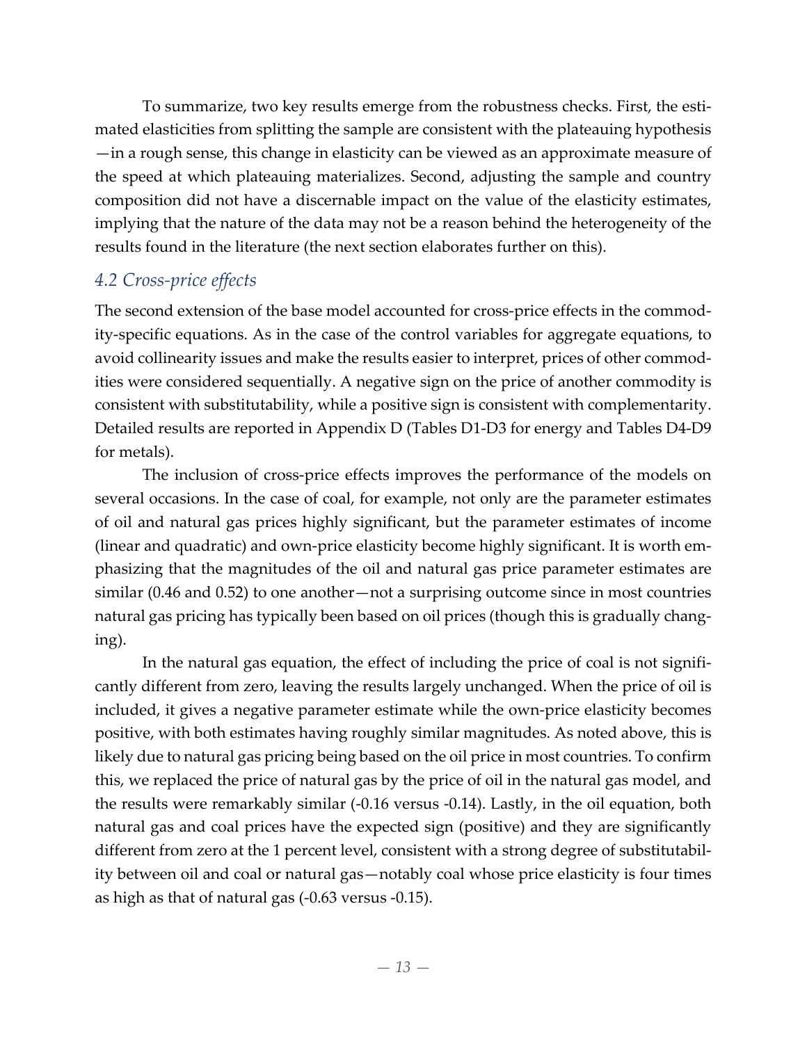To summarize, two key results emerge from the robustness checks. First, the estimated elasticities from splitting the sample are consistent with the plateauing hypothesis —in a rough sense, this change in elasticity can be viewed as an approximate measure of the speed at which plateauing materializes. Second, adjusting the sample and country composition did not have a discernable impact on the value of the elasticity estimates, implying that the nature of the data may not be a reason behind the heterogeneity of the results found in the literature (the next section elaborates further on this).

### *4.2 Cross-price effects*

The second extension of the base model accounted for cross-price effects in the commodity-specific equations. As in the case of the control variables for aggregate equations, to avoid collinearity issues and make the results easier to interpret, prices of other commodities were considered sequentially. A negative sign on the price of another commodity is consistent with substitutability, while a positive sign is consistent with complementarity. Detailed results are reported in Appendix D (Tables D1-D3 for energy and Tables D4-D9 for metals).

The inclusion of cross-price effects improves the performance of the models on several occasions. In the case of coal, for example, not only are the parameter estimates of oil and natural gas prices highly significant, but the parameter estimates of income (linear and quadratic) and own-price elasticity become highly significant. It is worth emphasizing that the magnitudes of the oil and natural gas price parameter estimates are similar (0.46 and 0.52) to one another—not a surprising outcome since in most countries natural gas pricing has typically been based on oil prices (though this is gradually changing).

In the natural gas equation, the effect of including the price of coal is not significantly different from zero, leaving the results largely unchanged. When the price of oil is included, it gives a negative parameter estimate while the own-price elasticity becomes positive, with both estimates having roughly similar magnitudes. As noted above, this is likely due to natural gas pricing being based on the oil price in most countries. To confirm this, we replaced the price of natural gas by the price of oil in the natural gas model, and the results were remarkably similar (-0.16 versus -0.14). Lastly, in the oil equation, both natural gas and coal prices have the expected sign (positive) and they are significantly different from zero at the 1 percent level, consistent with a strong degree of substitutability between oil and coal or natural gas—notably coal whose price elasticity is four times as high as that of natural gas (-0.63 versus -0.15).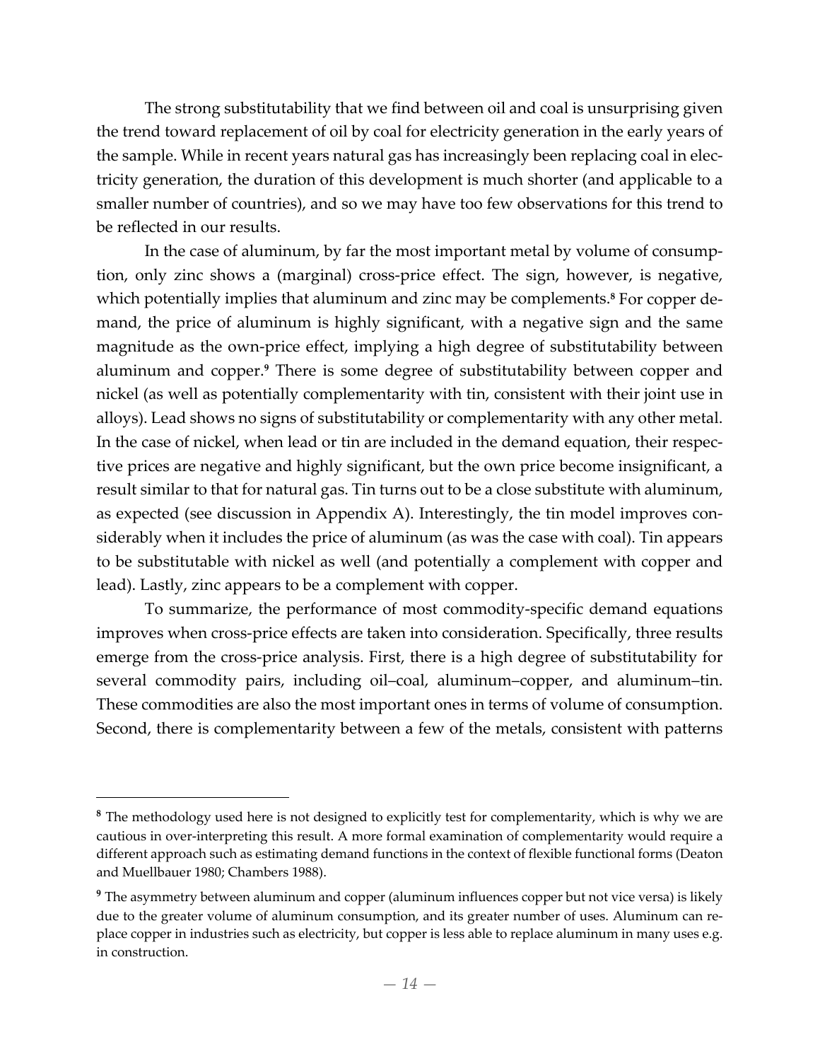The strong substitutability that we find between oil and coal is unsurprising given the trend toward replacement of oil by coal for electricity generation in the early years of the sample. While in recent years natural gas has increasingly been replacing coal in electricity generation, the duration of this development is much shorter (and applicable to a smaller number of countries), and so we may have too few observations for this trend to be reflected in our results.

In the case of aluminum, by far the most important metal by volume of consumption, only zinc shows a (marginal) cross-price effect. The sign, however, is negative, which potentially implies that aluminum and zinc may be complements.[8] For copper demand, the price of aluminum is highly significant, with a negative sign and the same magnitude as the own-price effect, implying a high degree of substitutability between aluminum and copper.[9] There is some degree of substitutability between copper and nickel (as well as potentially complementarity with tin, consistent with their joint use in alloys). Lead shows no signs of substitutability or complementarity with any other metal. In the case of nickel, when lead or tin are included in the demand equation, their respective prices are negative and highly significant, but the own price become insignificant, a result similar to that for natural gas. Tin turns out to be a close substitute with aluminum, as expected (see discussion in Appendix A). Interestingly, the tin model improves considerably when it includes the price of aluminum (as was the case with coal). Tin appears to be substitutable with nickel as well (and potentially a complement with copper and lead). Lastly, zinc appears to be a complement with copper.

To summarize, the performance of most commodity-specific demand equations improves when cross-price effects are taken into consideration. Specifically, three results emerge from the cross-price analysis. First, there is a high degree of substitutability for several commodity pairs, including oil–coal, aluminum–copper, and aluminum–tin. These commodities are also the most important ones in terms of volume of consumption. Second, there is complementarity between a few of the metals, consistent with patterns

---

[8] The methodology used here is not designed to explicitly test for complementarity, which is why we are cautious in over-interpreting this result. A more formal examination of complementarity would require a different approach such as estimating demand functions in the context of flexible functional forms (Deaton and Muellbauer 1980; Chambers 1988).

[9] The asymmetry between aluminum and copper (aluminum influences copper but not vice versa) is likely due to the greater volume of aluminum consumption, and its greater number of uses. Aluminum can replace copper in industries such as electricity, but copper is less able to replace aluminum in many uses e.g. in construction.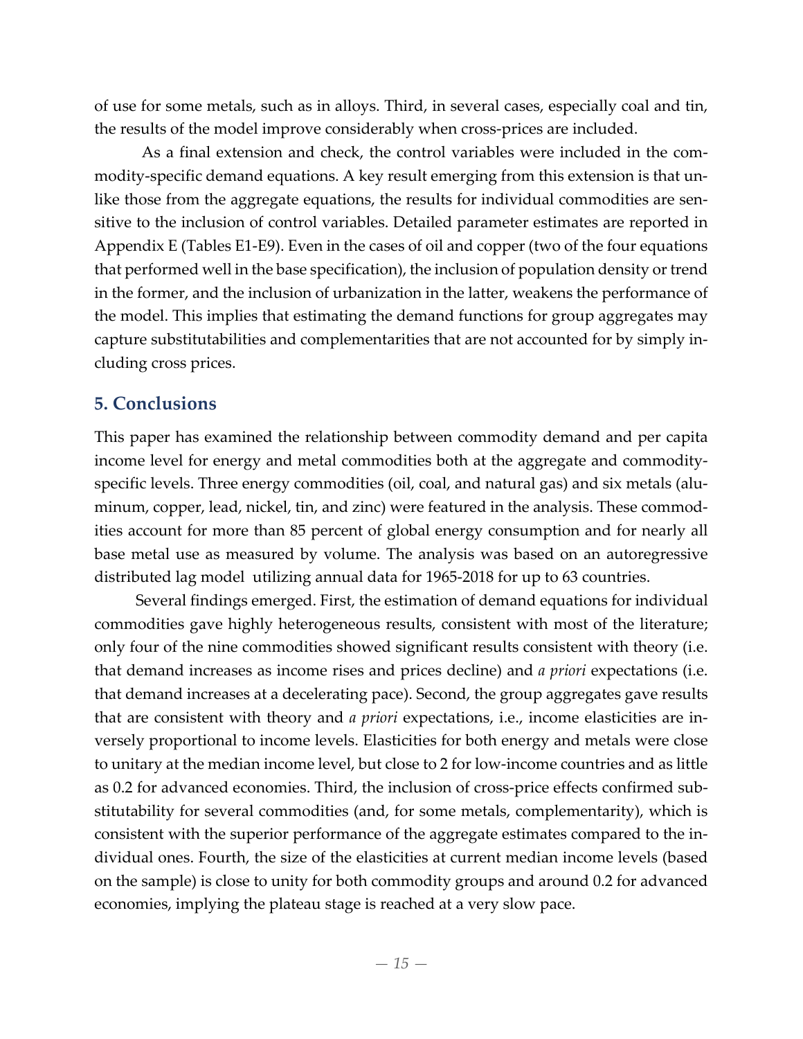of use for some metals, such as in alloys. Third, in several cases, especially coal and tin, the results of the model improve considerably when cross-prices are included.

As a final extension and check, the control variables were included in the commodity-specific demand equations. A key result emerging from this extension is that unlike those from the aggregate equations, the results for individual commodities are sensitive to the inclusion of control variables. Detailed parameter estimates are reported in Appendix E (Tables E1-E9). Even in the cases of oil and copper (two of the four equations that performed well in the base specification), the inclusion of population density or trend in the former, and the inclusion of urbanization in the latter, weakens the performance of the model. This implies that estimating the demand functions for group aggregates may capture substitutabilities and complementarities that are not accounted for by simply including cross prices.

## 5. Conclusions

This paper has examined the relationship between commodity demand and per capita income level for energy and metal commodities both at the aggregate and commodity-specific levels. Three energy commodities (oil, coal, and natural gas) and six metals (aluminum, copper, lead, nickel, tin, and zinc) were featured in the analysis. These commodities account for more than 85 percent of global energy consumption and for nearly all base metal use as measured by volume. The analysis was based on an autoregressive distributed lag model utilizing annual data for 1965-2018 for up to 63 countries.

Several findings emerged. First, the estimation of demand equations for individual commodities gave highly heterogeneous results, consistent with most of the literature; only four of the nine commodities showed significant results consistent with theory (i.e. that demand increases as income rises and prices decline) and *a priori* expectations (i.e. that demand increases at a decelerating pace). Second, the group aggregates gave results that are consistent with theory and *a priori* expectations, i.e., income elasticities are inversely proportional to income levels. Elasticities for both energy and metals were close to unitary at the median income level, but close to 2 for low-income countries and as little as 0.2 for advanced economies. Third, the inclusion of cross-price effects confirmed substitutability for several commodities (and, for some metals, complementarity), which is consistent with the superior performance of the aggregate estimates compared to the individual ones. Fourth, the size of the elasticities at current median income levels (based on the sample) is close to unity for both commodity groups and around 0.2 for advanced economies, implying the plateau stage is reached at a very slow pace.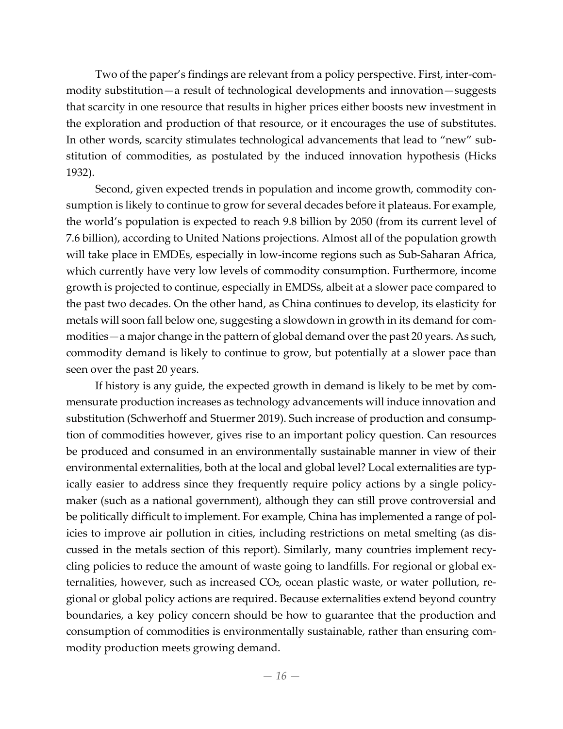Two of the paper's findings are relevant from a policy perspective. First, inter-commodity substitution—a result of technological developments and innovation—suggests that scarcity in one resource that results in higher prices either boosts new investment in the exploration and production of that resource, or it encourages the use of substitutes. In other words, scarcity stimulates technological advancements that lead to "new" substitution of commodities, as postulated by the induced innovation hypothesis (Hicks 1932).

Second, given expected trends in population and income growth, commodity consumption is likely to continue to grow for several decades before it plateaus. For example, the world's population is expected to reach 9.8 billion by 2050 (from its current level of 7.6 billion), according to United Nations projections. Almost all of the population growth will take place in EMDEs, especially in low-income regions such as Sub-Saharan Africa, which currently have very low levels of commodity consumption. Furthermore, income growth is projected to continue, especially in EMDSs, albeit at a slower pace compared to the past two decades. On the other hand, as China continues to develop, its elasticity for metals will soon fall below one, suggesting a slowdown in growth in its demand for commodities—a major change in the pattern of global demand over the past 20 years. As such, commodity demand is likely to continue to grow, but potentially at a slower pace than seen over the past 20 years.

If history is any guide, the expected growth in demand is likely to be met by commensurate production increases as technology advancements will induce innovation and substitution (Schwerhoff and Stuermer 2019). Such increase of production and consumption of commodities however, gives rise to an important policy question. Can resources be produced and consumed in an environmentally sustainable manner in view of their environmental externalities, both at the local and global level? Local externalities are typically easier to address since they frequently require policy actions by a single policymaker (such as a national government), although they can still prove controversial and be politically difficult to implement. For example, China has implemented a range of policies to improve air pollution in cities, including restrictions on metal smelting (as discussed in the metals section of this report). Similarly, many countries implement recycling policies to reduce the amount of waste going to landfills. For regional or global externalities, however, such as increased $CO_2$, ocean plastic waste, or water pollution, regional or global policy actions are required. Because externalities extend beyond country boundaries, a key policy concern should be how to guarantee that the production and consumption of commodities is environmentally sustainable, rather than ensuring commodity production meets growing demand.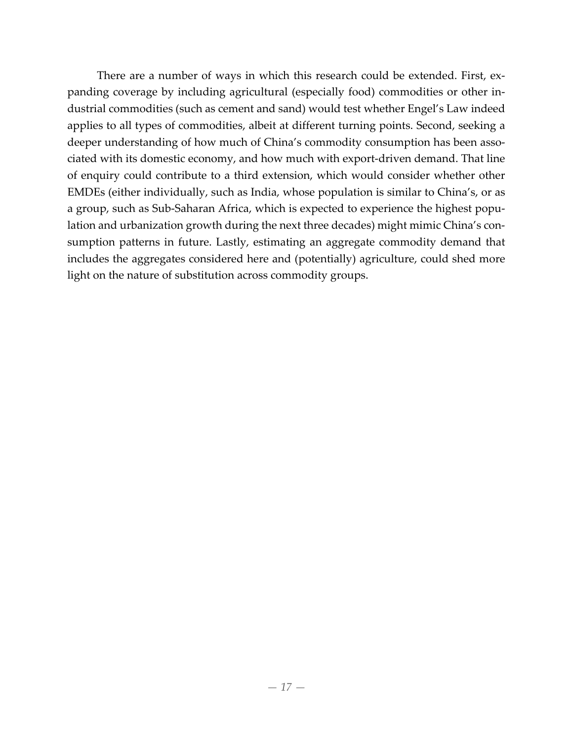There are a number of ways in which this research could be extended. First, expanding coverage by including agricultural (especially food) commodities or other industrial commodities (such as cement and sand) would test whether Engel's Law indeed applies to all types of commodities, albeit at different turning points. Second, seeking a deeper understanding of how much of China's commodity consumption has been associated with its domestic economy, and how much with export-driven demand. That line of enquiry could contribute to a third extension, which would consider whether other EMDEs (either individually, such as India, whose population is similar to China's, or as a group, such as Sub-Saharan Africa, which is expected to experience the highest population and urbanization growth during the next three decades) might mimic China's consumption patterns in future. Lastly, estimating an aggregate commodity demand that includes the aggregates considered here and (potentially) agriculture, could shed more light on the nature of substitution across commodity groups.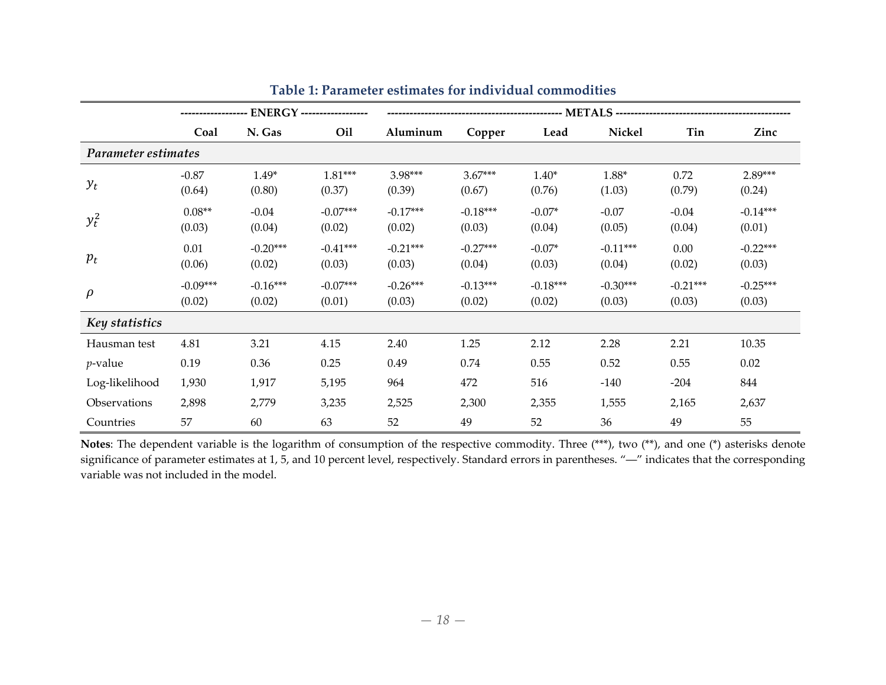**Table 1: Parameter estimates for individual commodities**

| | ENERGY | | | METALS | | | | | |
|---|---|---|---|---|---|---|---|---|---|
| | **Coal** | **N. Gas** | **Oil** | **Aluminum** | **Copper** | **Lead** | **Nickel** | **Tin** | **Zinc** |
| ***Parameter estimates*** | | | | | | | | | |
| $y_t$ | -0.87 | 1.49* | 1.81*** | 3.98*** | 3.67*** | 1.40* | 1.88* | 0.72 | 2.89*** |
| | (0.64) | (0.80) | (0.37) | (0.39) | (0.67) | (0.76) | (1.03) | (0.79) | (0.24) |
| $y_t^2$ | 0.08** | -0.04 | -0.07*** | -0.17*** | -0.18*** | -0.07* | -0.07 | -0.04 | -0.14*** |
| | (0.03) | (0.04) | (0.02) | (0.02) | (0.03) | (0.04) | (0.05) | (0.04) | (0.01) |
| $p_t$ | 0.01 | -0.20*** | -0.41*** | -0.21*** | -0.27*** | -0.07* | -0.11*** | 0.00 | -0.22*** |
| | (0.06) | (0.02) | (0.03) | (0.03) | (0.04) | (0.03) | (0.04) | (0.02) | (0.03) |
| $\rho$ | -0.09*** | -0.16*** | -0.07*** | -0.26*** | -0.13*** | -0.18*** | -0.30*** | -0.21*** | -0.25*** |
| | (0.02) | (0.02) | (0.01) | (0.03) | (0.02) | (0.02) | (0.03) | (0.03) | (0.03) |
| ***Key statistics*** | | | | | | | | | |
| Hausman test | 4.81 | 3.21 | 4.15 | 2.40 | 1.25 | 2.12 | 2.28 | 2.21 | 10.35 |
| *p*-value | 0.19 | 0.36 | 0.25 | 0.49 | 0.74 | 0.55 | 0.52 | 0.55 | 0.02 |
| Log-likelihood | 1,930 | 1,917 | 5,195 | 964 | 472 | 516 | -140 | -204 | 844 |
| Observations | 2,898 | 2,779 | 3,235 | 2,525 | 2,300 | 2,355 | 1,555 | 2,165 | 2,637 |
| Countries | 57 | 60 | 63 | 52 | 49 | 52 | 36 | 49 | 55 |

**Notes**: The dependent variable is the logarithm of consumption of the respective commodity. Three (***), two (**), and one (*) asterisks denote significance of parameter estimates at 1, 5, and 10 percent level, respectively. Standard errors in parentheses. "—" indicates that the corresponding variable was not included in the model.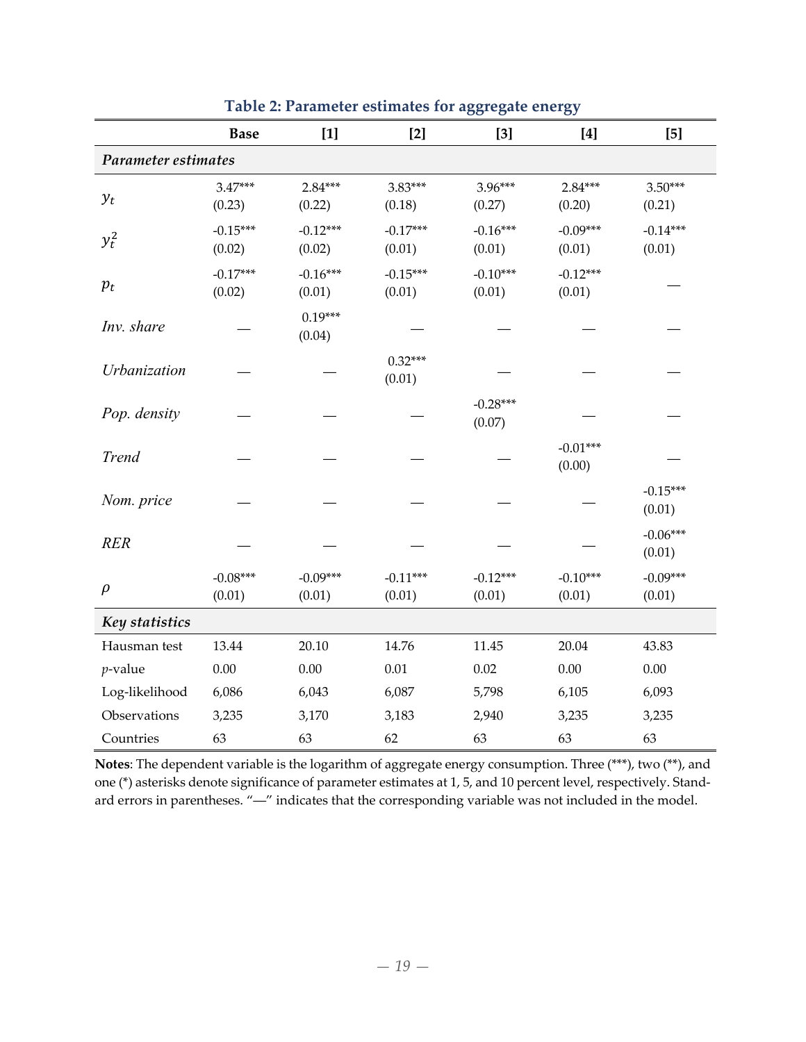**Table 2: Parameter estimates for aggregate energy**

| | **Base** | **[1]** | **[2]** | **[3]** | **[4]** | **[5]** |
|---|---|---|---|---|---|---|
| ***Parameter estimates*** | | | | | | |
| $y_t$ | 3.47*** (0.23) | 2.84*** (0.22) | 3.83*** (0.18) | 3.96*** (0.27) | 2.84*** (0.20) | 3.50*** (0.21) |
| $y_t^2$ | -0.15*** (0.02) | -0.12*** (0.02) | -0.17*** (0.01) | -0.16*** (0.01) | -0.09*** (0.01) | -0.14*** (0.01) |
| $p_t$ | -0.17*** (0.02) | -0.16*** (0.01) | -0.15*** (0.01) | -0.10*** (0.01) | -0.12*** (0.01) | — |
| *Inv. share* | — | 0.19*** (0.04) | — | — | — | — |
| *Urbanization* | — | — | 0.32*** (0.01) | — | — | — |
| *Pop. density* | — | — | — | -0.28*** (0.07) | — | — |
| *Trend* | — | — | — | — | -0.01*** (0.00) | — |
| *Nom. price* | — | — | — | — | — | -0.15*** (0.01) |
| *RER* | — | — | — | — | — | -0.06*** (0.01) |
| $\rho$ | -0.08*** (0.01) | -0.09*** (0.01) | -0.11*** (0.01) | -0.12*** (0.01) | -0.10*** (0.01) | -0.09*** (0.01) |
| ***Key statistics*** | | | | | | |
| Hausman test | 13.44 | 20.10 | 14.76 | 11.45 | 20.04 | 43.83 |
| *p*-value | 0.00 | 0.00 | 0.01 | 0.02 | 0.00 | 0.00 |
| Log-likelihood | 6,086 | 6,043 | 6,087 | 5,798 | 6,105 | 6,093 |
| Observations | 3,235 | 3,170 | 3,183 | 2,940 | 3,235 | 3,235 |
| Countries | 63 | 63 | 62 | 63 | 63 | 63 |

**Notes**: The dependent variable is the logarithm of aggregate energy consumption. Three (***), two (**), and one (*) asterisks denote significance of parameter estimates at 1, 5, and 10 percent level, respectively. Standard errors in parentheses. "—" indicates that the corresponding variable was not included in the model.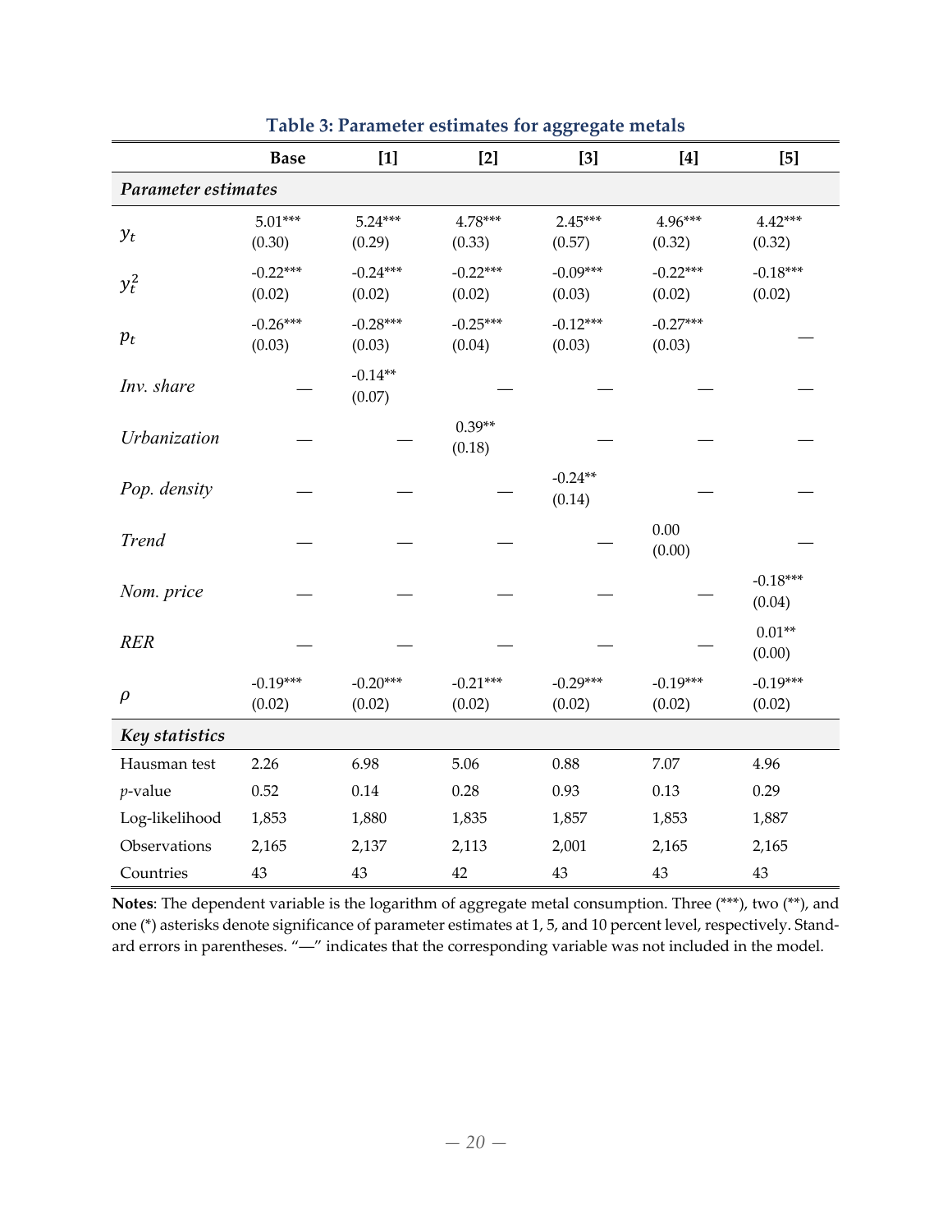**Table 3: Parameter estimates for aggregate metals**

| | **Base** | **[1]** | **[2]** | **[3]** | **[4]** | **[5]** |
|---|---|---|---|---|---|---|
| ***Parameter estimates*** | | | | | | |
| $y_t$ | 5.01*** (0.30) | 5.24*** (0.29) | 4.78*** (0.33) | 2.45*** (0.57) | 4.96*** (0.32) | 4.42*** (0.32) |
| $y_t^2$ | -0.22*** (0.02) | -0.24*** (0.02) | -0.22*** (0.02) | -0.09*** (0.03) | -0.22*** (0.02) | -0.18*** (0.02) |
| $p_t$ | -0.26*** (0.03) | -0.28*** (0.03) | -0.25*** (0.04) | -0.12*** (0.03) | -0.27*** (0.03) | — |
| *Inv. share* | — | -0.14** (0.07) | — | — | — | — |
| *Urbanization* | — | — | 0.39** (0.18) | — | — | — |
| *Pop. density* | — | — | — | -0.24** (0.14) | — | — |
| *Trend* | — | — | — | — | 0.00 (0.00) | — |
| *Nom. price* | — | — | — | — | — | -0.18*** (0.04) |
| *RER* | — | — | — | — | — | 0.01** (0.00) |
| $\rho$ | -0.19*** (0.02) | -0.20*** (0.02) | -0.21*** (0.02) | -0.29*** (0.02) | -0.19*** (0.02) | -0.19*** (0.02) |
| ***Key statistics*** | | | | | | |
| Hausman test | 2.26 | 6.98 | 5.06 | 0.88 | 7.07 | 4.96 |
| $p$-value | 0.52 | 0.14 | 0.28 | 0.93 | 0.13 | 0.29 |
| Log-likelihood | 1,853 | 1,880 | 1,835 | 1,857 | 1,853 | 1,887 |
| Observations | 2,165 | 2,137 | 2,113 | 2,001 | 2,165 | 2,165 |
| Countries | 43 | 43 | 42 | 43 | 43 | 43 |

**Notes**: The dependent variable is the logarithm of aggregate metal consumption. Three (***), two (**), and one (*) asterisks denote significance of parameter estimates at 1, 5, and 10 percent level, respectively. Standard errors in parentheses. "—" indicates that the corresponding variable was not included in the model.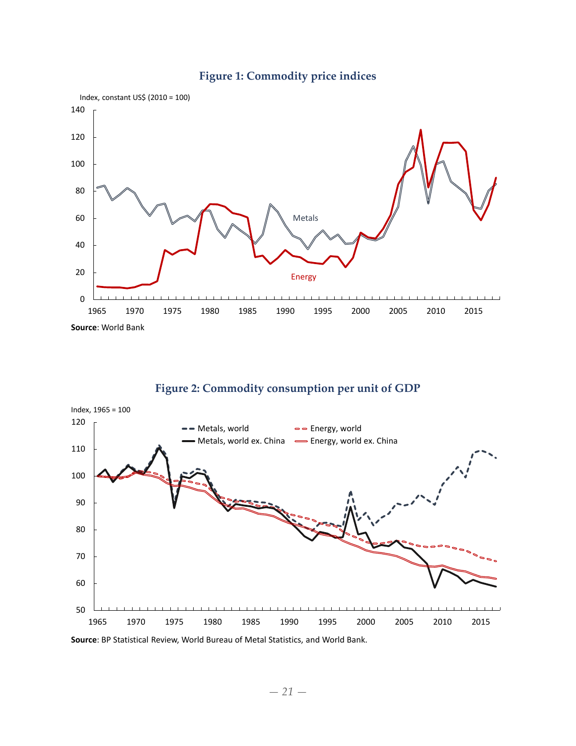**Figure 1: Commodity price indices**

**Source**: World Bank

**Figure 2: Commodity consumption per unit of GDP**

**Source**: BP Statistical Review, World Bureau of Metal Statistics, and World Bank.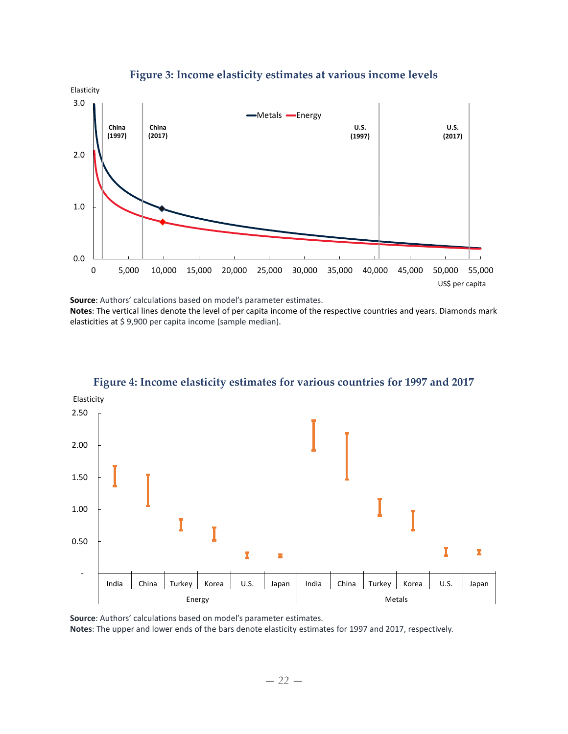**Figure 3: Income elasticity estimates at various income levels**

**Source**: Authors' calculations based on model's parameter estimates.
**Notes**: The vertical lines denote the level of per capita income of the respective countries and years. Diamonds mark elasticities at $ 9,900 per capita income (sample median).

**Figure 4: Income elasticity estimates for various countries for 1997 and 2017**

**Source**: Authors' calculations based on model's parameter estimates.
**Notes**: The upper and lower ends of the bars denote elasticity estimates for 1997 and 2017, respectively.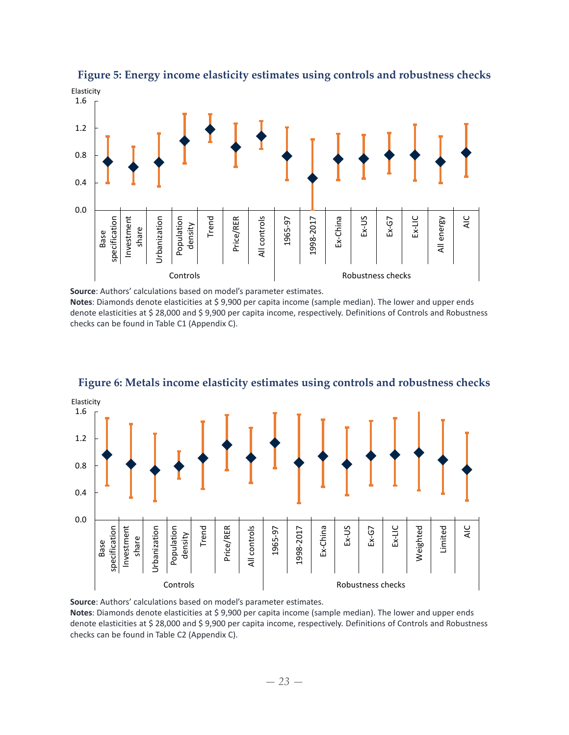**Figure 5: Energy income elasticity estimates using controls and robustness checks**

**Source**: Authors' calculations based on model's parameter estimates.

**Notes**: Diamonds denote elasticities at $ 9,900 per capita income (sample median). The lower and upper ends denote elasticities at $ 28,000 and $ 9,900 per capita income, respectively. Definitions of Controls and Robustness checks can be found in Table C1 (Appendix C).

**Figure 6: Metals income elasticity estimates using controls and robustness checks**

**Source**: Authors' calculations based on model's parameter estimates.

**Notes**: Diamonds denote elasticities at $ 9,900 per capita income (sample median). The lower and upper ends denote elasticities at $ 28,000 and $ 9,900 per capita income, respectively. Definitions of Controls and Robustness checks can be found in Table C2 (Appendix C).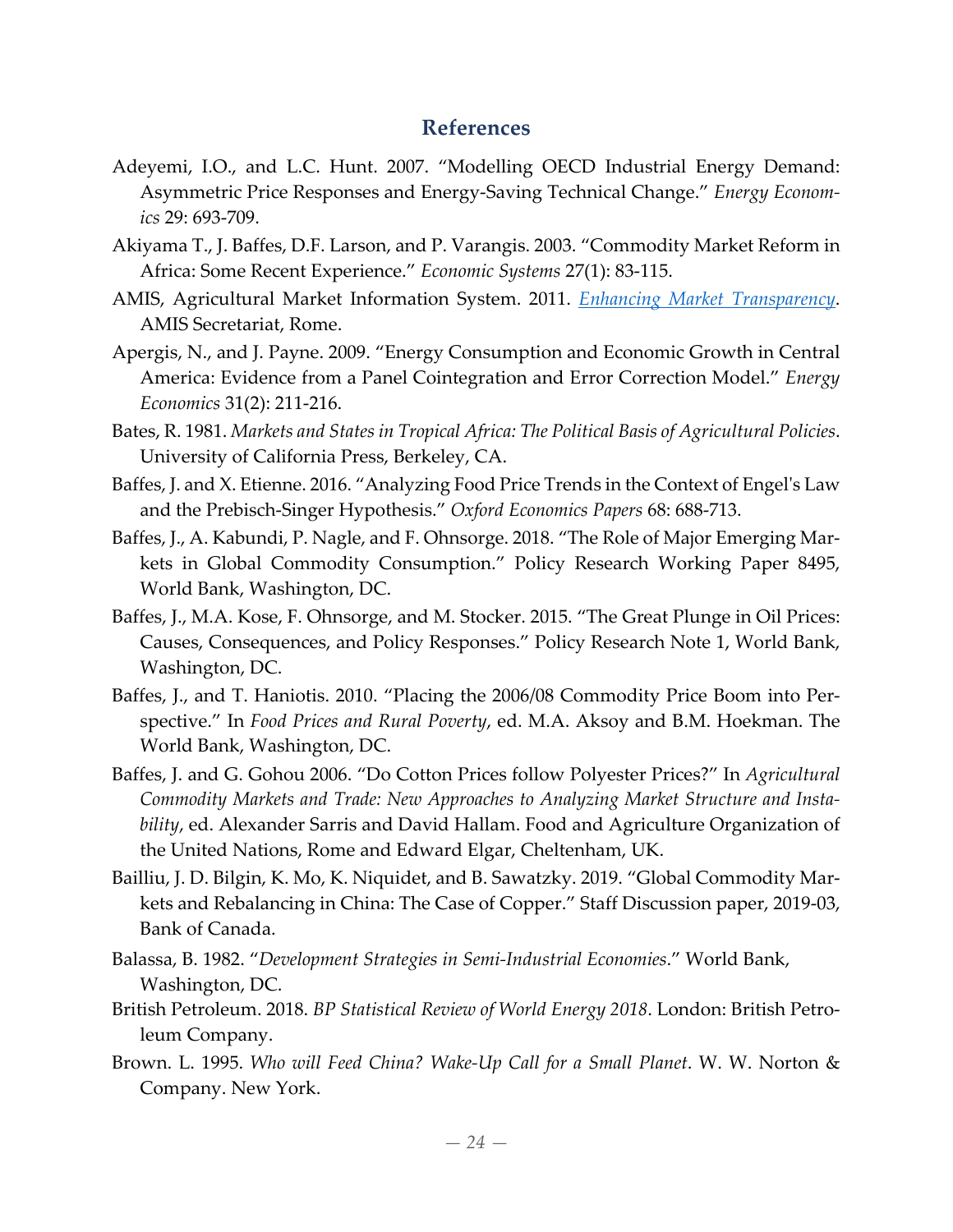## References

Adeyemi, I.O., and L.C. Hunt. 2007. "Modelling OECD Industrial Energy Demand: Asymmetric Price Responses and Energy-Saving Technical Change." *Energy Economics* 29: 693-709.

Akiyama T., J. Baffes, D.F. Larson, and P. Varangis. 2003. "Commodity Market Reform in Africa: Some Recent Experience." *Economic Systems* 27(1): 83-115.

AMIS, Agricultural Market Information System. 2011. *Enhancing Market Transparency*. AMIS Secretariat, Rome.

Apergis, N., and J. Payne. 2009. "Energy Consumption and Economic Growth in Central America: Evidence from a Panel Cointegration and Error Correction Model." *Energy Economics* 31(2): 211-216.

Bates, R. 1981. *Markets and States in Tropical Africa: The Political Basis of Agricultural Policies*. University of California Press, Berkeley, CA.

Baffes, J. and X. Etienne. 2016. "Analyzing Food Price Trends in the Context of Engel's Law and the Prebisch-Singer Hypothesis." *Oxford Economics Papers* 68: 688-713.

Baffes, J., A. Kabundi, P. Nagle, and F. Ohnsorge. 2018. "The Role of Major Emerging Markets in Global Commodity Consumption." Policy Research Working Paper 8495, World Bank, Washington, DC.

Baffes, J., M.A. Kose, F. Ohnsorge, and M. Stocker. 2015. "The Great Plunge in Oil Prices: Causes, Consequences, and Policy Responses." Policy Research Note 1, World Bank, Washington, DC.

Baffes, J., and T. Haniotis. 2010. "Placing the 2006/08 Commodity Price Boom into Perspective." In *Food Prices and Rural Poverty*, ed. M.A. Aksoy and B.M. Hoekman. The World Bank, Washington, DC.

Baffes, J. and G. Gohou 2006. "Do Cotton Prices follow Polyester Prices?" In *Agricultural Commodity Markets and Trade: New Approaches to Analyzing Market Structure and Instability*, ed. Alexander Sarris and David Hallam. Food and Agriculture Organization of the United Nations, Rome and Edward Elgar, Cheltenham, UK.

Bailliu, J. D. Bilgin, K. Mo, K. Niquidet, and B. Sawatzky. 2019. "Global Commodity Markets and Rebalancing in China: The Case of Copper." Staff Discussion paper, 2019-03, Bank of Canada.

Balassa, B. 1982. "*Development Strategies in Semi-Industrial Economies*." World Bank, Washington, DC.

British Petroleum. 2018. *BP Statistical Review of World Energy 2018*. London: British Petroleum Company.

Brown. L. 1995. *Who will Feed China? Wake-Up Call for a Small Planet*. W. W. Norton & Company. New York.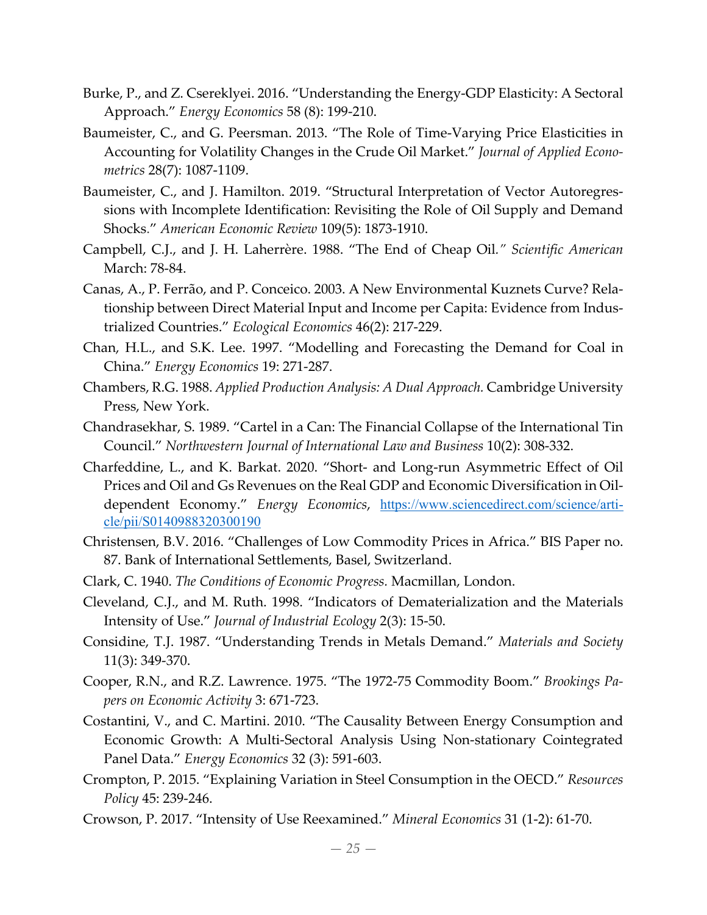Burke, P., and Z. Csereklyei. 2016. "Understanding the Energy-GDP Elasticity: A Sectoral Approach." *Energy Economics* 58 (8): 199-210.

Baumeister, C., and G. Peersman. 2013. "The Role of Time-Varying Price Elasticities in Accounting for Volatility Changes in the Crude Oil Market." *Journal of Applied Econometrics* 28(7): 1087-1109.

Baumeister, C., and J. Hamilton. 2019. "Structural Interpretation of Vector Autoregressions with Incomplete Identification: Revisiting the Role of Oil Supply and Demand Shocks." *American Economic Review* 109(5): 1873-1910.

Campbell, C.J., and J. H. Laherrère. 1988. "The End of Cheap Oil." *Scientific American* March: 78-84.

Canas, A., P. Ferrão, and P. Conceico. 2003. A New Environmental Kuznets Curve? Relationship between Direct Material Input and Income per Capita: Evidence from Industrialized Countries." *Ecological Economics* 46(2): 217-229.

Chan, H.L., and S.K. Lee. 1997. "Modelling and Forecasting the Demand for Coal in China." *Energy Economics* 19: 271-287.

Chambers, R.G. 1988. *Applied Production Analysis: A Dual Approach.* Cambridge University Press, New York.

Chandrasekhar, S. 1989. "Cartel in a Can: The Financial Collapse of the International Tin Council." *Northwestern Journal of International Law and Business* 10(2): 308-332.

Charfeddine, L., and K. Barkat. 2020. "Short- and Long-run Asymmetric Effect of Oil Prices and Oil and Gs Revenues on the Real GDP and Economic Diversification in Oil-dependent Economy." *Energy Economics*, https://www.sciencedirect.com/science/article/pii/S0140988320300190

Christensen, B.V. 2016. "Challenges of Low Commodity Prices in Africa." BIS Paper no. 87. Bank of International Settlements, Basel, Switzerland.

Clark, C. 1940. *The Conditions of Economic Progress*. Macmillan, London.

Cleveland, C.J., and M. Ruth. 1998. "Indicators of Dematerialization and the Materials Intensity of Use." *Journal of Industrial Ecology* 2(3): 15-50.

Considine, T.J. 1987. "Understanding Trends in Metals Demand." *Materials and Society* 11(3): 349-370.

Cooper, R.N., and R.Z. Lawrence. 1975. "The 1972-75 Commodity Boom." *Brookings Papers on Economic Activity* 3: 671-723.

Costantini, V., and C. Martini. 2010. "The Causality Between Energy Consumption and Economic Growth: A Multi-Sectoral Analysis Using Non-stationary Cointegrated Panel Data." *Energy Economics* 32 (3): 591-603.

Crompton, P. 2015. "Explaining Variation in Steel Consumption in the OECD." *Resources Policy* 45: 239-246.

Crowson, P. 2017. "Intensity of Use Reexamined." *Mineral Economics* 31 (1-2): 61-70.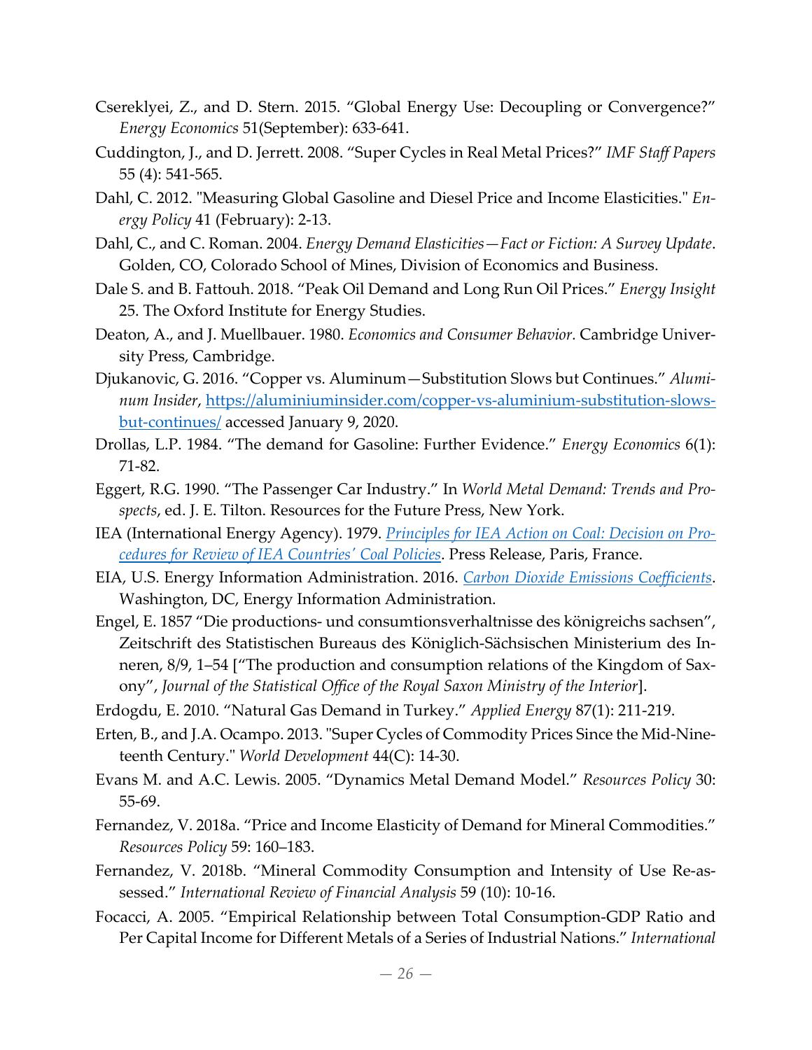Csereklyei, Z., and D. Stern. 2015. "Global Energy Use: Decoupling or Convergence?" *Energy Economics* 51(September): 633-641.

Cuddington, J., and D. Jerrett. 2008. "Super Cycles in Real Metal Prices?" *IMF Staff Papers* 55 (4): 541-565.

Dahl, C. 2012. "Measuring Global Gasoline and Diesel Price and Income Elasticities." *Energy Policy* 41 (February): 2-13.

Dahl, C., and C. Roman. 2004. *Energy Demand Elasticities—Fact or Fiction: A Survey Update*. Golden, CO, Colorado School of Mines, Division of Economics and Business.

Dale S. and B. Fattouh. 2018. "Peak Oil Demand and Long Run Oil Prices." *Energy Insight* 25. The Oxford Institute for Energy Studies.

Deaton, A., and J. Muellbauer. 1980. *Economics and Consumer Behavior.* Cambridge University Press, Cambridge.

Djukanovic, G. 2016. "Copper vs. Aluminum—Substitution Slows but Continues." *Aluminum Insider*, [https://aluminiuminsider.com/copper-vs-aluminium-substitution-slows-but-continues/](https://aluminiuminsider.com/copper-vs-aluminium-substitution-slows-but-continues/) accessed January 9, 2020.

Drollas, L.P. 1984. "The demand for Gasoline: Further Evidence." *Energy Economics* 6(1): 71-82.

Eggert, R.G. 1990. "The Passenger Car Industry." In *World Metal Demand: Trends and Prospects*, ed. J. E. Tilton. Resources for the Future Press, New York.

IEA (International Energy Agency). 1979. *Principles for IEA Action on Coal: Decision on Procedures for Review of IEA Countries' Coal Policies*. Press Release, Paris, France.

EIA, U.S. Energy Information Administration. 2016. *Carbon Dioxide Emissions Coefficients*. Washington, DC, Energy Information Administration.

Engel, E. 1857 "Die productions- und consumtionsverhaltnisse des königreichs sachsen", Zeitschrift des Statistischen Bureaus des Königlich-Sächsischen Ministerium des Inneren, 8/9, 1–54 ["The production and consumption relations of the Kingdom of Saxony", *Journal of the Statistical Office of the Royal Saxon Ministry of the Interior*].

Erdogdu, E. 2010. "Natural Gas Demand in Turkey." *Applied Energy* 87(1): 211-219.

Erten, B., and J.A. Ocampo. 2013. "Super Cycles of Commodity Prices Since the Mid-Nineteenth Century." *World Development* 44(C): 14-30.

Evans M. and A.C. Lewis. 2005. "Dynamics Metal Demand Model." *Resources Policy* 30: 55-69.

Fernandez, V. 2018a. "Price and Income Elasticity of Demand for Mineral Commodities." *Resources Policy* 59: 160–183.

Fernandez, V. 2018b. "Mineral Commodity Consumption and Intensity of Use Re-assessed." *International Review of Financial Analysis* 59 (10): 10-16.

Focacci, A. 2005. "Empirical Relationship between Total Consumption-GDP Ratio and Per Capital Income for Different Metals of a Series of Industrial Nations." *International*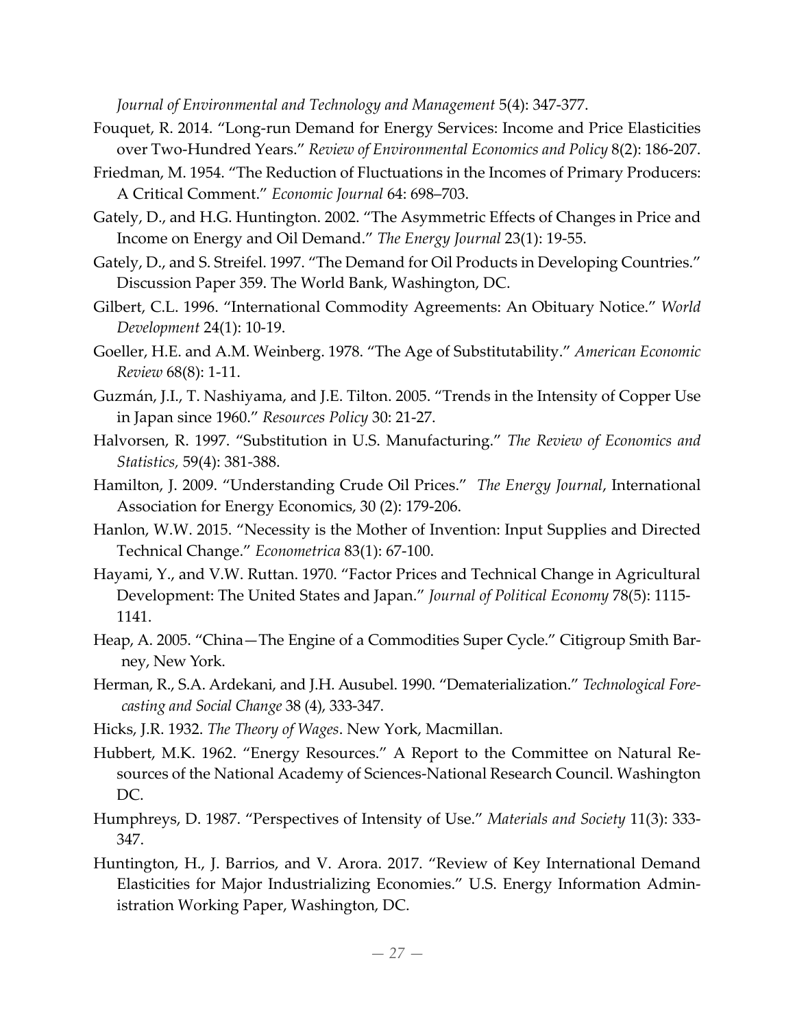*Journal of Environmental and Technology and Management* 5(4): 347-377.

Fouquet, R. 2014. "Long-run Demand for Energy Services: Income and Price Elasticities over Two-Hundred Years." *Review of Environmental Economics and Policy* 8(2): 186-207.

Friedman, M. 1954. "The Reduction of Fluctuations in the Incomes of Primary Producers: A Critical Comment." *Economic Journal* 64: 698–703.

Gately, D., and H.G. Huntington. 2002. "The Asymmetric Effects of Changes in Price and Income on Energy and Oil Demand." *The Energy Journal* 23(1): 19-55.

Gately, D., and S. Streifel. 1997. "The Demand for Oil Products in Developing Countries." Discussion Paper 359. The World Bank, Washington, DC.

Gilbert, C.L. 1996. "International Commodity Agreements: An Obituary Notice." *World Development* 24(1): 10-19.

Goeller, H.E. and A.M. Weinberg. 1978. "The Age of Substitutability." *American Economic Review* 68(8): 1-11.

Guzmán, J.I., T. Nashiyama, and J.E. Tilton. 2005. "Trends in the Intensity of Copper Use in Japan since 1960." *Resources Policy* 30: 21-27.

Halvorsen, R. 1997. "Substitution in U.S. Manufacturing." *The Review of Economics and Statistics,* 59(4): 381-388.

Hamilton, J. 2009. "Understanding Crude Oil Prices." *The Energy Journal*, International Association for Energy Economics, 30 (2): 179-206.

Hanlon, W.W. 2015. "Necessity is the Mother of Invention: Input Supplies and Directed Technical Change." *Econometrica* 83(1): 67-100.

Hayami, Y., and V.W. Ruttan. 1970. "Factor Prices and Technical Change in Agricultural Development: The United States and Japan." *Journal of Political Economy* 78(5): 1115-1141.

Heap, A. 2005. "China—The Engine of a Commodities Super Cycle." Citigroup Smith Barney, New York.

Herman, R., S.A. Ardekani, and J.H. Ausubel. 1990. "Dematerialization." *Technological Forecasting and Social Change* 38 (4), 333-347.

Hicks, J.R. 1932. *The Theory of Wages*. New York, Macmillan.

Hubbert, M.K. 1962. "Energy Resources." A Report to the Committee on Natural Resources of the National Academy of Sciences-National Research Council. Washington DC.

Humphreys, D. 1987. "Perspectives of Intensity of Use." *Materials and Society* 11(3): 333-347.

Huntington, H., J. Barrios, and V. Arora. 2017. "Review of Key International Demand Elasticities for Major Industrializing Economies." U.S. Energy Information Administration Working Paper, Washington, DC.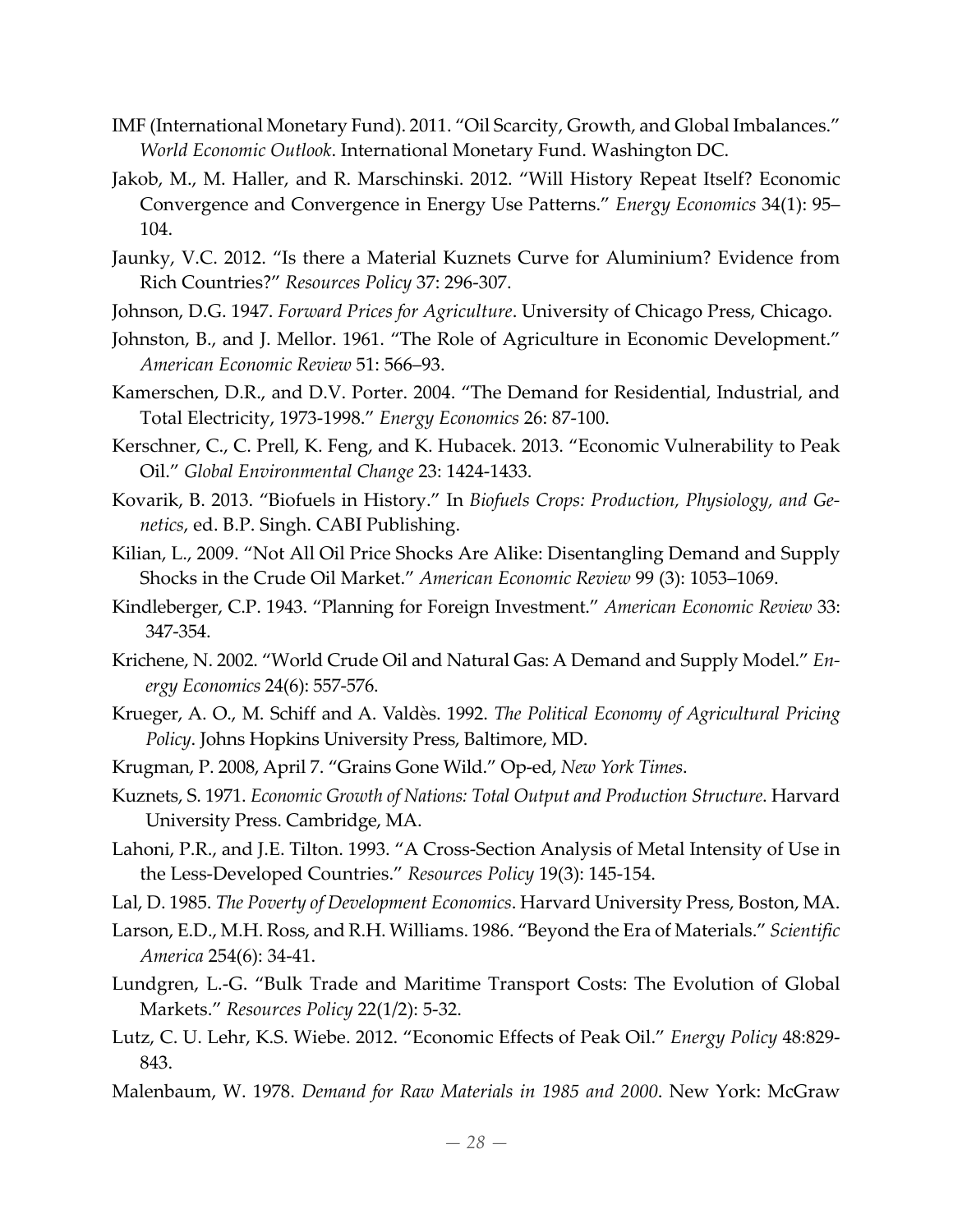IMF (International Monetary Fund). 2011. "Oil Scarcity, Growth, and Global Imbalances." *World Economic Outlook*. International Monetary Fund. Washington DC.

Jakob, M., M. Haller, and R. Marschinski. 2012. "Will History Repeat Itself? Economic Convergence and Convergence in Energy Use Patterns." *Energy Economics* 34(1): 95–104.

Jaunky, V.C. 2012. "Is there a Material Kuznets Curve for Aluminium? Evidence from Rich Countries?" *Resources Policy* 37: 296-307.

Johnson, D.G. 1947. *Forward Prices for Agriculture*. University of Chicago Press, Chicago.

Johnston, B., and J. Mellor. 1961. "The Role of Agriculture in Economic Development." *American Economic Review* 51: 566–93.

Kamerschen, D.R., and D.V. Porter. 2004. "The Demand for Residential, Industrial, and Total Electricity, 1973-1998." *Energy Economics* 26: 87-100.

Kerschner, C., C. Prell, K. Feng, and K. Hubacek. 2013. "Economic Vulnerability to Peak Oil." *Global Environmental Change* 23: 1424-1433.

Kovarik, B. 2013. "Biofuels in History." In *Biofuels Crops: Production, Physiology, and Genetics*, ed. B.P. Singh. CABI Publishing.

Kilian, L., 2009. "Not All Oil Price Shocks Are Alike: Disentangling Demand and Supply Shocks in the Crude Oil Market." *American Economic Review* 99 (3): 1053–1069.

Kindleberger, C.P. 1943. "Planning for Foreign Investment." *American Economic Review* 33: 347-354.

Krichene, N. 2002. "World Crude Oil and Natural Gas: A Demand and Supply Model." *Energy Economics* 24(6): 557-576.

Krueger, A. O., M. Schiff and A. Valdès. 1992. *The Political Economy of Agricultural Pricing Policy*. Johns Hopkins University Press, Baltimore, MD.

Krugman, P. 2008, April 7. "Grains Gone Wild." Op-ed, *New York Times*.

Kuznets, S. 1971. *Economic Growth of Nations: Total Output and Production Structure*. Harvard University Press. Cambridge, MA.

Lahoni, P.R., and J.E. Tilton. 1993. "A Cross-Section Analysis of Metal Intensity of Use in the Less-Developed Countries." *Resources Policy* 19(3): 145-154.

Lal, D. 1985. *The Poverty of Development Economics*. Harvard University Press, Boston, MA.

Larson, E.D., M.H. Ross, and R.H. Williams. 1986. "Beyond the Era of Materials." *Scientific America* 254(6): 34-41.

Lundgren, L.-G. "Bulk Trade and Maritime Transport Costs: The Evolution of Global Markets." *Resources Policy* 22(1/2): 5-32.

Lutz, C. U. Lehr, K.S. Wiebe. 2012. "Economic Effects of Peak Oil." *Energy Policy* 48:829-843.

Malenbaum, W. 1978. *Demand for Raw Materials in 1985 and 2000*. New York: McGraw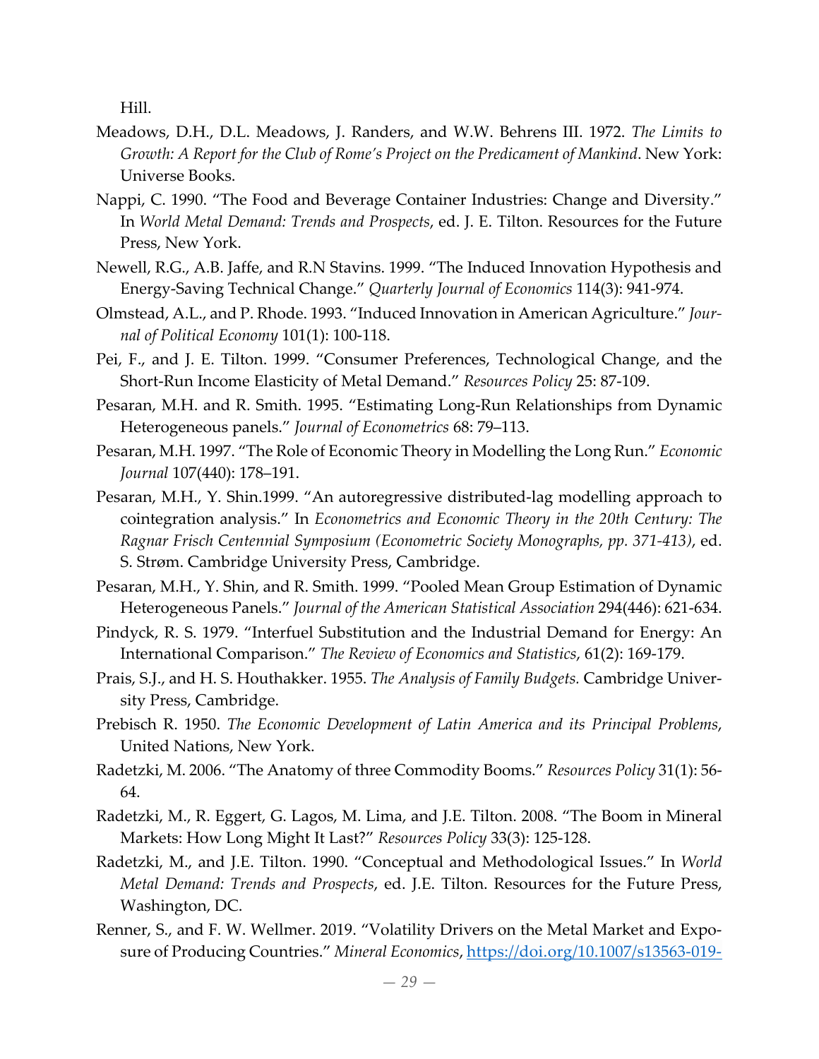Hill.

Meadows, D.H., D.L. Meadows, J. Randers, and W.W. Behrens III. 1972. *The Limits to Growth: A Report for the Club of Rome's Project on the Predicament of Mankind*. New York: Universe Books.

Nappi, C. 1990. "The Food and Beverage Container Industries: Change and Diversity." In *World Metal Demand: Trends and Prospects*, ed. J. E. Tilton. Resources for the Future Press, New York.

Newell, R.G., A.B. Jaffe, and R.N Stavins. 1999. "The Induced Innovation Hypothesis and Energy-Saving Technical Change." *Quarterly Journal of Economics* 114(3): 941-974.

Olmstead, A.L., and P. Rhode. 1993. "Induced Innovation in American Agriculture." *Journal of Political Economy* 101(1): 100-118.

Pei, F., and J. E. Tilton. 1999. "Consumer Preferences, Technological Change, and the Short-Run Income Elasticity of Metal Demand." *Resources Policy* 25: 87-109.

Pesaran, M.H. and R. Smith. 1995. "Estimating Long-Run Relationships from Dynamic Heterogeneous panels." *Journal of Econometrics* 68: 79–113.

Pesaran, M.H. 1997. "The Role of Economic Theory in Modelling the Long Run." *Economic Journal* 107(440): 178–191.

Pesaran, M.H., Y. Shin.1999. "An autoregressive distributed-lag modelling approach to cointegration analysis." In *Econometrics and Economic Theory in the 20th Century: The Ragnar Frisch Centennial Symposium (Econometric Society Monographs, pp. 371-413)*, ed. S. Strøm. Cambridge University Press, Cambridge.

Pesaran, M.H., Y. Shin, and R. Smith. 1999. "Pooled Mean Group Estimation of Dynamic Heterogeneous Panels." *Journal of the American Statistical Association* 294(446): 621-634.

Pindyck, R. S. 1979. "Interfuel Substitution and the Industrial Demand for Energy: An International Comparison." *The Review of Economics and Statistics*, 61(2): 169-179.

Prais, S.J., and H. S. Houthakker. 1955. *The Analysis of Family Budgets.* Cambridge University Press, Cambridge.

Prebisch R. 1950. *The Economic Development of Latin America and its Principal Problems*, United Nations, New York.

Radetzki, M. 2006. "The Anatomy of three Commodity Booms." *Resources Policy* 31(1): 56-64.

Radetzki, M., R. Eggert, G. Lagos, M. Lima, and J.E. Tilton. 2008. "The Boom in Mineral Markets: How Long Might It Last?" *Resources Policy* 33(3): 125-128.

Radetzki, M., and J.E. Tilton. 1990. "Conceptual and Methodological Issues." In *World Metal Demand: Trends and Prospects*, ed. J.E. Tilton. Resources for the Future Press, Washington, DC.

Renner, S., and F. W. Wellmer. 2019. "Volatility Drivers on the Metal Market and Exposure of Producing Countries." *Mineral Economics*, https://doi.org/10.1007/s13563-019-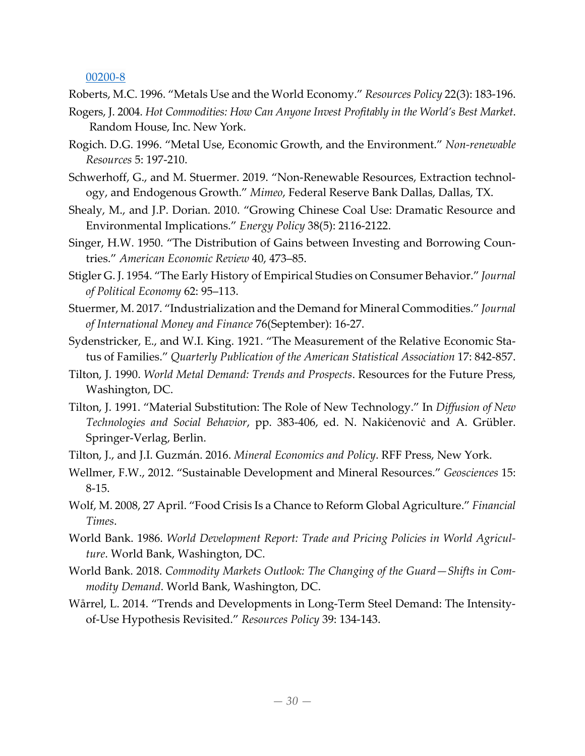00200-8

Roberts, M.C. 1996. "Metals Use and the World Economy." *Resources Policy* 22(3): 183-196.

Rogers, J. 2004. *Hot Commodities: How Can Anyone Invest Profitably in the World's Best Market*. Random House, Inc. New York.

Rogich. D.G. 1996. "Metal Use, Economic Growth, and the Environment." *Non-renewable Resources* 5: 197-210.

Schwerhoff, G., and M. Stuermer. 2019. "Non-Renewable Resources, Extraction technology, and Endogenous Growth." *Mimeo*, Federal Reserve Bank Dallas, Dallas, TX.

Shealy, M., and J.P. Dorian. 2010. "Growing Chinese Coal Use: Dramatic Resource and Environmental Implications." *Energy Policy* 38(5): 2116-2122.

Singer, H.W. 1950. "The Distribution of Gains between Investing and Borrowing Countries." *American Economic Review* 40, 473–85.

Stigler G. J. 1954. "The Early History of Empirical Studies on Consumer Behavior." *Journal of Political Economy* 62: 95–113.

Stuermer, M. 2017. "Industrialization and the Demand for Mineral Commodities." *Journal of International Money and Finance* 76(September): 16-27.

Sydenstricker, E., and W.I. King. 1921. "The Measurement of the Relative Economic Status of Families." *Quarterly Publication of the American Statistical Association* 17: 842-857.

Tilton, J. 1990. *World Metal Demand: Trends and Prospects*. Resources for the Future Press, Washington, DC.

Tilton, J. 1991. "Material Substitution: The Role of New Technology." In *Diffusion of New Technologies and Social Behavior*, pp. 383-406, ed. N. Nakićenović and A. Grübler. Springer-Verlag, Berlin.

Tilton, J., and J.I. Guzmán. 2016. *Mineral Economics and Policy*. RFF Press, New York.

Wellmer, F.W., 2012. "Sustainable Development and Mineral Resources." *Geosciences* 15: 8-15.

Wolf, M. 2008, 27 April. "Food Crisis Is a Chance to Reform Global Agriculture." *Financial Times*.

World Bank. 1986. *World Development Report: Trade and Pricing Policies in World Agriculture*. World Bank, Washington, DC.

World Bank. 2018. *Commodity Markets Outlook: The Changing of the Guard—Shifts in Commodity Demand*. World Bank, Washington, DC.

Wårrel, L. 2014. "Trends and Developments in Long-Term Steel Demand: The Intensity-of-Use Hypothesis Revisited." *Resources Policy* 39: 134-143.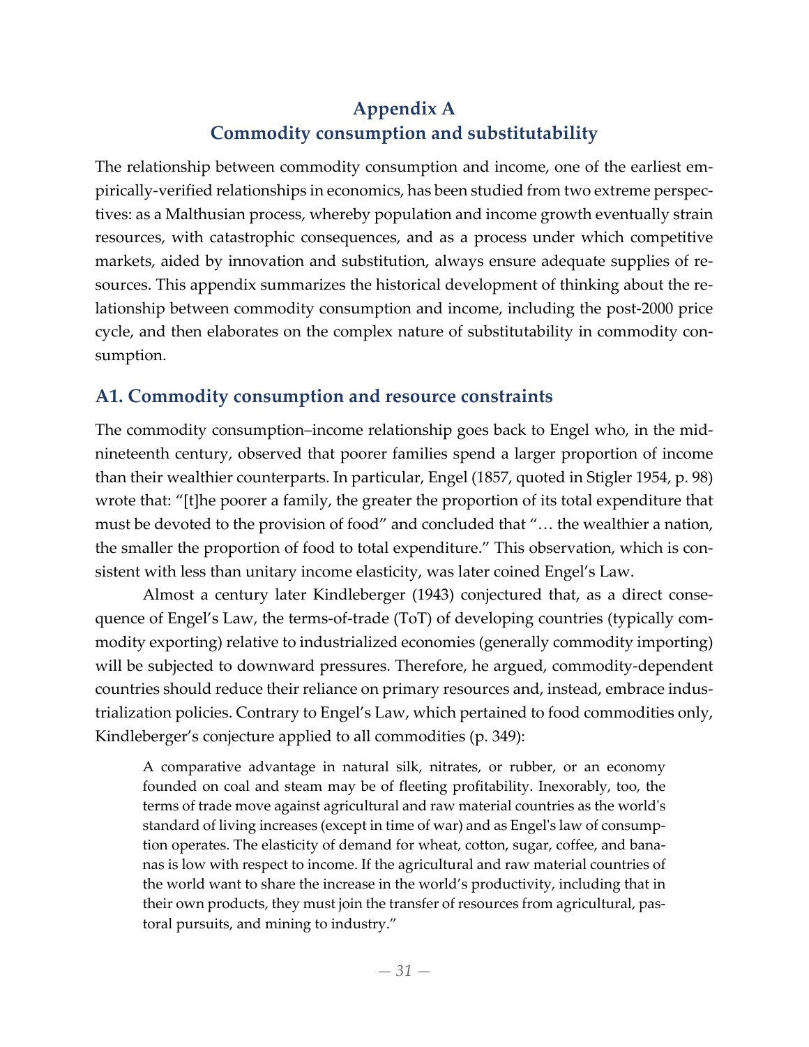# Appendix A
# Commodity consumption and substitutability

The relationship between commodity consumption and income, one of the earliest empirically-verified relationships in economics, has been studied from two extreme perspectives: as a Malthusian process, whereby population and income growth eventually strain resources, with catastrophic consequences, and as a process under which competitive markets, aided by innovation and substitution, always ensure adequate supplies of resources. This appendix summarizes the historical development of thinking about the relationship between commodity consumption and income, including the post-2000 price cycle, and then elaborates on the complex nature of substitutability in commodity consumption.

## A1. Commodity consumption and resource constraints

The commodity consumption–income relationship goes back to Engel who, in the mid-nineteenth century, observed that poorer families spend a larger proportion of income than their wealthier counterparts. In particular, Engel (1857, quoted in Stigler 1954, p. 98) wrote that: "[t]he poorer a family, the greater the proportion of its total expenditure that must be devoted to the provision of food" and concluded that "… the wealthier a nation, the smaller the proportion of food to total expenditure." This observation, which is consistent with less than unitary income elasticity, was later coined Engel's Law.

Almost a century later Kindleberger (1943) conjectured that, as a direct consequence of Engel's Law, the terms-of-trade (ToT) of developing countries (typically commodity exporting) relative to industrialized economies (generally commodity importing) will be subjected to downward pressures. Therefore, he argued, commodity-dependent countries should reduce their reliance on primary resources and, instead, embrace industrialization policies. Contrary to Engel's Law, which pertained to food commodities only, Kindleberger's conjecture applied to all commodities (p. 349):

> A comparative advantage in natural silk, nitrates, or rubber, or an economy founded on coal and steam may be of fleeting profitability. Inexorably, too, the terms of trade move against agricultural and raw material countries as the world's standard of living increases (except in time of war) and as Engel's law of consumption operates. The elasticity of demand for wheat, cotton, sugar, coffee, and bananas is low with respect to income. If the agricultural and raw material countries of the world want to share the increase in the world's productivity, including that in their own products, they must join the transfer of resources from agricultural, pastoral pursuits, and mining to industry."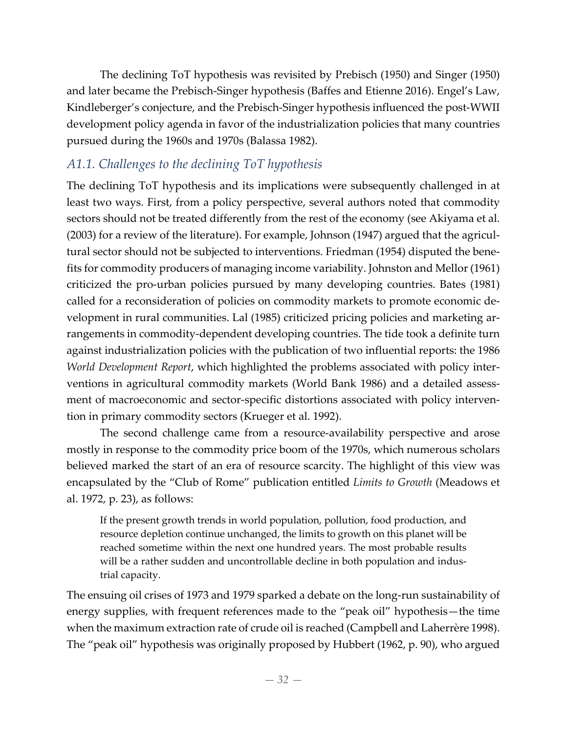The declining ToT hypothesis was revisited by Prebisch (1950) and Singer (1950) and later became the Prebisch-Singer hypothesis (Baffes and Etienne 2016). Engel's Law, Kindleberger's conjecture, and the Prebisch-Singer hypothesis influenced the post-WWII development policy agenda in favor of the industrialization policies that many countries pursued during the 1960s and 1970s (Balassa 1982).

### *A1.1. Challenges to the declining ToT hypothesis*

The declining ToT hypothesis and its implications were subsequently challenged in at least two ways. First, from a policy perspective, several authors noted that commodity sectors should not be treated differently from the rest of the economy (see Akiyama et al. (2003) for a review of the literature). For example, Johnson (1947) argued that the agricultural sector should not be subjected to interventions. Friedman (1954) disputed the benefits for commodity producers of managing income variability. Johnston and Mellor (1961) criticized the pro-urban policies pursued by many developing countries. Bates (1981) called for a reconsideration of policies on commodity markets to promote economic development in rural communities. Lal (1985) criticized pricing policies and marketing arrangements in commodity-dependent developing countries. The tide took a definite turn against industrialization policies with the publication of two influential reports: the 1986 *World Development Report*, which highlighted the problems associated with policy interventions in agricultural commodity markets (World Bank 1986) and a detailed assessment of macroeconomic and sector-specific distortions associated with policy intervention in primary commodity sectors (Krueger et al. 1992).

The second challenge came from a resource-availability perspective and arose mostly in response to the commodity price boom of the 1970s, which numerous scholars believed marked the start of an era of resource scarcity. The highlight of this view was encapsulated by the "Club of Rome" publication entitled *Limits to Growth* (Meadows et al. 1972, p. 23), as follows:

> If the present growth trends in world population, pollution, food production, and resource depletion continue unchanged, the limits to growth on this planet will be reached sometime within the next one hundred years. The most probable results will be a rather sudden and uncontrollable decline in both population and industrial capacity.

The ensuing oil crises of 1973 and 1979 sparked a debate on the long-run sustainability of energy supplies, with frequent references made to the "peak oil" hypothesis—the time when the maximum extraction rate of crude oil is reached (Campbell and Laherrère 1998). The "peak oil" hypothesis was originally proposed by Hubbert (1962, p. 90), who argued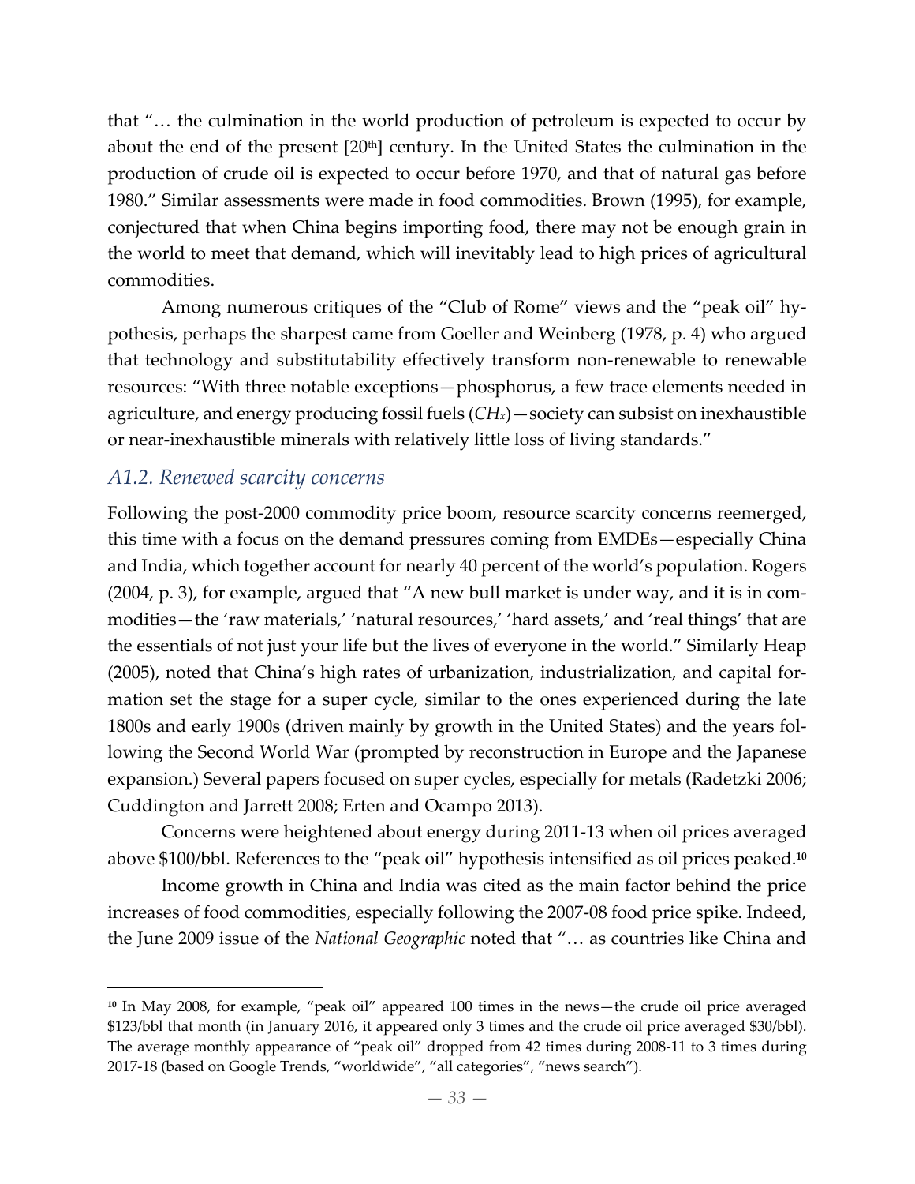that "… the culmination in the world production of petroleum is expected to occur by about the end of the present [20th] century. In the United States the culmination in the production of crude oil is expected to occur before 1970, and that of natural gas before 1980." Similar assessments were made in food commodities. Brown (1995), for example, conjectured that when China begins importing food, there may not be enough grain in the world to meet that demand, which will inevitably lead to high prices of agricultural commodities.

Among numerous critiques of the "Club of Rome" views and the "peak oil" hypothesis, perhaps the sharpest came from Goeller and Weinberg (1978, p. 4) who argued that technology and substitutability effectively transform non-renewable to renewable resources: "With three notable exceptions—phosphorus, a few trace elements needed in agriculture, and energy producing fossil fuels ($CH_x$)—society can subsist on inexhaustible or near-inexhaustible minerals with relatively little loss of living standards."

### *A1.2. Renewed scarcity concerns*

Following the post-2000 commodity price boom, resource scarcity concerns reemerged, this time with a focus on the demand pressures coming from EMDEs—especially China and India, which together account for nearly 40 percent of the world's population. Rogers (2004, p. 3), for example, argued that "A new bull market is under way, and it is in commodities—the 'raw materials,' 'natural resources,' 'hard assets,' and 'real things' that are the essentials of not just your life but the lives of everyone in the world." Similarly Heap (2005), noted that China's high rates of urbanization, industrialization, and capital formation set the stage for a super cycle, similar to the ones experienced during the late 1800s and early 1900s (driven mainly by growth in the United States) and the years following the Second World War (prompted by reconstruction in Europe and the Japanese expansion.) Several papers focused on super cycles, especially for metals (Radetzki 2006; Cuddington and Jarrett 2008; Erten and Ocampo 2013).

Concerns were heightened about energy during 2011-13 when oil prices averaged above \$100/bbl. References to the "peak oil" hypothesis intensified as oil prices peaked.[10]

Income growth in China and India was cited as the main factor behind the price increases of food commodities, especially following the 2007-08 food price spike. Indeed, the June 2009 issue of the *National Geographic* noted that "… as countries like China and

---

[10] In May 2008, for example, "peak oil" appeared 100 times in the news—the crude oil price averaged \$123/bbl that month (in January 2016, it appeared only 3 times and the crude oil price averaged \$30/bbl). The average monthly appearance of "peak oil" dropped from 42 times during 2008-11 to 3 times during 2017-18 (based on Google Trends, "worldwide", "all categories", "news search").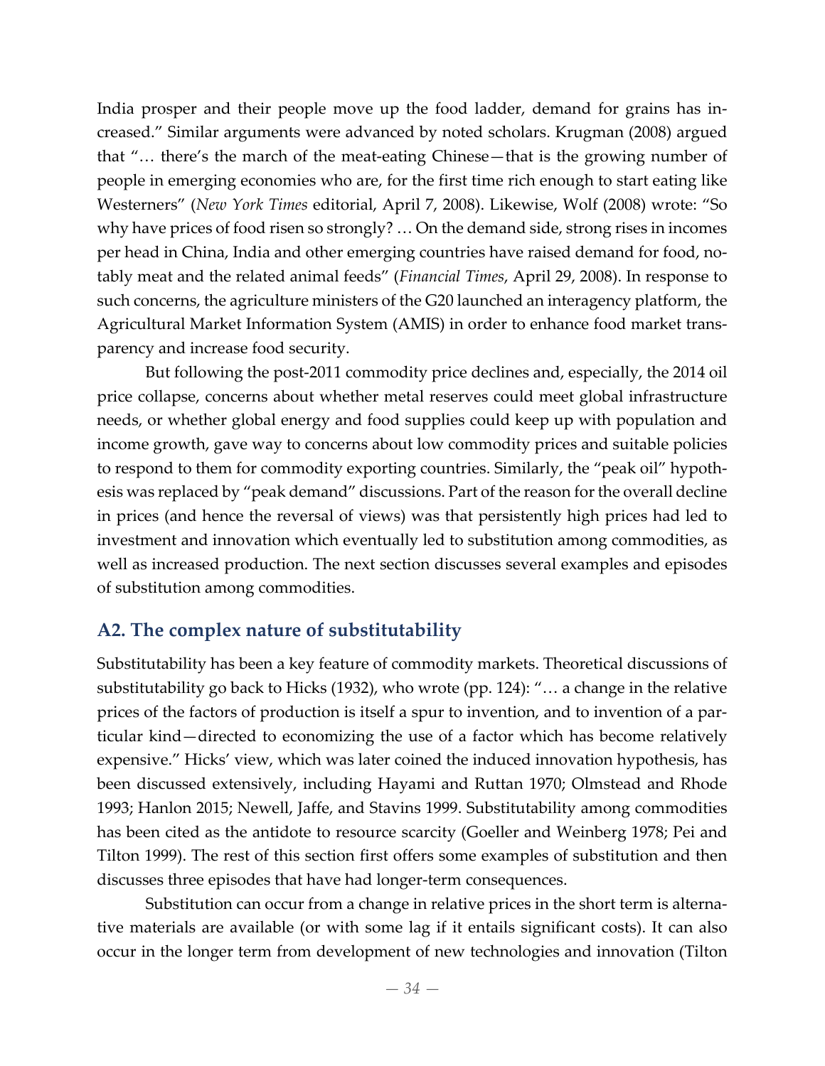India prosper and their people move up the food ladder, demand for grains has increased." Similar arguments were advanced by noted scholars. Krugman (2008) argued that "… there's the march of the meat-eating Chinese—that is the growing number of people in emerging economies who are, for the first time rich enough to start eating like Westerners" (*New York Times* editorial, April 7, 2008). Likewise, Wolf (2008) wrote: "So why have prices of food risen so strongly? … On the demand side, strong rises in incomes per head in China, India and other emerging countries have raised demand for food, notably meat and the related animal feeds" (*Financial Times*, April 29, 2008). In response to such concerns, the agriculture ministers of the G20 launched an interagency platform, the Agricultural Market Information System (AMIS) in order to enhance food market transparency and increase food security.

But following the post-2011 commodity price declines and, especially, the 2014 oil price collapse, concerns about whether metal reserves could meet global infrastructure needs, or whether global energy and food supplies could keep up with population and income growth, gave way to concerns about low commodity prices and suitable policies to respond to them for commodity exporting countries. Similarly, the "peak oil" hypothesis was replaced by "peak demand" discussions. Part of the reason for the overall decline in prices (and hence the reversal of views) was that persistently high prices had led to investment and innovation which eventually led to substitution among commodities, as well as increased production. The next section discusses several examples and episodes of substitution among commodities.

## A2. The complex nature of substitutability

Substitutability has been a key feature of commodity markets. Theoretical discussions of substitutability go back to Hicks (1932), who wrote (pp. 124): "… a change in the relative prices of the factors of production is itself a spur to invention, and to invention of a particular kind—directed to economizing the use of a factor which has become relatively expensive." Hicks' view, which was later coined the induced innovation hypothesis, has been discussed extensively, including Hayami and Ruttan 1970; Olmstead and Rhode 1993; Hanlon 2015; Newell, Jaffe, and Stavins 1999. Substitutability among commodities has been cited as the antidote to resource scarcity (Goeller and Weinberg 1978; Pei and Tilton 1999). The rest of this section first offers some examples of substitution and then discusses three episodes that have had longer-term consequences.

Substitution can occur from a change in relative prices in the short term is alternative materials are available (or with some lag if it entails significant costs). It can also occur in the longer term from development of new technologies and innovation (Tilton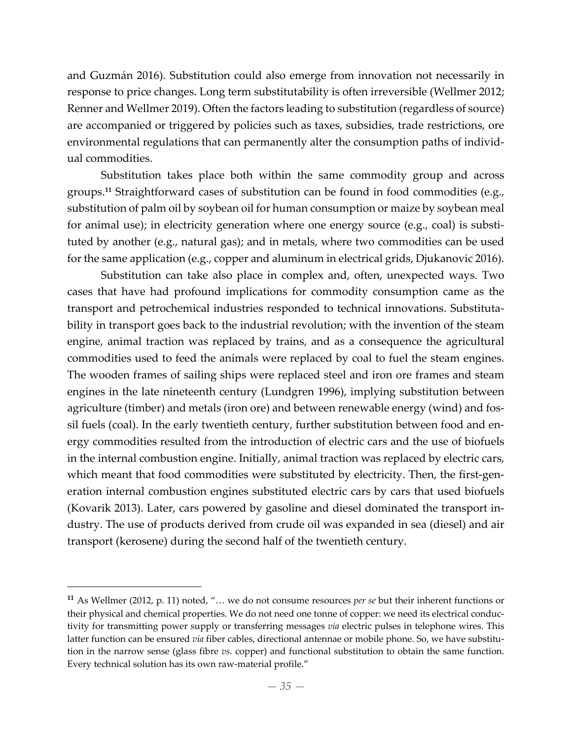and Guzmán 2016). Substitution could also emerge from innovation not necessarily in response to price changes. Long term substitutability is often irreversible (Wellmer 2012; Renner and Wellmer 2019). Often the factors leading to substitution (regardless of source) are accompanied or triggered by policies such as taxes, subsidies, trade restrictions, ore environmental regulations that can permanently alter the consumption paths of individual commodities.

Substitution takes place both within the same commodity group and across groups.[11] Straightforward cases of substitution can be found in food commodities (e.g., substitution of palm oil by soybean oil for human consumption or maize by soybean meal for animal use); in electricity generation where one energy source (e.g., coal) is substituted by another (e.g., natural gas); and in metals, where two commodities can be used for the same application (e.g., copper and aluminum in electrical grids, Djukanovic 2016).

Substitution can take also place in complex and, often, unexpected ways. Two cases that have had profound implications for commodity consumption came as the transport and petrochemical industries responded to technical innovations. Substitutability in transport goes back to the industrial revolution; with the invention of the steam engine, animal traction was replaced by trains, and as a consequence the agricultural commodities used to feed the animals were replaced by coal to fuel the steam engines. The wooden frames of sailing ships were replaced steel and iron ore frames and steam engines in the late nineteenth century (Lundgren 1996), implying substitution between agriculture (timber) and metals (iron ore) and between renewable energy (wind) and fossil fuels (coal). In the early twentieth century, further substitution between food and energy commodities resulted from the introduction of electric cars and the use of biofuels in the internal combustion engine. Initially, animal traction was replaced by electric cars, which meant that food commodities were substituted by electricity. Then, the first-generation internal combustion engines substituted electric cars by cars that used biofuels (Kovarik 2013). Later, cars powered by gasoline and diesel dominated the transport industry. The use of products derived from crude oil was expanded in sea (diesel) and air transport (kerosene) during the second half of the twentieth century.

---

[11] As Wellmer (2012, p. 11) noted, "… we do not consume resources *per se* but their inherent functions or their physical and chemical properties. We do not need one tonne of copper: we need its electrical conductivity for transmitting power supply or transferring messages *via* electric pulses in telephone wires. This latter function can be ensured *via* fiber cables, directional antennae or mobile phone. So, we have substitution in the narrow sense (glass fibre *vs*. copper) and functional substitution to obtain the same function. Every technical solution has its own raw-material profile."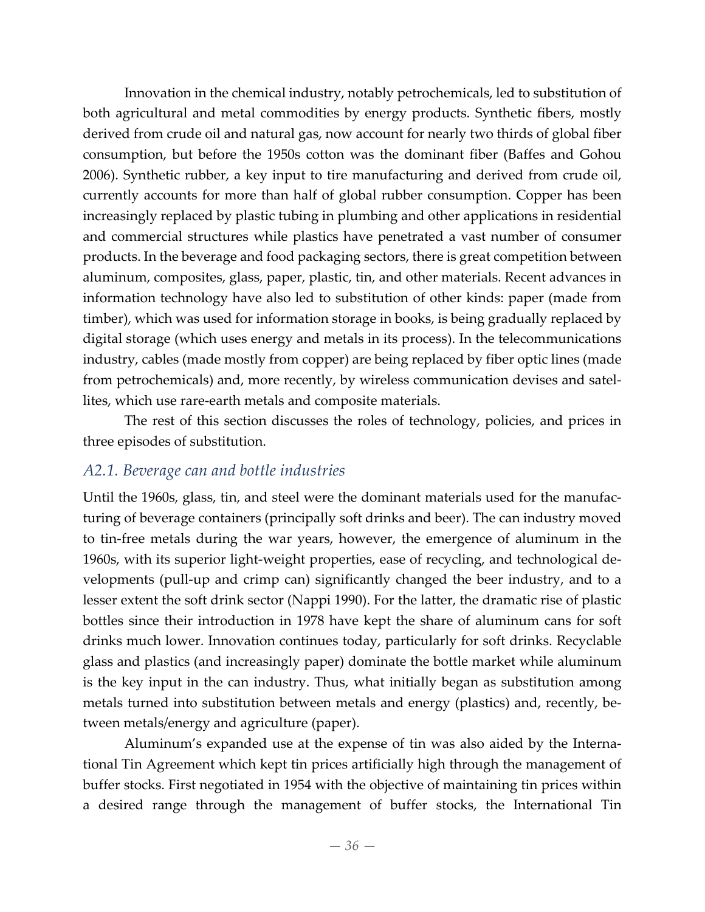Innovation in the chemical industry, notably petrochemicals, led to substitution of both agricultural and metal commodities by energy products. Synthetic fibers, mostly derived from crude oil and natural gas, now account for nearly two thirds of global fiber consumption, but before the 1950s cotton was the dominant fiber (Baffes and Gohou 2006). Synthetic rubber, a key input to tire manufacturing and derived from crude oil, currently accounts for more than half of global rubber consumption. Copper has been increasingly replaced by plastic tubing in plumbing and other applications in residential and commercial structures while plastics have penetrated a vast number of consumer products. In the beverage and food packaging sectors, there is great competition between aluminum, composites, glass, paper, plastic, tin, and other materials. Recent advances in information technology have also led to substitution of other kinds: paper (made from timber), which was used for information storage in books, is being gradually replaced by digital storage (which uses energy and metals in its process). In the telecommunications industry, cables (made mostly from copper) are being replaced by fiber optic lines (made from petrochemicals) and, more recently, by wireless communication devises and satellites, which use rare-earth metals and composite materials.

The rest of this section discusses the roles of technology, policies, and prices in three episodes of substitution.

### *A2.1. Beverage can and bottle industries*

Until the 1960s, glass, tin, and steel were the dominant materials used for the manufacturing of beverage containers (principally soft drinks and beer). The can industry moved to tin-free metals during the war years, however, the emergence of aluminum in the 1960s, with its superior light-weight properties, ease of recycling, and technological developments (pull-up and crimp can) significantly changed the beer industry, and to a lesser extent the soft drink sector (Nappi 1990). For the latter, the dramatic rise of plastic bottles since their introduction in 1978 have kept the share of aluminum cans for soft drinks much lower. Innovation continues today, particularly for soft drinks. Recyclable glass and plastics (and increasingly paper) dominate the bottle market while aluminum is the key input in the can industry. Thus, what initially began as substitution among metals turned into substitution between metals and energy (plastics) and, recently, between metals/energy and agriculture (paper).

Aluminum's expanded use at the expense of tin was also aided by the International Tin Agreement which kept tin prices artificially high through the management of buffer stocks. First negotiated in 1954 with the objective of maintaining tin prices within a desired range through the management of buffer stocks, the International Tin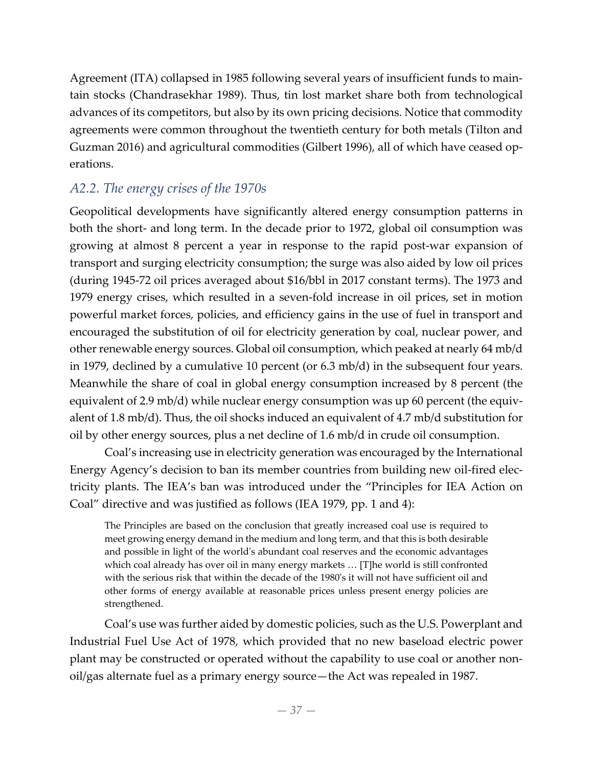Agreement (ITA) collapsed in 1985 following several years of insufficient funds to maintain stocks (Chandrasekhar 1989). Thus, tin lost market share both from technological advances of its competitors, but also by its own pricing decisions. Notice that commodity agreements were common throughout the twentieth century for both metals (Tilton and Guzman 2016) and agricultural commodities (Gilbert 1996), all of which have ceased operations.

### *A2.2. The energy crises of the 1970s*

Geopolitical developments have significantly altered energy consumption patterns in both the short- and long term. In the decade prior to 1972, global oil consumption was growing at almost 8 percent a year in response to the rapid post-war expansion of transport and surging electricity consumption; the surge was also aided by low oil prices (during 1945-72 oil prices averaged about $16/bbl in 2017 constant terms). The 1973 and 1979 energy crises, which resulted in a seven-fold increase in oil prices, set in motion powerful market forces, policies, and efficiency gains in the use of fuel in transport and encouraged the substitution of oil for electricity generation by coal, nuclear power, and other renewable energy sources. Global oil consumption, which peaked at nearly 64 mb/d in 1979, declined by a cumulative 10 percent (or 6.3 mb/d) in the subsequent four years. Meanwhile the share of coal in global energy consumption increased by 8 percent (the equivalent of 2.9 mb/d) while nuclear energy consumption was up 60 percent (the equivalent of 1.8 mb/d). Thus, the oil shocks induced an equivalent of 4.7 mb/d substitution for oil by other energy sources, plus a net decline of 1.6 mb/d in crude oil consumption.

Coal's increasing use in electricity generation was encouraged by the International Energy Agency's decision to ban its member countries from building new oil-fired electricity plants. The IEA's ban was introduced under the "Principles for IEA Action on Coal" directive and was justified as follows (IEA 1979, pp. 1 and 4):

> The Principles are based on the conclusion that greatly increased coal use is required to meet growing energy demand in the medium and long term, and that this is both desirable and possible in light of the world's abundant coal reserves and the economic advantages which coal already has over oil in many energy markets … [T]he world is still confronted with the serious risk that within the decade of the 1980's it will not have sufficient oil and other forms of energy available at reasonable prices unless present energy policies are strengthened.

Coal's use was further aided by domestic policies, such as the U.S. Powerplant and Industrial Fuel Use Act of 1978, which provided that no new baseload electric power plant may be constructed or operated without the capability to use coal or another non-oil/gas alternate fuel as a primary energy source—the Act was repealed in 1987.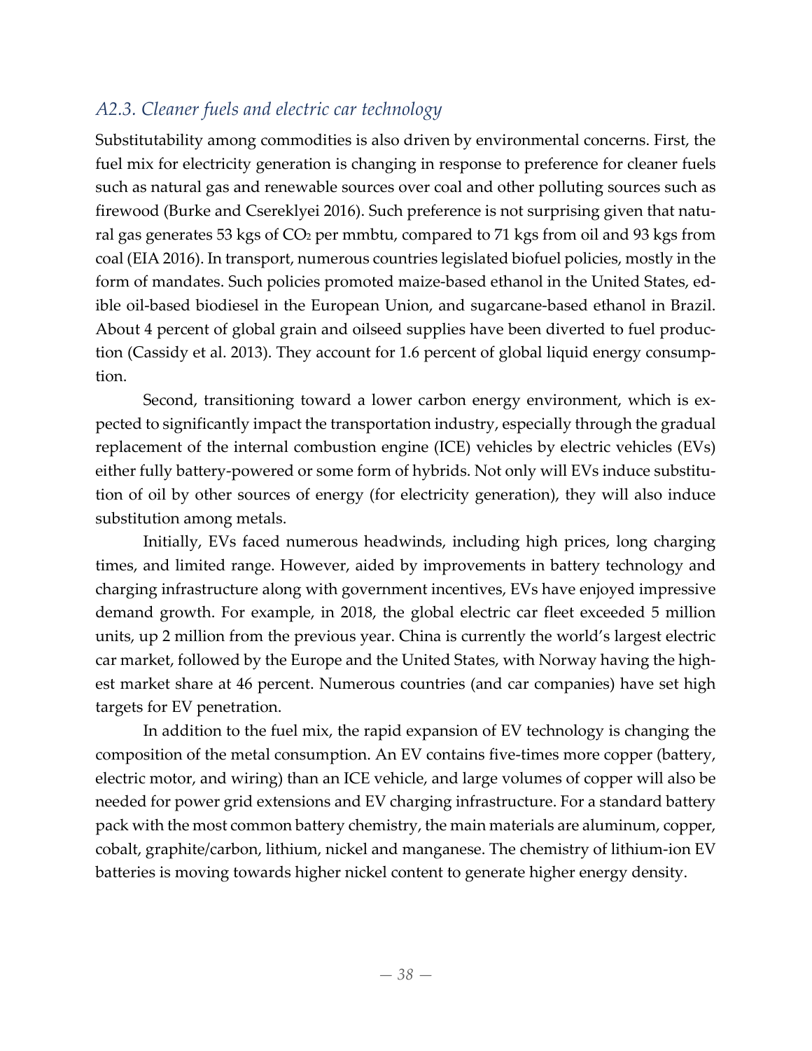### *A2.3. Cleaner fuels and electric car technology*

Substitutability among commodities is also driven by environmental concerns. First, the fuel mix for electricity generation is changing in response to preference for cleaner fuels such as natural gas and renewable sources over coal and other polluting sources such as firewood (Burke and Csereklyei 2016). Such preference is not surprising given that natural gas generates 53 kgs of $CO_2$ per mmbtu, compared to 71 kgs from oil and 93 kgs from coal (EIA 2016). In transport, numerous countries legislated biofuel policies, mostly in the form of mandates. Such policies promoted maize-based ethanol in the United States, edible oil-based biodiesel in the European Union, and sugarcane-based ethanol in Brazil. About 4 percent of global grain and oilseed supplies have been diverted to fuel production (Cassidy et al. 2013). They account for 1.6 percent of global liquid energy consumption.

Second, transitioning toward a lower carbon energy environment, which is expected to significantly impact the transportation industry, especially through the gradual replacement of the internal combustion engine (ICE) vehicles by electric vehicles (EVs) either fully battery-powered or some form of hybrids. Not only will EVs induce substitution of oil by other sources of energy (for electricity generation), they will also induce substitution among metals.

Initially, EVs faced numerous headwinds, including high prices, long charging times, and limited range. However, aided by improvements in battery technology and charging infrastructure along with government incentives, EVs have enjoyed impressive demand growth. For example, in 2018, the global electric car fleet exceeded 5 million units, up 2 million from the previous year. China is currently the world's largest electric car market, followed by the Europe and the United States, with Norway having the highest market share at 46 percent. Numerous countries (and car companies) have set high targets for EV penetration.

In addition to the fuel mix, the rapid expansion of EV technology is changing the composition of the metal consumption. An EV contains five-times more copper (battery, electric motor, and wiring) than an ICE vehicle, and large volumes of copper will also be needed for power grid extensions and EV charging infrastructure. For a standard battery pack with the most common battery chemistry, the main materials are aluminum, copper, cobalt, graphite/carbon, lithium, nickel and manganese. The chemistry of lithium-ion EV batteries is moving towards higher nickel content to generate higher energy density.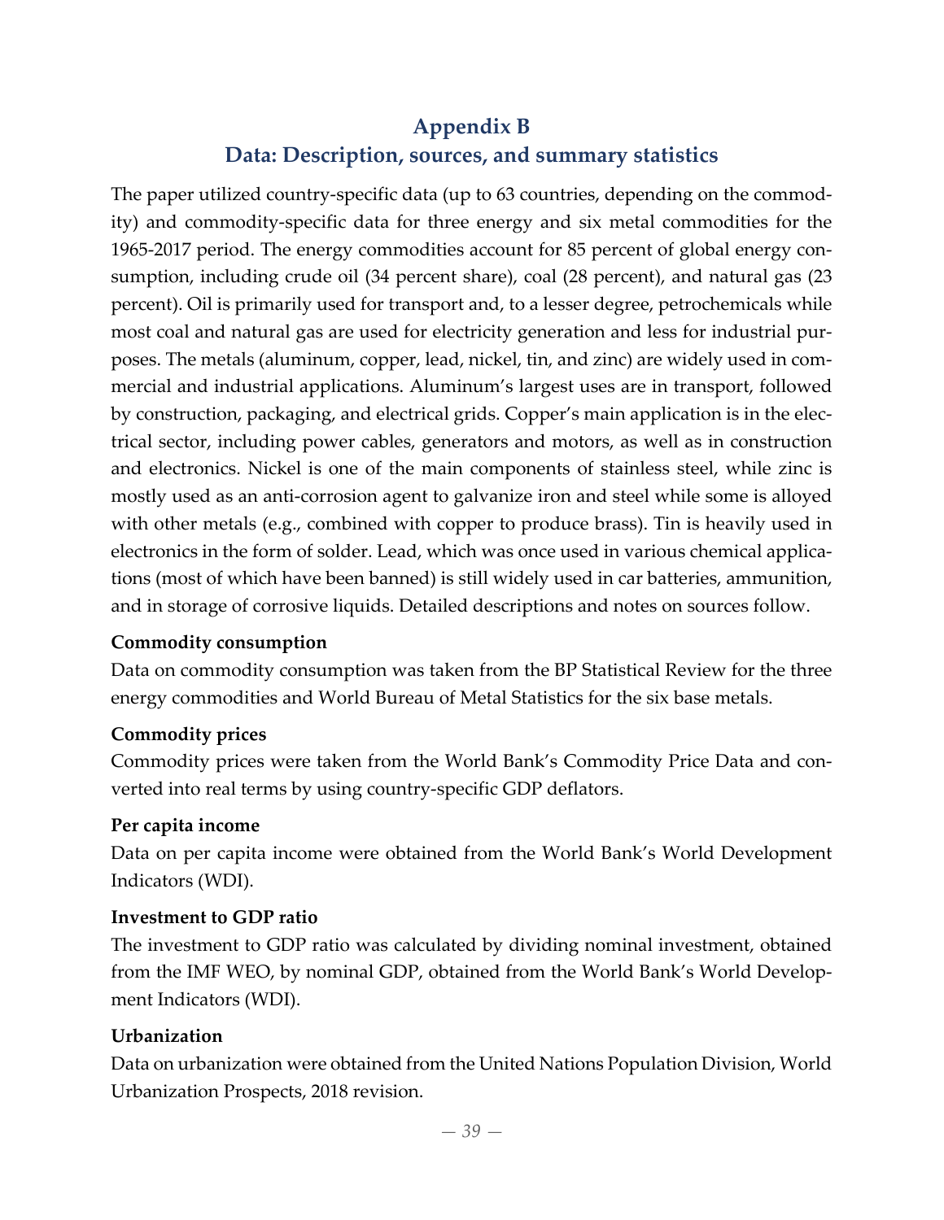# Appendix B
## Data: Description, sources, and summary statistics

The paper utilized country-specific data (up to 63 countries, depending on the commodity) and commodity-specific data for three energy and six metal commodities for the 1965-2017 period. The energy commodities account for 85 percent of global energy consumption, including crude oil (34 percent share), coal (28 percent), and natural gas (23 percent). Oil is primarily used for transport and, to a lesser degree, petrochemicals while most coal and natural gas are used for electricity generation and less for industrial purposes. The metals (aluminum, copper, lead, nickel, tin, and zinc) are widely used in commercial and industrial applications. Aluminum's largest uses are in transport, followed by construction, packaging, and electrical grids. Copper's main application is in the electrical sector, including power cables, generators and motors, as well as in construction and electronics. Nickel is one of the main components of stainless steel, while zinc is mostly used as an anti-corrosion agent to galvanize iron and steel while some is alloyed with other metals (e.g., combined with copper to produce brass). Tin is heavily used in electronics in the form of solder. Lead, which was once used in various chemical applications (most of which have been banned) is still widely used in car batteries, ammunition, and in storage of corrosive liquids. Detailed descriptions and notes on sources follow.

**Commodity consumption**

Data on commodity consumption was taken from the BP Statistical Review for the three energy commodities and World Bureau of Metal Statistics for the six base metals.

**Commodity prices**

Commodity prices were taken from the World Bank's Commodity Price Data and converted into real terms by using country-specific GDP deflators.

**Per capita income**

Data on per capita income were obtained from the World Bank's World Development Indicators (WDI).

**Investment to GDP ratio**

The investment to GDP ratio was calculated by dividing nominal investment, obtained from the IMF WEO, by nominal GDP, obtained from the World Bank's World Development Indicators (WDI).

**Urbanization**

Data on urbanization were obtained from the United Nations Population Division, World Urbanization Prospects, 2018 revision.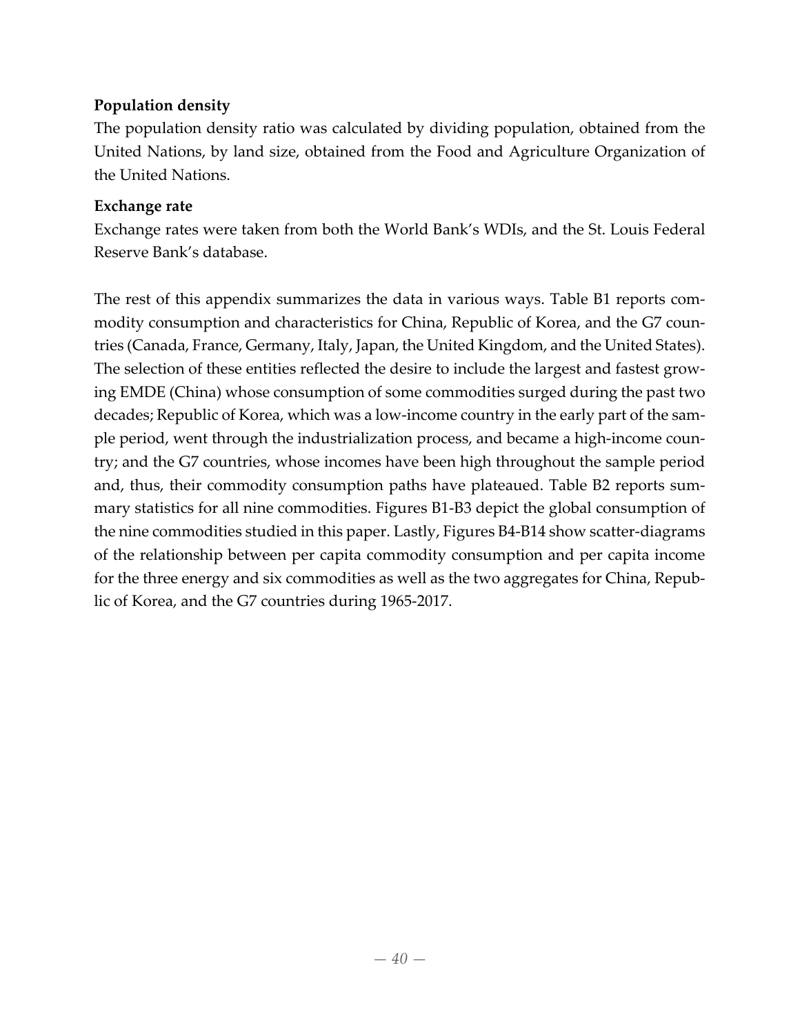**Population density**

The population density ratio was calculated by dividing population, obtained from the United Nations, by land size, obtained from the Food and Agriculture Organization of the United Nations.

**Exchange rate**

Exchange rates were taken from both the World Bank's WDIs, and the St. Louis Federal Reserve Bank's database.

The rest of this appendix summarizes the data in various ways. Table B1 reports commodity consumption and characteristics for China, Republic of Korea, and the G7 countries (Canada, France, Germany, Italy, Japan, the United Kingdom, and the United States). The selection of these entities reflected the desire to include the largest and fastest growing EMDE (China) whose consumption of some commodities surged during the past two decades; Republic of Korea, which was a low-income country in the early part of the sample period, went through the industrialization process, and became a high-income country; and the G7 countries, whose incomes have been high throughout the sample period and, thus, their commodity consumption paths have plateaued. Table B2 reports summary statistics for all nine commodities. Figures B1-B3 depict the global consumption of the nine commodities studied in this paper. Lastly, Figures B4-B14 show scatter-diagrams of the relationship between per capita commodity consumption and per capita income for the three energy and six commodities as well as the two aggregates for China, Republic of Korea, and the G7 countries during 1965-2017.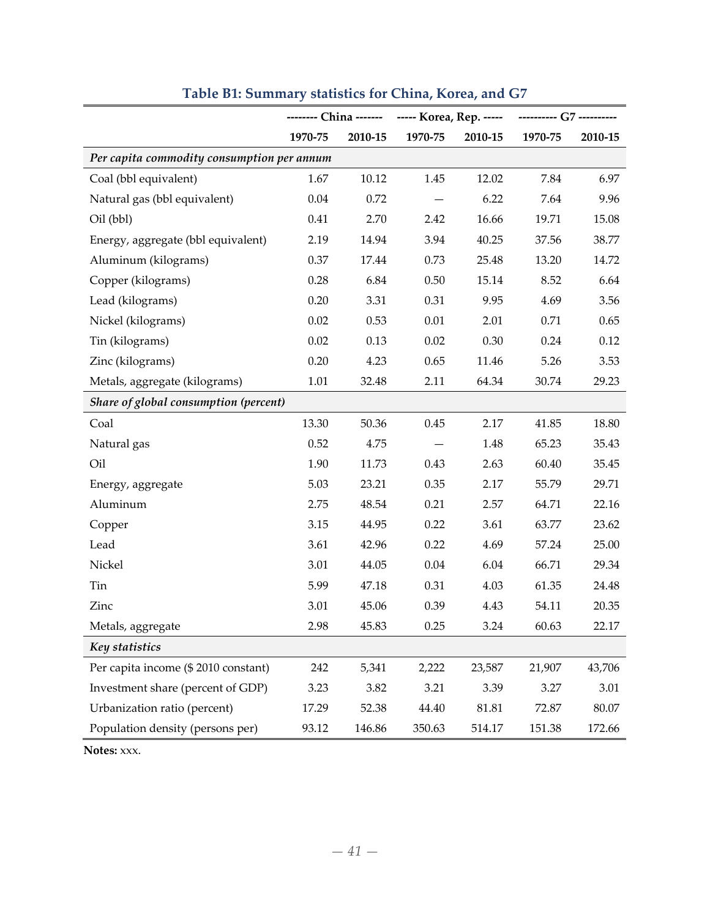**Table B1: Summary statistics for China, Korea, and G7**

| | China | | Korea, Rep. | | G7 | |
|---|---|---|---|---|---|---|
| | 1970-75 | 2010-15 | 1970-75 | 2010-15 | 1970-75 | 2010-15 |
| ***Per capita commodity consumption per annum*** | | | | | | |
| Coal (bbl equivalent) | 1.67 | 10.12 | 1.45 | 12.02 | 7.84 | 6.97 |
| Natural gas (bbl equivalent) | 0.04 | 0.72 | — | 6.22 | 7.64 | 9.96 |
| Oil (bbl) | 0.41 | 2.70 | 2.42 | 16.66 | 19.71 | 15.08 |
| Energy, aggregate (bbl equivalent) | 2.19 | 14.94 | 3.94 | 40.25 | 37.56 | 38.77 |
| Aluminum (kilograms) | 0.37 | 17.44 | 0.73 | 25.48 | 13.20 | 14.72 |
| Copper (kilograms) | 0.28 | 6.84 | 0.50 | 15.14 | 8.52 | 6.64 |
| Lead (kilograms) | 0.20 | 3.31 | 0.31 | 9.95 | 4.69 | 3.56 |
| Nickel (kilograms) | 0.02 | 0.53 | 0.01 | 2.01 | 0.71 | 0.65 |
| Tin (kilograms) | 0.02 | 0.13 | 0.02 | 0.30 | 0.24 | 0.12 |
| Zinc (kilograms) | 0.20 | 4.23 | 0.65 | 11.46 | 5.26 | 3.53 |
| Metals, aggregate (kilograms) | 1.01 | 32.48 | 2.11 | 64.34 | 30.74 | 29.23 |
| ***Share of global consumption (percent)*** | | | | | | |
| Coal | 13.30 | 50.36 | 0.45 | 2.17 | 41.85 | 18.80 |
| Natural gas | 0.52 | 4.75 | — | 1.48 | 65.23 | 35.43 |
| Oil | 1.90 | 11.73 | 0.43 | 2.63 | 60.40 | 35.45 |
| Energy, aggregate | 5.03 | 23.21 | 0.35 | 2.17 | 55.79 | 29.71 |
| Aluminum | 2.75 | 48.54 | 0.21 | 2.57 | 64.71 | 22.16 |
| Copper | 3.15 | 44.95 | 0.22 | 3.61 | 63.77 | 23.62 |
| Lead | 3.61 | 42.96 | 0.22 | 4.69 | 57.24 | 25.00 |
| Nickel | 3.01 | 44.05 | 0.04 | 6.04 | 66.71 | 29.34 |
| Tin | 5.99 | 47.18 | 0.31 | 4.03 | 61.35 | 24.48 |
| Zinc | 3.01 | 45.06 | 0.39 | 4.43 | 54.11 | 20.35 |
| Metals, aggregate | 2.98 | 45.83 | 0.25 | 3.24 | 60.63 | 22.17 |
| ***Key statistics*** | | | | | | |
| Per capita income ($ 2010 constant) | 242 | 5,341 | 2,222 | 23,587 | 21,907 | 43,706 |
| Investment share (percent of GDP) | 3.23 | 3.82 | 3.21 | 3.39 | 3.27 | 3.01 |
| Urbanization ratio (percent) | 17.29 | 52.38 | 44.40 | 81.81 | 72.87 | 80.07 |
| Population density (persons per) | 93.12 | 146.86 | 350.63 | 514.17 | 151.38 | 172.66 |

**Notes:** xxx.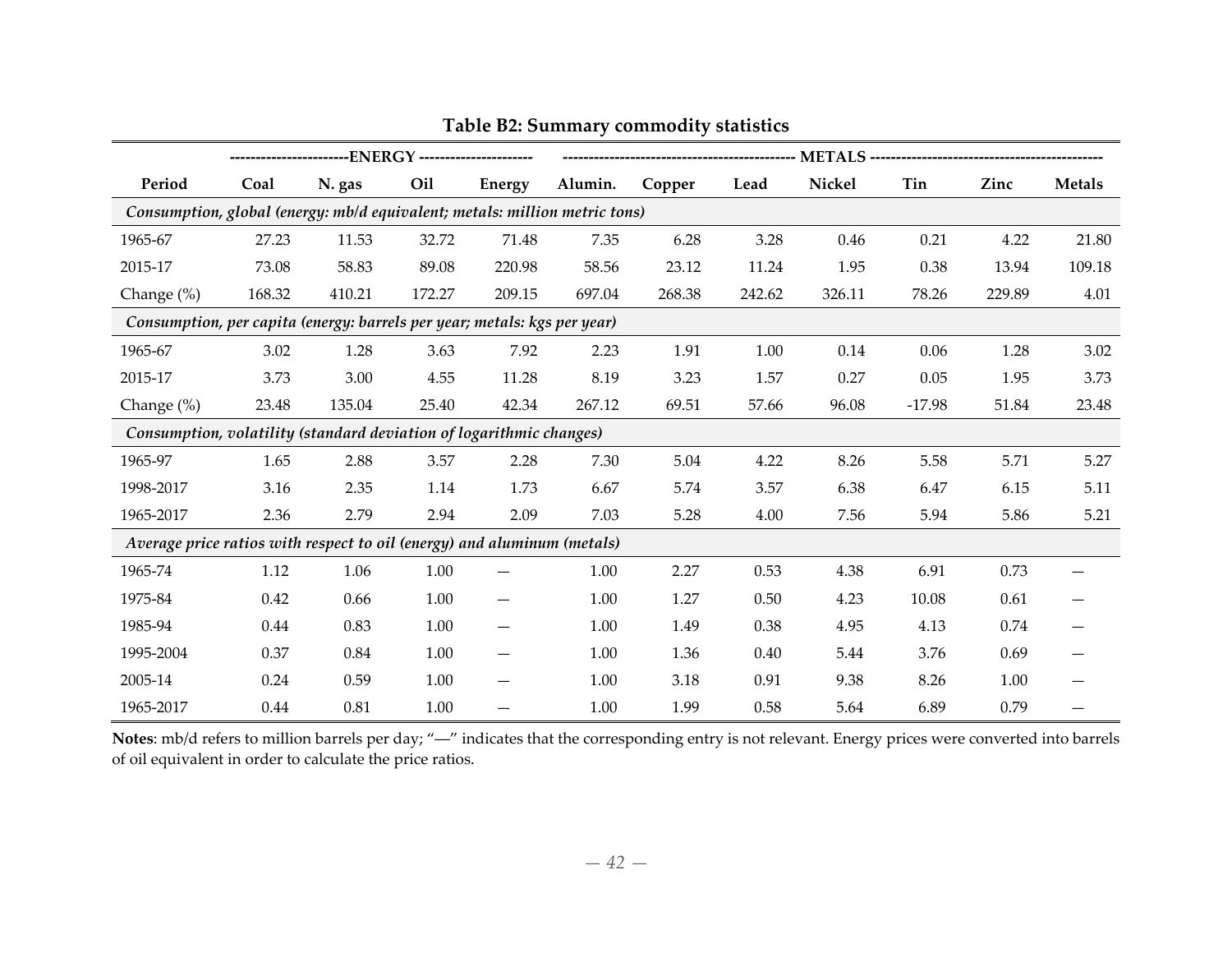**Table B2: Summary commodity statistics**

| | ENERGY | | | | METALS | | | | | | |
|---|---|---|---|---|---|---|---|---|---|---|---|
| **Period** | **Coal** | **N. gas** | **Oil** | **Energy** | **Alumin.** | **Copper** | **Lead** | **Nickel** | **Tin** | **Zinc** | **Metals** |
| *Consumption, global (energy: mb/d equivalent; metals: million metric tons)* | | | | | | | | | | | |
| 1965-67 | 27.23 | 11.53 | 32.72 | 71.48 | 7.35 | 6.28 | 3.28 | 0.46 | 0.21 | 4.22 | 21.80 |
| 2015-17 | 73.08 | 58.83 | 89.08 | 220.98 | 58.56 | 23.12 | 11.24 | 1.95 | 0.38 | 13.94 | 109.18 |
| Change (%) | 168.32 | 410.21 | 172.27 | 209.15 | 697.04 | 268.38 | 242.62 | 326.11 | 78.26 | 229.89 | 4.01 |
| *Consumption, per capita (energy: barrels per year; metals: kgs per year)* | | | | | | | | | | | |
| 1965-67 | 3.02 | 1.28 | 3.63 | 7.92 | 2.23 | 1.91 | 1.00 | 0.14 | 0.06 | 1.28 | 3.02 |
| 2015-17 | 3.73 | 3.00 | 4.55 | 11.28 | 8.19 | 3.23 | 1.57 | 0.27 | 0.05 | 1.95 | 3.73 |
| Change (%) | 23.48 | 135.04 | 25.40 | 42.34 | 267.12 | 69.51 | 57.66 | 96.08 | -17.98 | 51.84 | 23.48 |
| *Consumption, volatility (standard deviation of logarithmic changes)* | | | | | | | | | | | |
| 1965-97 | 1.65 | 2.88 | 3.57 | 2.28 | 7.30 | 5.04 | 4.22 | 8.26 | 5.58 | 5.71 | 5.27 |
| 1998-2017 | 3.16 | 2.35 | 1.14 | 1.73 | 6.67 | 5.74 | 3.57 | 6.38 | 6.47 | 6.15 | 5.11 |
| 1965-2017 | 2.36 | 2.79 | 2.94 | 2.09 | 7.03 | 5.28 | 4.00 | 7.56 | 5.94 | 5.86 | 5.21 |
| *Average price ratios with respect to oil (energy) and aluminum (metals)* | | | | | | | | | | | |
| 1965-74 | 1.12 | 1.06 | 1.00 | — | 1.00 | 2.27 | 0.53 | 4.38 | 6.91 | 0.73 | — |
| 1975-84 | 0.42 | 0.66 | 1.00 | — | 1.00 | 1.27 | 0.50 | 4.23 | 10.08 | 0.61 | — |
| 1985-94 | 0.44 | 0.83 | 1.00 | — | 1.00 | 1.49 | 0.38 | 4.95 | 4.13 | 0.74 | — |
| 1995-2004 | 0.37 | 0.84 | 1.00 | — | 1.00 | 1.36 | 0.40 | 5.44 | 3.76 | 0.69 | — |
| 2005-14 | 0.24 | 0.59 | 1.00 | — | 1.00 | 3.18 | 0.91 | 9.38 | 8.26 | 1.00 | — |
| 1965-2017 | 0.44 | 0.81 | 1.00 | — | 1.00 | 1.99 | 0.58 | 5.64 | 6.89 | 0.79 | — |

**Notes**: mb/d refers to million barrels per day; "—" indicates that the corresponding entry is not relevant. Energy prices were converted into barrels of oil equivalent in order to calculate the price ratios.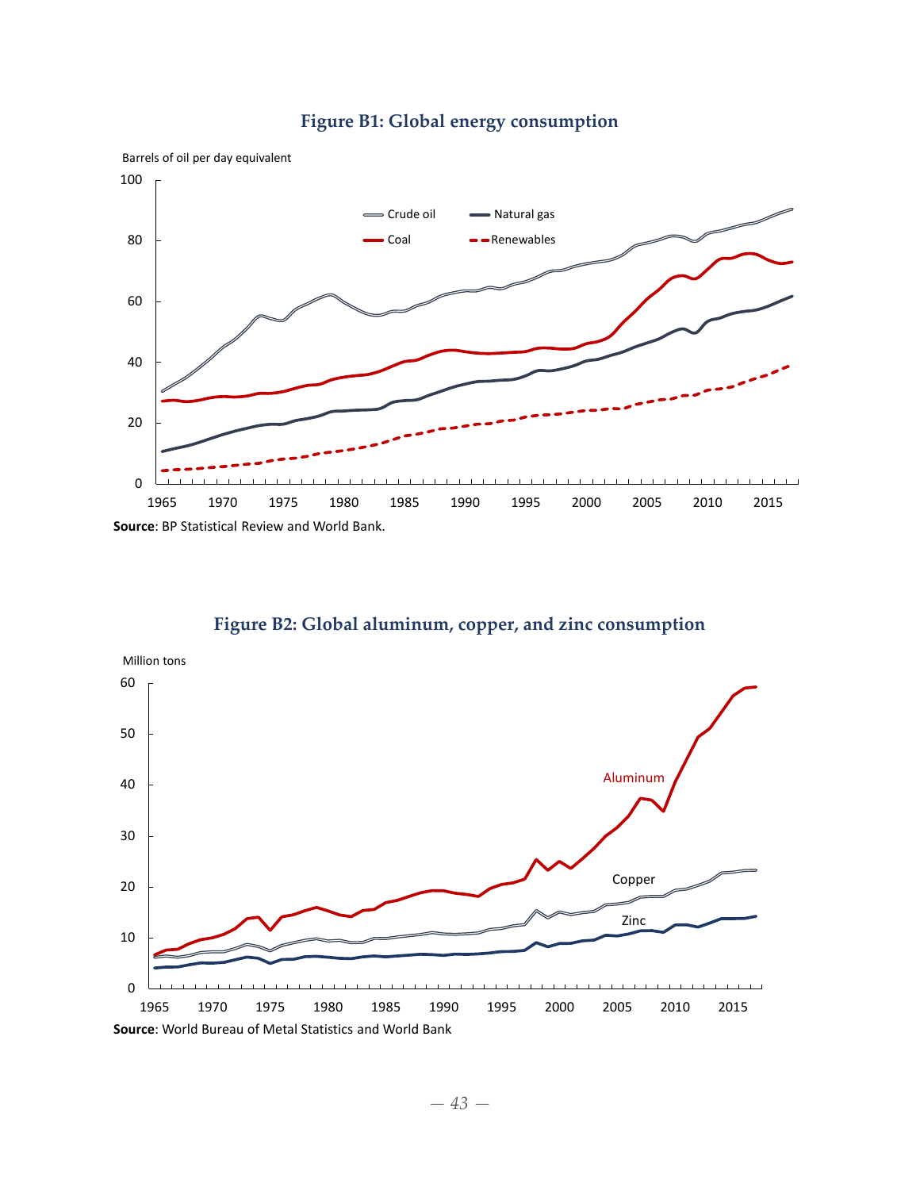**Figure B1: Global energy consumption**

Source: BP Statistical Review and World Bank.

**Figure B2: Global aluminum, copper, and zinc consumption**

Source: World Bureau of Metal Statistics and World Bank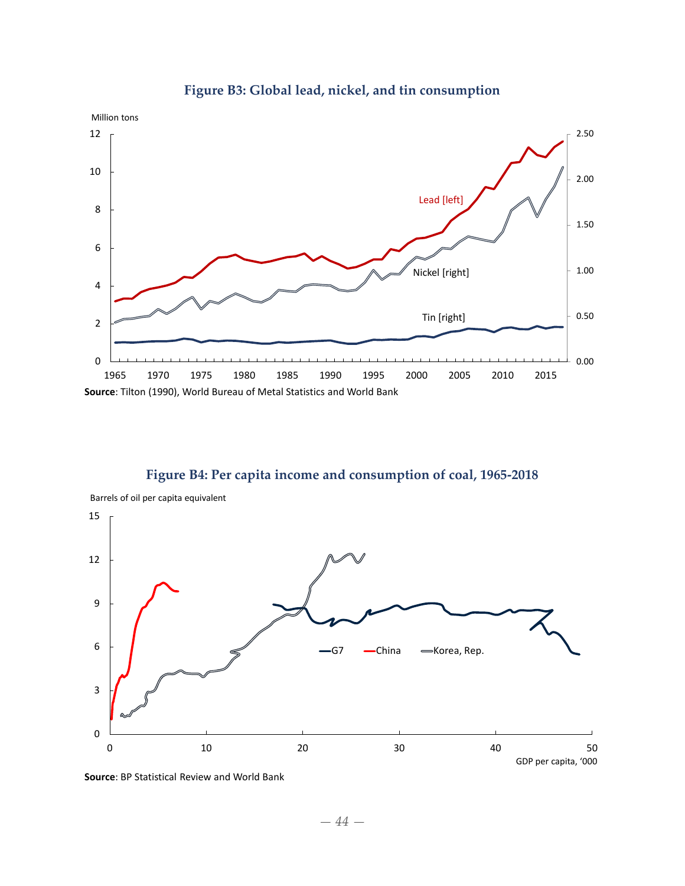**Figure B3: Global lead, nickel, and tin consumption**

**Source**: Tilton (1990), World Bureau of Metal Statistics and World Bank

**Figure B4: Per capita income and consumption of coal, 1965-2018**

**Source**: BP Statistical Review and World Bank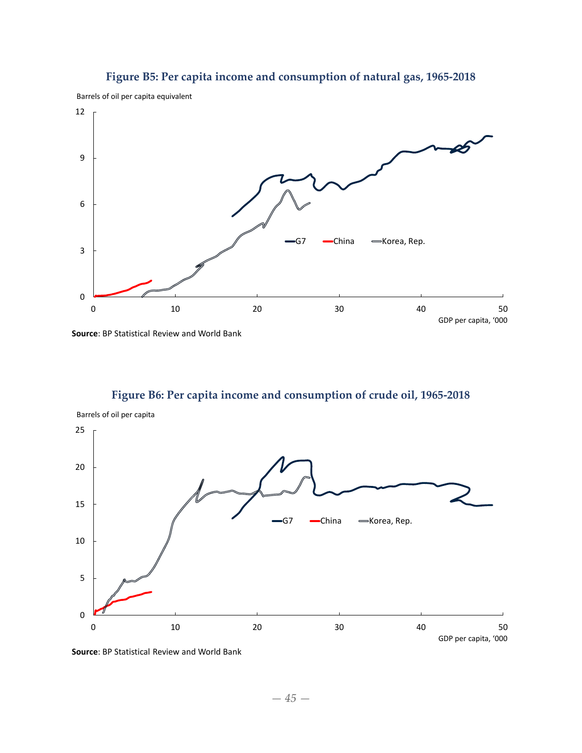**Figure B5: Per capita income and consumption of natural gas, 1965-2018**

**Source**: BP Statistical Review and World Bank

**Figure B6: Per capita income and consumption of crude oil, 1965-2018**

**Source**: BP Statistical Review and World Bank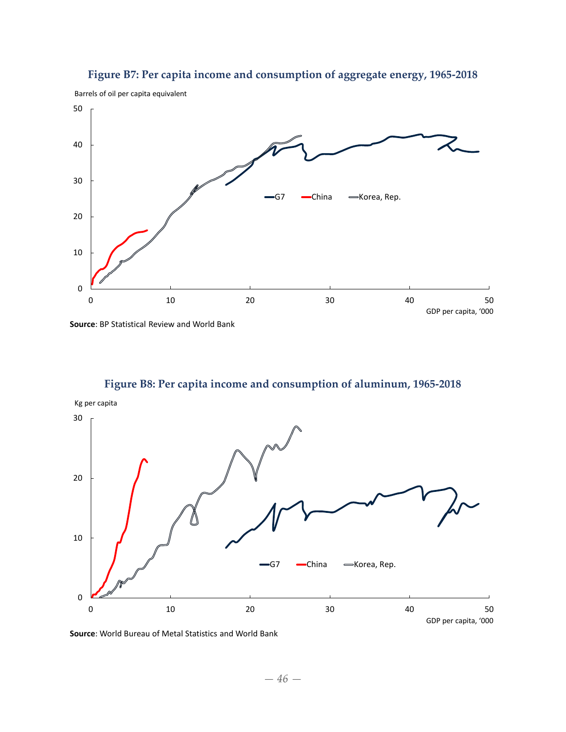### Figure B7: Per capita income and consumption of aggregate energy, 1965-2018

**Source**: BP Statistical Review and World Bank

### Figure B8: Per capita income and consumption of aluminum, 1965-2018

**Source**: World Bureau of Metal Statistics and World Bank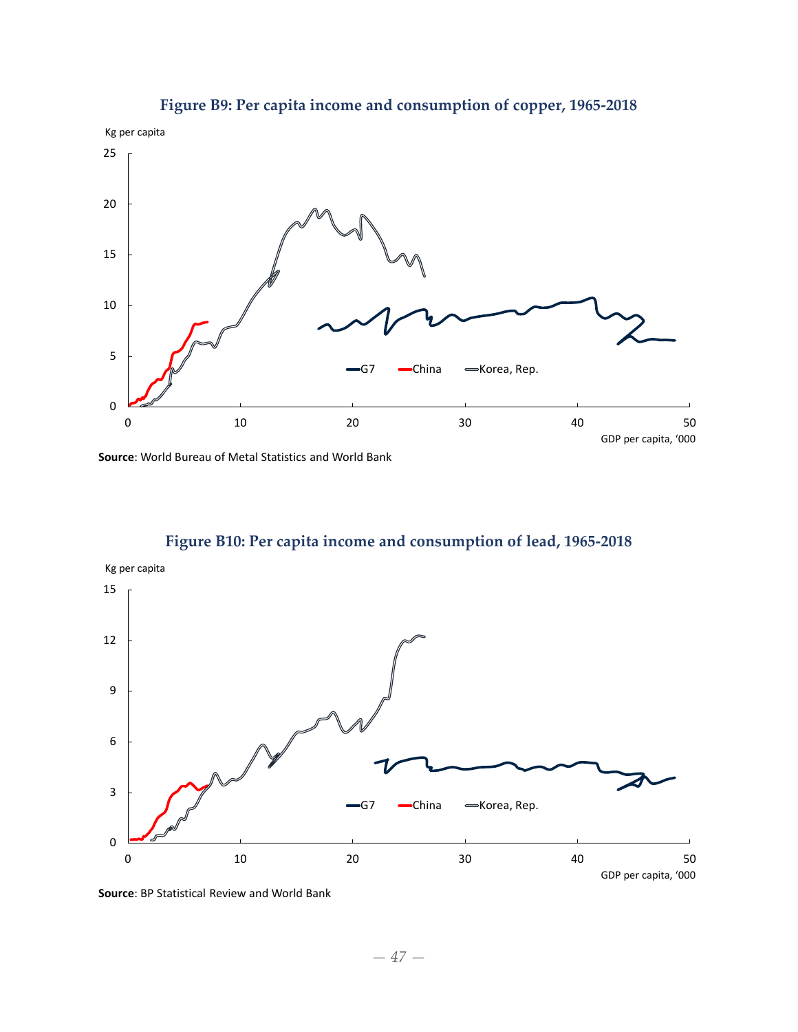**Figure B9: Per capita income and consumption of copper, 1965-2018**

**Source**: World Bureau of Metal Statistics and World Bank

**Figure B10: Per capita income and consumption of lead, 1965-2018**

**Source**: BP Statistical Review and World Bank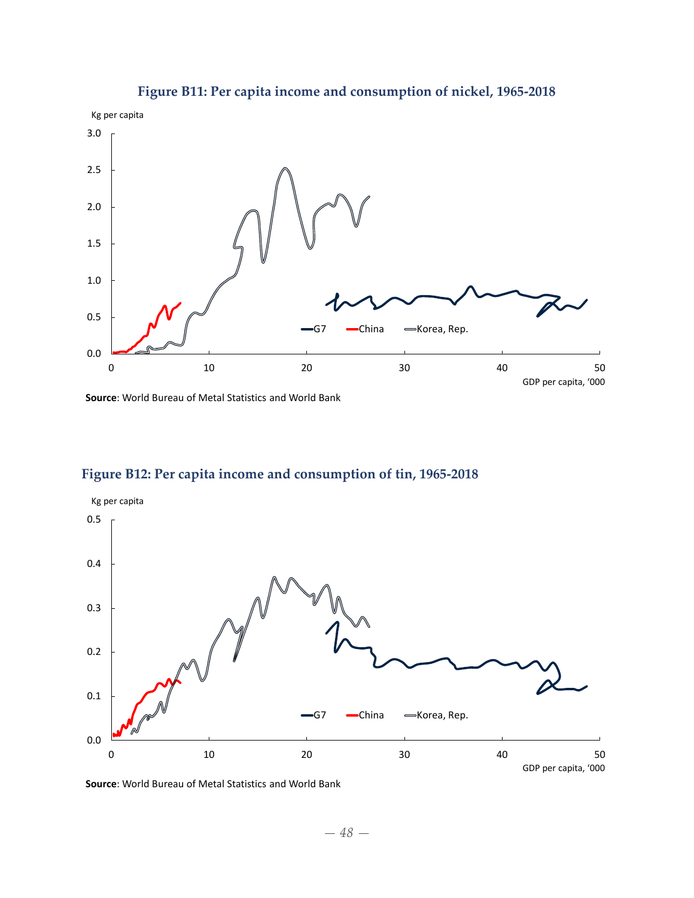**Figure B11: Per capita income and consumption of nickel, 1965-2018**

**Source**: World Bureau of Metal Statistics and World Bank

**Figure B12: Per capita income and consumption of tin, 1965-2018**

**Source**: World Bureau of Metal Statistics and World Bank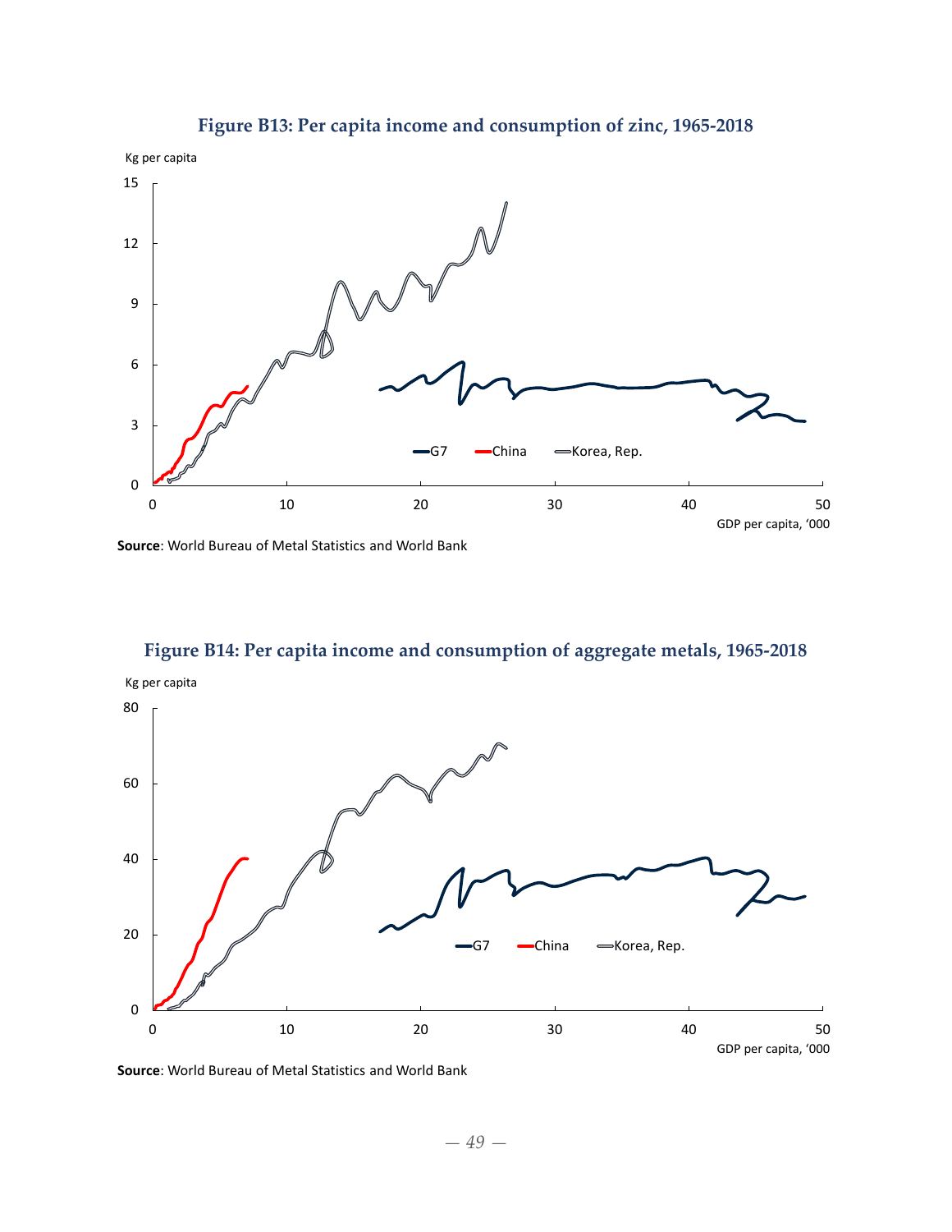**Figure B13: Per capita income and consumption of zinc, 1965-2018**

Kg per capita

GDP per capita, '000

G7 | China | Korea, Rep.

**Source**: World Bureau of Metal Statistics and World Bank

**Figure B14: Per capita income and consumption of aggregate metals, 1965-2018**

Kg per capita

GDP per capita, '000

G7 | China | Korea, Rep.

**Source**: World Bureau of Metal Statistics and World Bank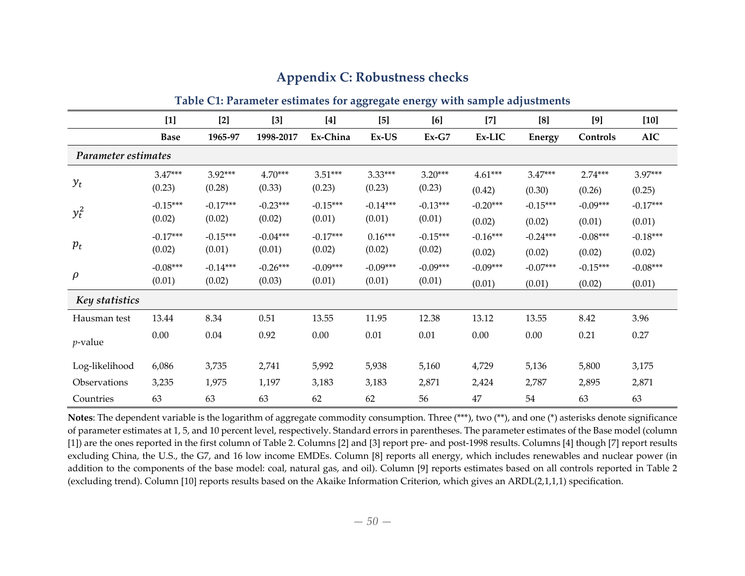## Appendix C: Robustness checks

### Table C1: Parameter estimates for aggregate energy with sample adjustments

| | [1] | [2] | [3] | [4] | [5] | [6] | [7] | [8] | [9] | [10] |
|---|---|---|---|---|---|---|---|---|---|---|
| | **Base** | **1965-97** | **1998-2017** | **Ex-China** | **Ex-US** | **Ex-G7** | **Ex-LIC** | **Energy** | **Controls** | **AIC** |
| ***Parameter estimates*** | | | | | | | | | | |
| $y_t$ | 3.47*** | 3.92*** | 4.70*** | 3.51*** | 3.33*** | 3.20*** | 4.61*** | 3.47*** | 2.74*** | 3.97*** |
| | (0.23) | (0.28) | (0.33) | (0.23) | (0.23) | (0.23) | (0.42) | (0.30) | (0.26) | (0.25) |
| $y_t^2$ | -0.15*** | -0.17*** | -0.23*** | -0.15*** | -0.14*** | -0.13*** | -0.20*** | -0.15*** | -0.09*** | -0.17*** |
| | (0.02) | (0.02) | (0.02) | (0.01) | (0.01) | (0.01) | (0.02) | (0.02) | (0.01) | (0.01) |
| $p_t$ | -0.17*** | -0.15*** | -0.04*** | -0.17*** | 0.16*** | -0.15*** | -0.16*** | -0.24*** | -0.08*** | -0.18*** |
| | (0.02) | (0.01) | (0.01) | (0.02) | (0.02) | (0.02) | (0.02) | (0.02) | (0.02) | (0.02) |
| $\rho$ | -0.08*** | -0.14*** | -0.26*** | -0.09*** | -0.09*** | -0.09*** | -0.09*** | -0.07*** | -0.15*** | -0.08*** |
| | (0.01) | (0.02) | (0.03) | (0.01) | (0.01) | (0.01) | (0.01) | (0.01) | (0.02) | (0.01) |
| ***Key statistics*** | | | | | | | | | | |
| Hausman test | 13.44 | 8.34 | 0.51 | 13.55 | 11.95 | 12.38 | 13.12 | 13.55 | 8.42 | 3.96 |
| $p$-value | 0.00 | 0.04 | 0.92 | 0.00 | 0.01 | 0.01 | 0.00 | 0.00 | 0.21 | 0.27 |
| Log-likelihood | 6,086 | 3,735 | 2,741 | 5,992 | 5,938 | 5,160 | 4,729 | 5,136 | 5,800 | 3,175 |
| Observations | 3,235 | 1,975 | 1,197 | 3,183 | 3,183 | 2,871 | 2,424 | 2,787 | 2,895 | 2,871 |
| Countries | 63 | 63 | 63 | 62 | 62 | 56 | 47 | 54 | 63 | 63 |

**Notes**: The dependent variable is the logarithm of aggregate commodity consumption. Three (***), two (**), and one (*) asterisks denote significance of parameter estimates at 1, 5, and 10 percent level, respectively. Standard errors in parentheses. The parameter estimates of the Base model (column [1]) are the ones reported in the first column of Table 2. Columns [2] and [3] report pre- and post-1998 results. Columns [4] though [7] report results excluding China, the U.S., the G7, and 16 low income EMDEs. Column [8] reports all energy, which includes renewables and nuclear power (in addition to the components of the base model: coal, natural gas, and oil). Column [9] reports estimates based on all controls reported in Table 2 (excluding trend). Column [10] reports results based on the Akaike Information Criterion, which gives an ARDL(2,1,1,1) specification.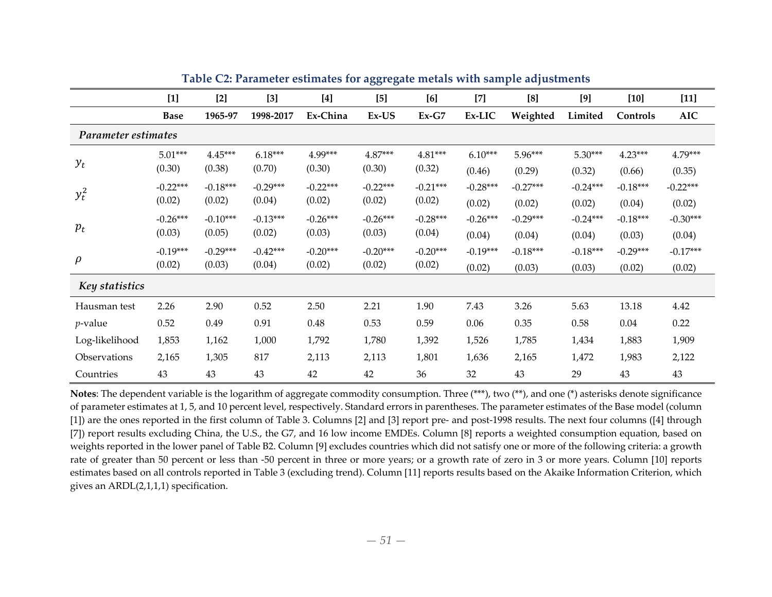**Table C2: Parameter estimates for aggregate metals with sample adjustments**

| | [1] | [2] | [3] | [4] | [5] | [6] | [7] | [8] | [9] | [10] | [11] |
|---|---|---|---|---|---|---|---|---|---|---|---|
| | **Base** | **1965-97** | **1998-2017** | **Ex-China** | **Ex-US** | **Ex-G7** | **Ex-LIC** | **Weighted** | **Limited** | **Controls** | **AIC** |
| ***Parameter estimates*** | | | | | | | | | | | |
| $y_t$ | 5.01*** | 4.45*** | 6.18*** | 4.99*** | 4.87*** | 4.81*** | 6.10*** | 5.96*** | 5.30*** | 4.23*** | 4.79*** |
| | (0.30) | (0.38) | (0.70) | (0.30) | (0.30) | (0.32) | (0.46) | (0.29) | (0.32) | (0.66) | (0.35) |
| $y_t^2$ | -0.22*** | -0.18*** | -0.29*** | -0.22*** | -0.22*** | -0.21*** | -0.28*** | -0.27*** | -0.24*** | -0.18*** | -0.22*** |
| | (0.02) | (0.02) | (0.04) | (0.02) | (0.02) | (0.02) | (0.02) | (0.02) | (0.02) | (0.04) | (0.02) |
| $p_t$ | -0.26*** | -0.10*** | -0.13*** | -0.26*** | -0.26*** | -0.28*** | -0.26*** | -0.29*** | -0.24*** | -0.18*** | -0.30*** |
| | (0.03) | (0.05) | (0.02) | (0.03) | (0.03) | (0.04) | (0.04) | (0.04) | (0.04) | (0.03) | (0.04) |
| $\rho$ | -0.19*** | -0.29*** | -0.42*** | -0.20*** | -0.20*** | -0.20*** | -0.19*** | -0.18*** | -0.18*** | -0.29*** | -0.17*** |
| | (0.02) | (0.03) | (0.04) | (0.02) | (0.02) | (0.02) | (0.02) | (0.03) | (0.03) | (0.02) | (0.02) |
| ***Key statistics*** | | | | | | | | | | | |
| Hausman test | 2.26 | 2.90 | 0.52 | 2.50 | 2.21 | 1.90 | 7.43 | 3.26 | 5.63 | 13.18 | 4.42 |
| $p$-value | 0.52 | 0.49 | 0.91 | 0.48 | 0.53 | 0.59 | 0.06 | 0.35 | 0.58 | 0.04 | 0.22 |
| Log-likelihood | 1,853 | 1,162 | 1,000 | 1,792 | 1,780 | 1,392 | 1,526 | 1,785 | 1,434 | 1,883 | 1,909 |
| Observations | 2,165 | 1,305 | 817 | 2,113 | 2,113 | 1,801 | 1,636 | 2,165 | 1,472 | 1,983 | 2,122 |
| Countries | 43 | 43 | 43 | 42 | 42 | 36 | 32 | 43 | 29 | 43 | 43 |

**Notes**: The dependent variable is the logarithm of aggregate commodity consumption. Three (***), two (**), and one (*) asterisks denote significance of parameter estimates at 1, 5, and 10 percent level, respectively. Standard errors in parentheses. The parameter estimates of the Base model (column [1]) are the ones reported in the first column of Table 3. Columns [2] and [3] report pre- and post-1998 results. The next four columns ([4] through [7]) report results excluding China, the U.S., the G7, and 16 low income EMDEs. Column [8] reports a weighted consumption equation, based on weights reported in the lower panel of Table B2. Column [9] excludes countries which did not satisfy one or more of the following criteria: a growth rate of greater than 50 percent or less than -50 percent in three or more years; or a growth rate of zero in 3 or more years. Column [10] reports estimates based on all controls reported in Table 3 (excluding trend). Column [11] reports results based on the Akaike Information Criterion, which gives an ARDL(2,1,1,1) specification.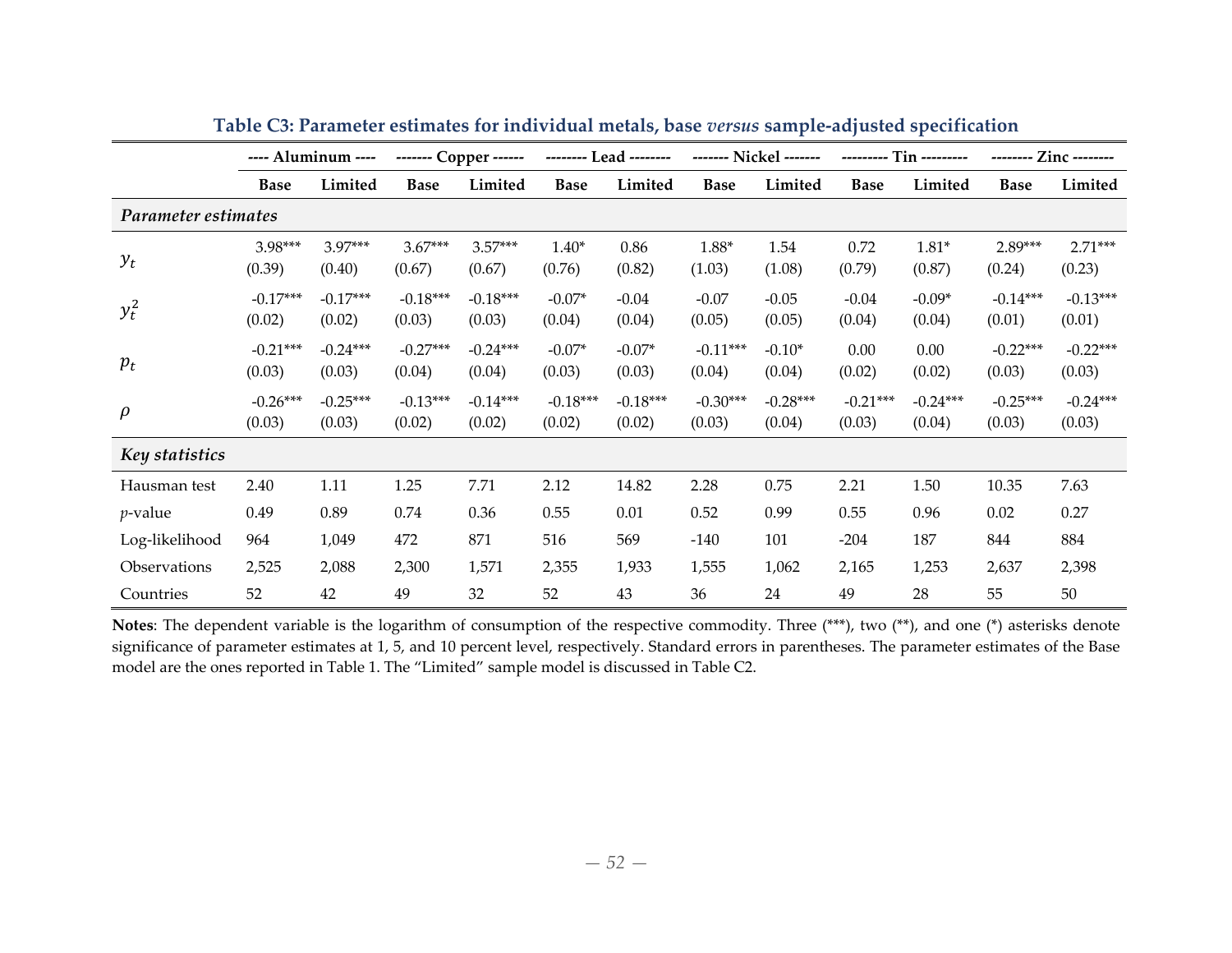**Table C3: Parameter estimates for individual metals, base *versus* sample-adjusted specification**

| | ---- Aluminum ---- | | ------- Copper ------ | | -------- Lead -------- | | ------- Nickel ------- | | --------- Tin --------- | | -------- Zinc -------- | |
|---|---|---|---|---|---|---|---|---|---|---|---|---|
| | **Base** | **Limited** | **Base** | **Limited** | **Base** | **Limited** | **Base** | **Limited** | **Base** | **Limited** | **Base** | **Limited** |
| ***Parameter estimates*** | | | | | | | | | | | | |
| $y_t$ | 3.98*** | 3.97*** | 3.67*** | 3.57*** | 1.40* | 0.86 | 1.88* | 1.54 | 0.72 | 1.81* | 2.89*** | 2.71*** |
| | (0.39) | (0.40) | (0.67) | (0.67) | (0.76) | (0.82) | (1.03) | (1.08) | (0.79) | (0.87) | (0.24) | (0.23) |
| $y_t^2$ | -0.17*** | -0.17*** | -0.18*** | -0.18*** | -0.07* | -0.04 | -0.07 | -0.05 | -0.04 | -0.09* | -0.14*** | -0.13*** |
| | (0.02) | (0.02) | (0.03) | (0.03) | (0.04) | (0.04) | (0.05) | (0.05) | (0.04) | (0.04) | (0.01) | (0.01) |
| $p_t$ | -0.21*** | -0.24*** | -0.27*** | -0.24*** | -0.07* | -0.07* | -0.11*** | -0.10* | 0.00 | 0.00 | -0.22*** | -0.22*** |
| | (0.03) | (0.03) | (0.04) | (0.04) | (0.03) | (0.03) | (0.04) | (0.04) | (0.02) | (0.02) | (0.03) | (0.03) |
| $\rho$ | -0.26*** | -0.25*** | -0.13*** | -0.14*** | -0.18*** | -0.18*** | -0.30*** | -0.28*** | -0.21*** | -0.24*** | -0.25*** | -0.24*** |
| | (0.03) | (0.03) | (0.02) | (0.02) | (0.02) | (0.02) | (0.03) | (0.04) | (0.03) | (0.04) | (0.03) | (0.03) |
| ***Key statistics*** | | | | | | | | | | | | |
| Hausman test | 2.40 | 1.11 | 1.25 | 7.71 | 2.12 | 14.82 | 2.28 | 0.75 | 2.21 | 1.50 | 10.35 | 7.63 |
| *p*-value | 0.49 | 0.89 | 0.74 | 0.36 | 0.55 | 0.01 | 0.52 | 0.99 | 0.55 | 0.96 | 0.02 | 0.27 |
| Log-likelihood | 964 | 1,049 | 472 | 871 | 516 | 569 | -140 | 101 | -204 | 187 | 844 | 884 |
| Observations | 2,525 | 2,088 | 2,300 | 1,571 | 2,355 | 1,933 | 1,555 | 1,062 | 2,165 | 1,253 | 2,637 | 2,398 |
| Countries | 52 | 42 | 49 | 32 | 52 | 43 | 36 | 24 | 49 | 28 | 55 | 50 |

**Notes**: The dependent variable is the logarithm of consumption of the respective commodity. Three (***), two (**), and one (*) asterisks denote significance of parameter estimates at 1, 5, and 10 percent level, respectively. Standard errors in parentheses. The parameter estimates of the Base model are the ones reported in Table 1. The "Limited" sample model is discussed in Table C2.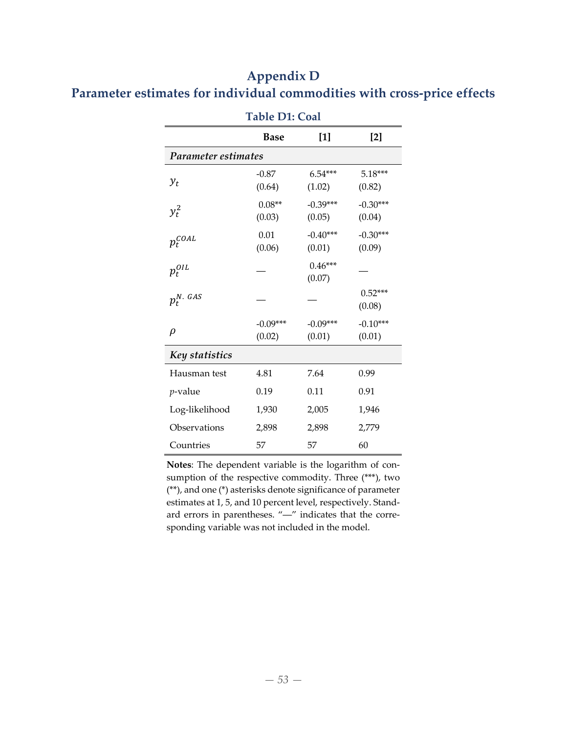# Appendix D

## Parameter estimates for individual commodities with cross-price effects

**Table D1: Coal**

| | **Base** | **[1]** | **[2]** |
|---|---|---|---|
| ***Parameter estimates*** | | | |
| $y_t$ | -0.87 (0.64) | 6.54*** (1.02) | 5.18*** (0.82) |
| $y_t^2$ | 0.08** (0.03) | -0.39*** (0.05) | -0.30*** (0.04) |
| $p_t^{COAL}$ | 0.01 (0.06) | -0.40*** (0.01) | -0.30*** (0.09) |
| $p_t^{OIL}$ | — | 0.46*** (0.07) | — |
| $p_t^{N.\ GAS}$ | — | — | 0.52*** (0.08) |
| $\rho$ | -0.09*** (0.02) | -0.09*** (0.01) | -0.10*** (0.01) |
| ***Key statistics*** | | | |
| Hausman test | 4.81 | 7.64 | 0.99 |
| $p$-value | 0.19 | 0.11 | 0.91 |
| Log-likelihood | 1,930 | 2,005 | 1,946 |
| Observations | 2,898 | 2,898 | 2,779 |
| Countries | 57 | 57 | 60 |

**Notes**: The dependent variable is the logarithm of consumption of the respective commodity. Three (***), two (**), and one (*) asterisks denote significance of parameter estimates at 1, 5, and 10 percent level, respectively. Standard errors in parentheses. "—" indicates that the corresponding variable was not included in the model.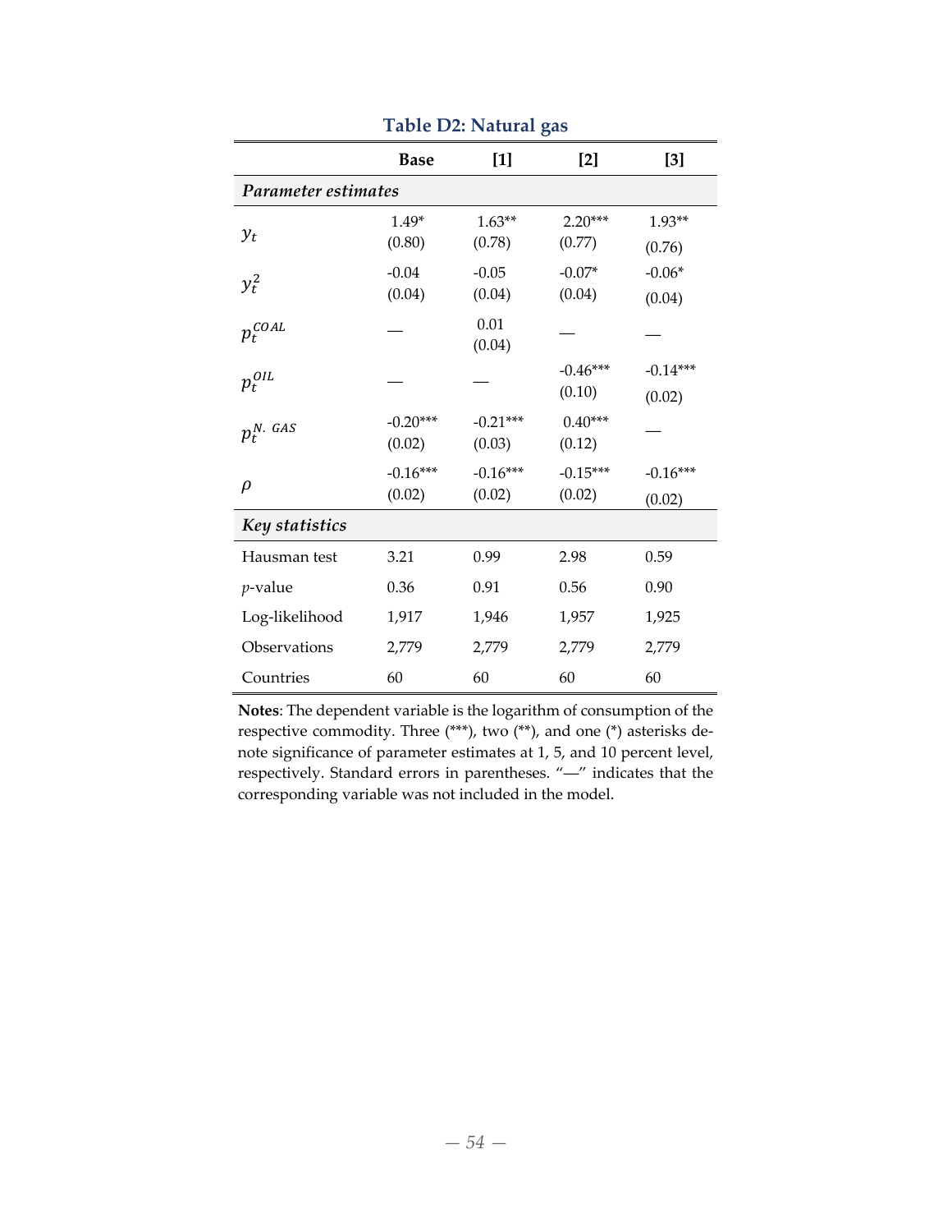**Table D2: Natural gas**

| | Base | [1] | [2] | [3] |
|---|---|---|---|---|
| ***Parameter estimates*** | | | | |
| $y_t$ | 1.49* | 1.63** | 2.20*** | 1.93** |
| | (0.80) | (0.78) | (0.77) | (0.76) |
| $y_t^2$ | -0.04 | -0.05 | -0.07* | -0.06* |
| | (0.04) | (0.04) | (0.04) | (0.04) |
| $p_t^{COAL}$ | — | 0.01 | — | — |
| | | (0.04) | | |
| $p_t^{OIL}$ | — | — | -0.46*** | -0.14*** |
| | | | (0.10) | (0.02) |
| $p_t^{N.\ GAS}$ | -0.20*** | -0.21*** | 0.40*** | — |
| | (0.02) | (0.03) | (0.12) | |
| $\rho$ | -0.16*** | -0.16*** | -0.15*** | -0.16*** |
| | (0.02) | (0.02) | (0.02) | (0.02) |
| ***Key statistics*** | | | | |
| Hausman test | 3.21 | 0.99 | 2.98 | 0.59 |
| *p*-value | 0.36 | 0.91 | 0.56 | 0.90 |
| Log-likelihood | 1,917 | 1,946 | 1,957 | 1,925 |
| Observations | 2,779 | 2,779 | 2,779 | 2,779 |
| Countries | 60 | 60 | 60 | 60 |

**Notes**: The dependent variable is the logarithm of consumption of the respective commodity. Three (***), two (**), and one (*) asterisks denote significance of parameter estimates at 1, 5, and 10 percent level, respectively. Standard errors in parentheses. "—" indicates that the corresponding variable was not included in the model.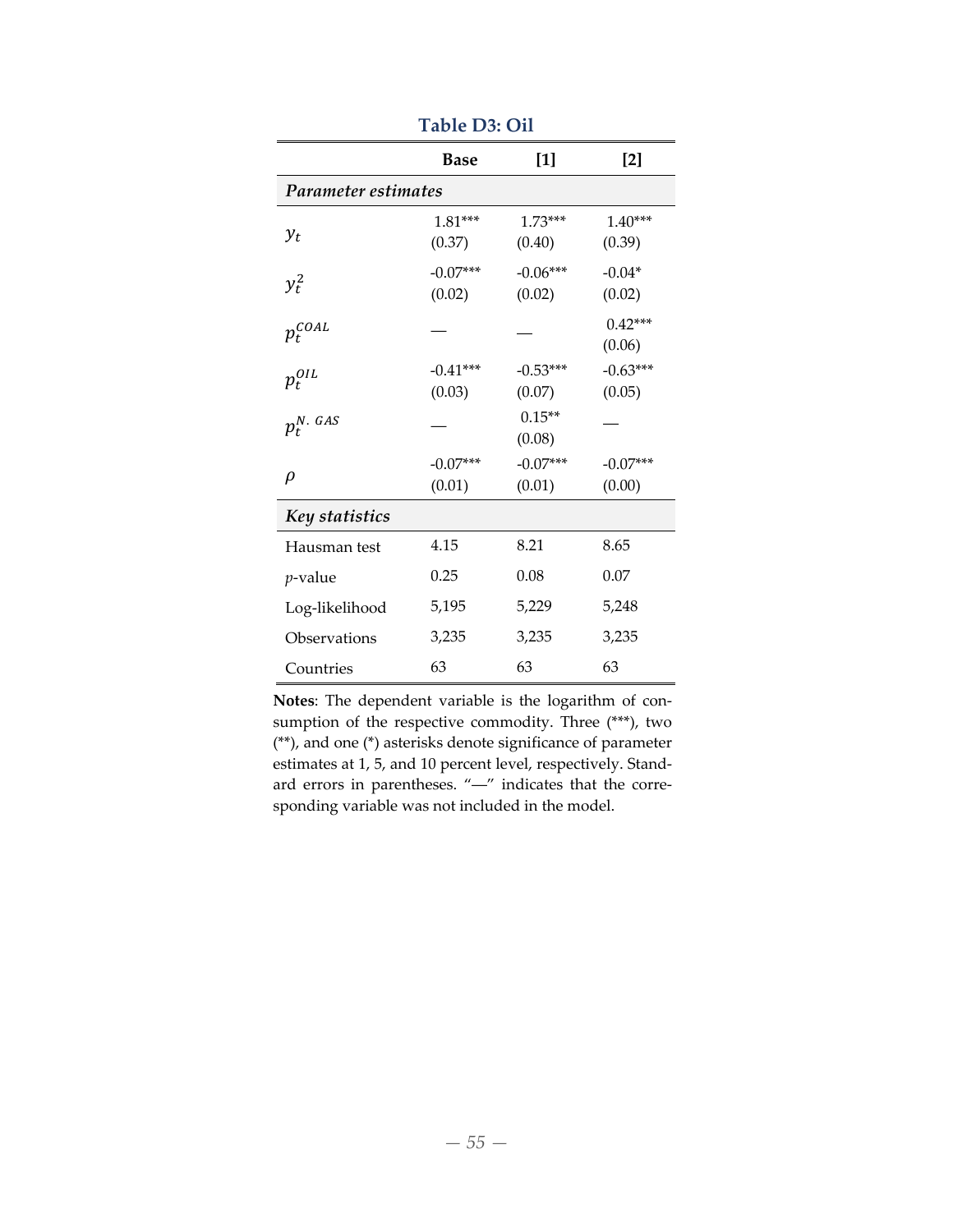**Table D3: Oil**

| | **Base** | **[1]** | **[2]** |
|---|---|---|---|
| ***Parameter estimates*** | | | |
| $y_t$ | 1.81*** (0.37) | 1.73*** (0.40) | 1.40*** (0.39) |
| $y_t^2$ | -0.07*** (0.02) | -0.06*** (0.02) | -0.04* (0.02) |
| $p_t^{COAL}$ | — | — | 0.42*** (0.06) |
| $p_t^{OIL}$ | -0.41*** (0.03) | -0.53*** (0.07) | -0.63*** (0.05) |
| $p_t^{N.\ GAS}$ | — | 0.15** (0.08) | — |
| $\rho$ | -0.07*** (0.01) | -0.07*** (0.01) | -0.07*** (0.00) |
| ***Key statistics*** | | | |
| Hausman test | 4.15 | 8.21 | 8.65 |
| *p*-value | 0.25 | 0.08 | 0.07 |
| Log-likelihood | 5,195 | 5,229 | 5,248 |
| Observations | 3,235 | 3,235 | 3,235 |
| Countries | 63 | 63 | 63 |

**Notes**: The dependent variable is the logarithm of consumption of the respective commodity. Three (***), two (**), and one (*) asterisks denote significance of parameter estimates at 1, 5, and 10 percent level, respectively. Standard errors in parentheses. "—" indicates that the corresponding variable was not included in the model.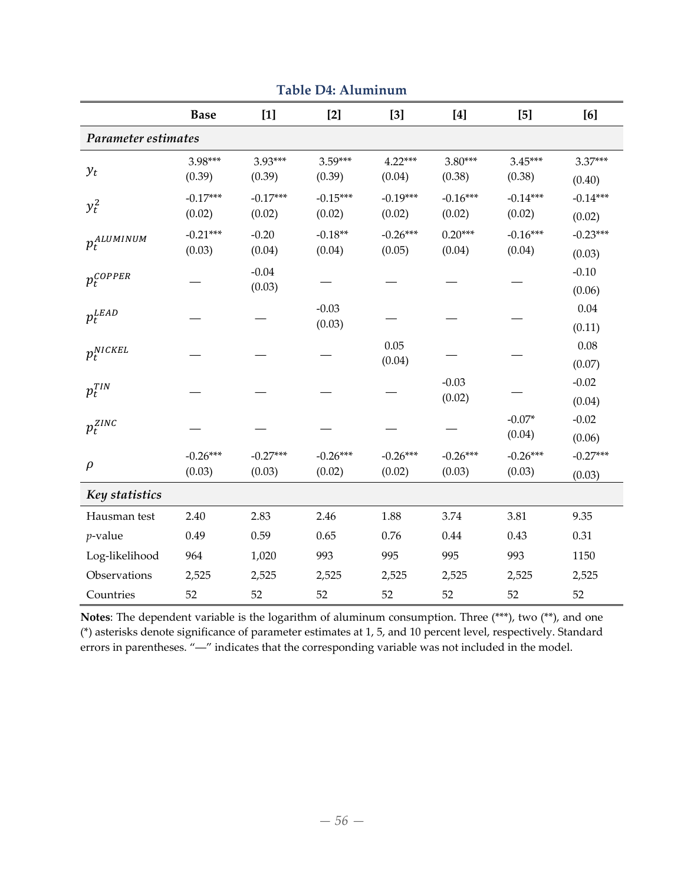**Table D4: Aluminum**

| | **Base** | **[1]** | **[2]** | **[3]** | **[4]** | **[5]** | **[6]** |
|---|---|---|---|---|---|---|---|
| *Parameter estimates* | | | | | | | |
| $y_t$ | 3.98*** | 3.93*** | 3.59*** | 4.22*** | 3.80*** | 3.45*** | 3.37*** |
| | (0.39) | (0.39) | (0.39) | (0.04) | (0.38) | (0.38) | (0.40) |
| $y_t^2$ | -0.17*** | -0.17*** | -0.15*** | -0.19*** | -0.16*** | -0.14*** | -0.14*** |
| | (0.02) | (0.02) | (0.02) | (0.02) | (0.02) | (0.02) | (0.02) |
| $p_t^{ALUMINUM}$ | -0.21*** | -0.20 | -0.18** | -0.26*** | 0.20*** | -0.16*** | -0.23*** |
| | (0.03) | (0.04) | (0.04) | (0.05) | (0.04) | (0.04) | (0.03) |
| $p_t^{COPPER}$ | — | -0.04 | — | — | — | — | -0.10 |
| | | (0.03) | | | | | (0.06) |
| $p_t^{LEAD}$ | — | — | -0.03 | — | — | — | 0.04 |
| | | | (0.03) | | | | (0.11) |
| $p_t^{NICKEL}$ | — | — | — | 0.05 | — | — | 0.08 |
| | | | | (0.04) | | | (0.07) |
| $p_t^{TIN}$ | — | — | — | — | -0.03 | — | -0.02 |
| | | | | | (0.02) | | (0.04) |
| $p_t^{ZINC}$ | — | — | — | — | — | -0.07* | -0.02 |
| | | | | | | (0.04) | (0.06) |
| $\rho$ | -0.26*** | -0.27*** | -0.26*** | -0.26*** | -0.26*** | -0.26*** | -0.27*** |
| | (0.03) | (0.03) | (0.02) | (0.02) | (0.03) | (0.03) | (0.03) |
| *Key statistics* | | | | | | | |
| Hausman test | 2.40 | 2.83 | 2.46 | 1.88 | 3.74 | 3.81 | 9.35 |
| $p$-value | 0.49 | 0.59 | 0.65 | 0.76 | 0.44 | 0.43 | 0.31 |
| Log-likelihood | 964 | 1,020 | 993 | 995 | 995 | 993 | 1150 |
| Observations | 2,525 | 2,525 | 2,525 | 2,525 | 2,525 | 2,525 | 2,525 |
| Countries | 52 | 52 | 52 | 52 | 52 | 52 | 52 |

**Notes**: The dependent variable is the logarithm of aluminum consumption. Three (***), two (**), and one (*) asterisks denote significance of parameter estimates at 1, 5, and 10 percent level, respectively. Standard errors in parentheses. "—" indicates that the corresponding variable was not included in the model.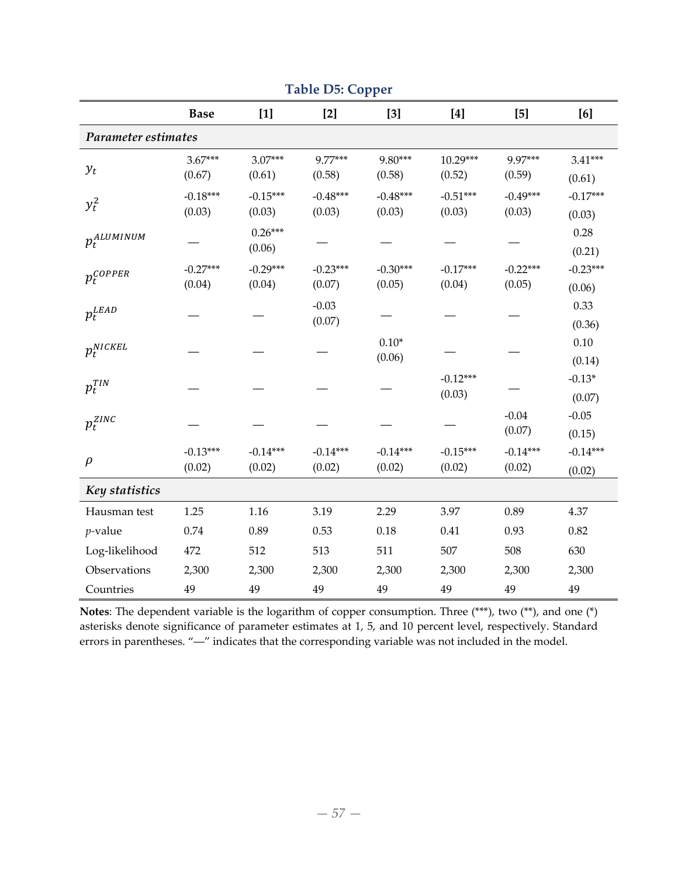**Table D5: Copper**

| | Base | [1] | [2] | [3] | [4] | [5] | [6] |
|---|---|---|---|---|---|---|---|
| ***Parameter estimates*** | | | | | | | |
| $y_t$ | 3.67*** (0.67) | 3.07*** (0.61) | 9.77*** (0.58) | 9.80*** (0.58) | 10.29*** (0.52) | 9.97*** (0.59) | 3.41*** (0.61) |
| $y_t^2$ | -0.18*** (0.03) | -0.15*** (0.03) | -0.48*** (0.03) | -0.48*** (0.03) | -0.51*** (0.03) | -0.49*** (0.03) | -0.17*** (0.03) |
| $p_t^{ALUMINUM}$ | — | 0.26*** (0.06) | — | — | — | — | 0.28 (0.21) |
| $p_t^{COPPER}$ | -0.27*** (0.04) | -0.29*** (0.04) | -0.23*** (0.07) | -0.30*** (0.05) | -0.17*** (0.04) | -0.22*** (0.05) | -0.23*** (0.06) |
| $p_t^{LEAD}$ | — | — | -0.03 (0.07) | — | — | — | 0.33 (0.36) |
| $p_t^{NICKEL}$ | — | — | — | 0.10* (0.06) | — | — | 0.10 (0.14) |
| $p_t^{TIN}$ | — | — | — | — | -0.12*** (0.03) | — | -0.13* (0.07) |
| $p_t^{ZINC}$ | — | — | — | — | — | -0.04 (0.07) | -0.05 (0.15) |
| $\rho$ | -0.13*** (0.02) | -0.14*** (0.02) | -0.14*** (0.02) | -0.14*** (0.02) | -0.15*** (0.02) | -0.14*** (0.02) | -0.14*** (0.02) |
| ***Key statistics*** | | | | | | | |
| Hausman test | 1.25 | 1.16 | 3.19 | 2.29 | 3.97 | 0.89 | 4.37 |
| *p*-value | 0.74 | 0.89 | 0.53 | 0.18 | 0.41 | 0.93 | 0.82 |
| Log-likelihood | 472 | 512 | 513 | 511 | 507 | 508 | 630 |
| Observations | 2,300 | 2,300 | 2,300 | 2,300 | 2,300 | 2,300 | 2,300 |
| Countries | 49 | 49 | 49 | 49 | 49 | 49 | 49 |

**Notes**: The dependent variable is the logarithm of copper consumption. Three (***), two (**), and one (*) asterisks denote significance of parameter estimates at 1, 5, and 10 percent level, respectively. Standard errors in parentheses. "—" indicates that the corresponding variable was not included in the model.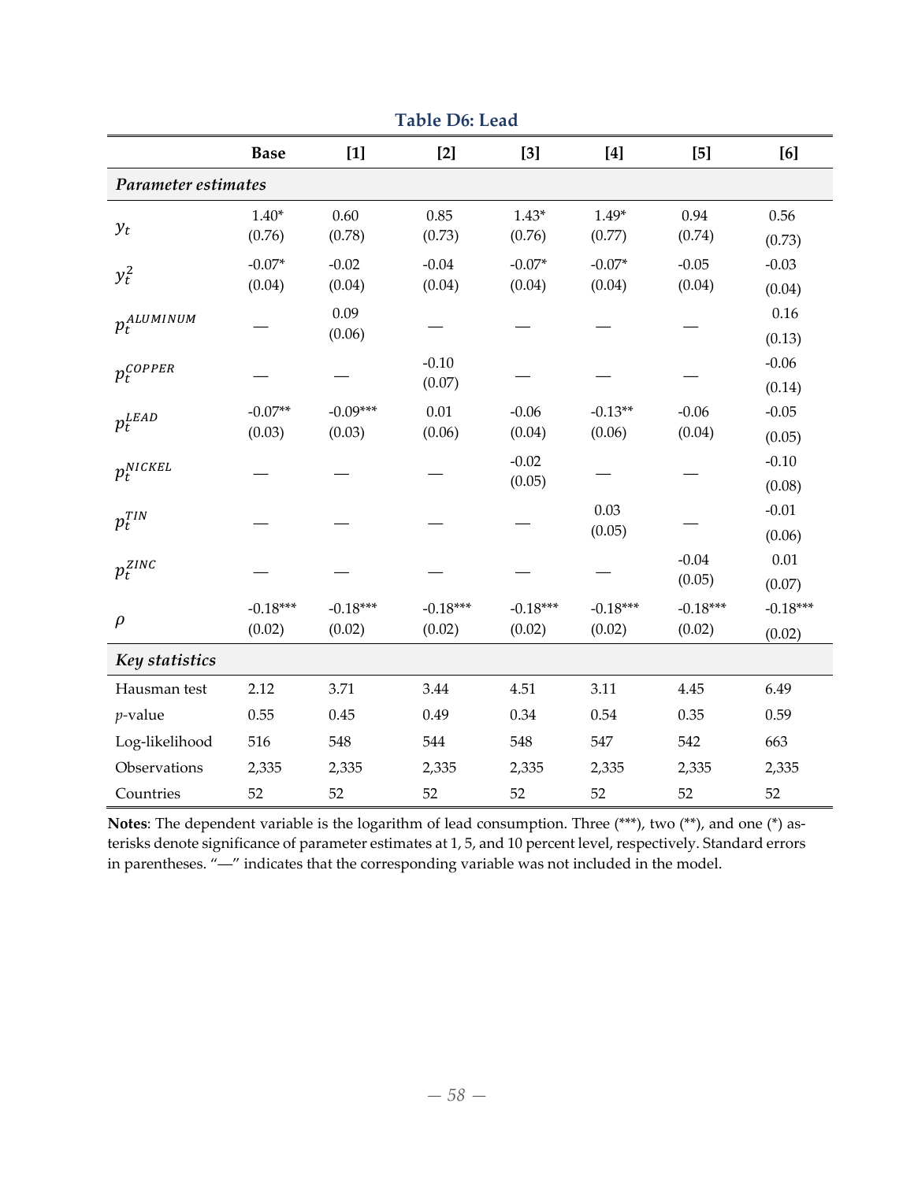**Table D6: Lead**

| | **Base** | **[1]** | **[2]** | **[3]** | **[4]** | **[5]** | **[6]** |
|---|---|---|---|---|---|---|---|
| ***Parameter estimates*** | | | | | | | |
| $y_t$ | 1.40* (0.76) | 0.60 (0.78) | 0.85 (0.73) | 1.43* (0.76) | 1.49* (0.77) | 0.94 (0.74) | 0.56 (0.73) |
| $y_t^2$ | -0.07* (0.04) | -0.02 (0.04) | -0.04 (0.04) | -0.07* (0.04) | -0.07* (0.04) | -0.05 (0.04) | -0.03 (0.04) |
| $p_t^{ALUMINUM}$ | — | 0.09 (0.06) | — | — | — | — | 0.16 (0.13) |
| $p_t^{COPPER}$ | — | — | -0.10 (0.07) | — | — | — | -0.06 (0.14) |
| $p_t^{LEAD}$ | -0.07** (0.03) | -0.09*** (0.03) | 0.01 (0.06) | -0.06 (0.04) | -0.13** (0.06) | -0.06 (0.04) | -0.05 (0.05) |
| $p_t^{NICKEL}$ | — | — | — | -0.02 (0.05) | — | — | -0.10 (0.08) |
| $p_t^{TIN}$ | — | — | — | — | 0.03 (0.05) | — | -0.01 (0.06) |
| $p_t^{ZINC}$ | — | — | — | — | — | -0.04 (0.05) | 0.01 (0.07) |
| $\rho$ | -0.18*** (0.02) | -0.18*** (0.02) | -0.18*** (0.02) | -0.18*** (0.02) | -0.18*** (0.02) | -0.18*** (0.02) | -0.18*** (0.02) |
| ***Key statistics*** | | | | | | | |
| Hausman test | 2.12 | 3.71 | 3.44 | 4.51 | 3.11 | 4.45 | 6.49 |
| *p*-value | 0.55 | 0.45 | 0.49 | 0.34 | 0.54 | 0.35 | 0.59 |
| Log-likelihood | 516 | 548 | 544 | 548 | 547 | 542 | 663 |
| Observations | 2,335 | 2,335 | 2,335 | 2,335 | 2,335 | 2,335 | 2,335 |
| Countries | 52 | 52 | 52 | 52 | 52 | 52 | 52 |

**Notes**: The dependent variable is the logarithm of lead consumption. Three (***), two (**), and one (*) asterisks denote significance of parameter estimates at 1, 5, and 10 percent level, respectively. Standard errors in parentheses. "—" indicates that the corresponding variable was not included in the model.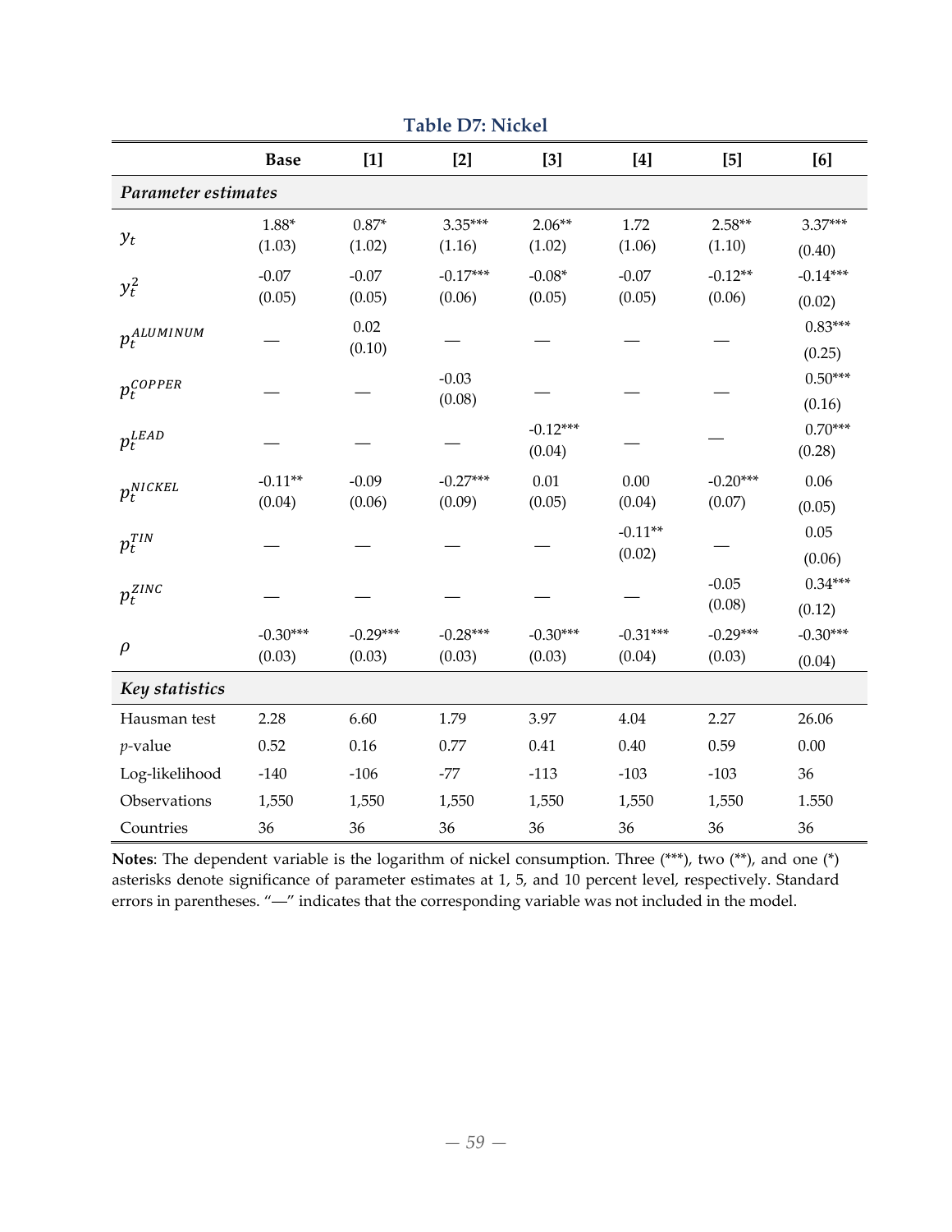**Table D7: Nickel**

| | Base | [1] | [2] | [3] | [4] | [5] | [6] |
|---|---|---|---|---|---|---|---|
| *Parameter estimates* | | | | | | | |
| $y_t$ | 1.88* | 0.87* | 3.35*** | 2.06** | 1.72 | 2.58** | 3.37*** |
| | (1.03) | (1.02) | (1.16) | (1.02) | (1.06) | (1.10) | (0.40) |
| $y_t^2$ | -0.07 | -0.07 | -0.17*** | -0.08* | -0.07 | -0.12** | -0.14*** |
| | (0.05) | (0.05) | (0.06) | (0.05) | (0.05) | (0.06) | (0.02) |
| $p_t^{ALUMINUM}$ | — | 0.02 | — | — | — | — | 0.83*** |
| | | (0.10) | | | | | (0.25) |
| $p_t^{COPPER}$ | — | — | -0.03 | — | — | — | 0.50*** |
| | | | (0.08) | | | | (0.16) |
| $p_t^{LEAD}$ | — | — | — | -0.12*** | — | — | 0.70*** |
| | | | | (0.04) | | | (0.28) |
| $p_t^{NICKEL}$ | -0.11** | -0.09 | -0.27*** | 0.01 | 0.00 | -0.20*** | 0.06 |
| | (0.04) | (0.06) | (0.09) | (0.05) | (0.04) | (0.07) | (0.05) |
| $p_t^{TIN}$ | — | — | — | — | -0.11** | — | 0.05 |
| | | | | | (0.02) | | (0.06) |
| $p_t^{ZINC}$ | — | — | — | — | — | -0.05 | 0.34*** |
| | | | | | | (0.08) | (0.12) |
| $\rho$ | -0.30*** | -0.29*** | -0.28*** | -0.30*** | -0.31*** | -0.29*** | -0.30*** |
| | (0.03) | (0.03) | (0.03) | (0.03) | (0.04) | (0.03) | (0.04) |
| *Key statistics* | | | | | | | |
| Hausman test | 2.28 | 6.60 | 1.79 | 3.97 | 4.04 | 2.27 | 26.06 |
| $p$-value | 0.52 | 0.16 | 0.77 | 0.41 | 0.40 | 0.59 | 0.00 |
| Log-likelihood | -140 | -106 | -77 | -113 | -103 | -103 | 36 |
| Observations | 1,550 | 1,550 | 1,550 | 1,550 | 1,550 | 1,550 | 1.550 |
| Countries | 36 | 36 | 36 | 36 | 36 | 36 | 36 |

**Notes**: The dependent variable is the logarithm of nickel consumption. Three (***), two (**), and one (*) asterisks denote significance of parameter estimates at 1, 5, and 10 percent level, respectively. Standard errors in parentheses. "—" indicates that the corresponding variable was not included in the model.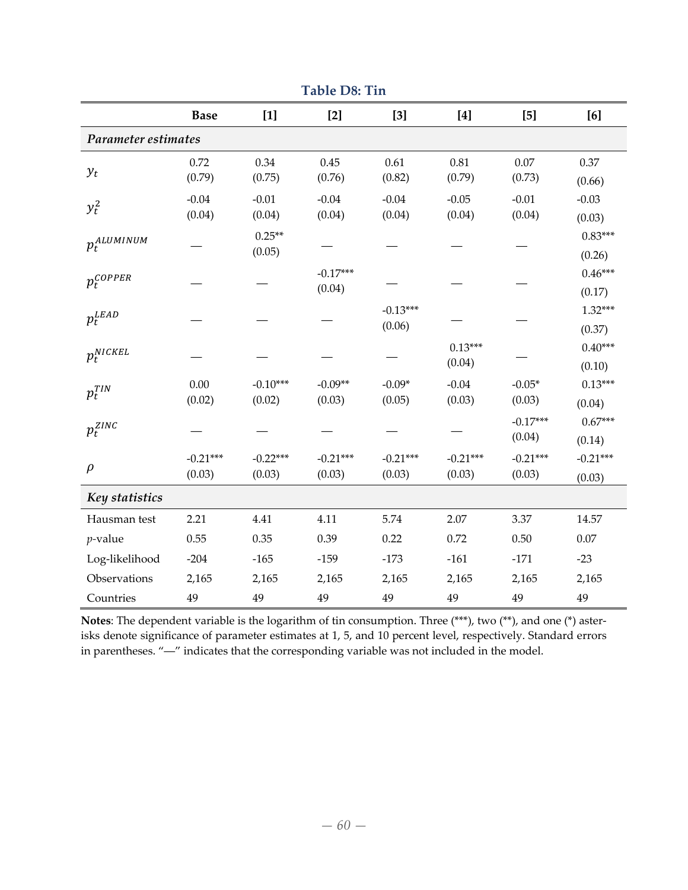**Table D8: Tin**

| | Base | [1] | [2] | [3] | [4] | [5] | [6] |
|---|---|---|---|---|---|---|---|
| *Parameter estimates* | | | | | | | |
| $y_t$ | 0.72<br>(0.79) | 0.34<br>(0.75) | 0.45<br>(0.76) | 0.61<br>(0.82) | 0.81<br>(0.79) | 0.07<br>(0.73) | 0.37<br>(0.66) |
| $y_t^2$ | -0.04<br>(0.04) | -0.01<br>(0.04) | -0.04<br>(0.04) | -0.04<br>(0.04) | -0.05<br>(0.04) | -0.01<br>(0.04) | -0.03<br>(0.03) |
| $p_t^{ALUMINUM}$ | — | 0.25**<br>(0.05) | — | — | — | — | 0.83***<br>(0.26) |
| $p_t^{COPPER}$ | — | — | -0.17***<br>(0.04) | — | — | — | 0.46***<br>(0.17) |
| $p_t^{LEAD}$ | — | — | — | -0.13***<br>(0.06) | — | — | 1.32***<br>(0.37) |
| $p_t^{NICKEL}$ | — | — | — | — | 0.13***<br>(0.04) | — | 0.40***<br>(0.10) |
| $p_t^{TIN}$ | 0.00<br>(0.02) | -0.10***<br>(0.02) | -0.09**<br>(0.03) | -0.09*<br>(0.05) | -0.04<br>(0.03) | -0.05*<br>(0.03) | 0.13***<br>(0.04) |
| $p_t^{ZINC}$ | — | — | — | — | — | -0.17***<br>(0.04) | 0.67***<br>(0.14) |
| $\rho$ | -0.21***<br>(0.03) | -0.22***<br>(0.03) | -0.21***<br>(0.03) | -0.21***<br>(0.03) | -0.21***<br>(0.03) | -0.21***<br>(0.03) | -0.21***<br>(0.03) |
| *Key statistics* | | | | | | | |
| Hausman test | 2.21 | 4.41 | 4.11 | 5.74 | 2.07 | 3.37 | 14.57 |
| *p*-value | 0.55 | 0.35 | 0.39 | 0.22 | 0.72 | 0.50 | 0.07 |
| Log-likelihood | -204 | -165 | -159 | -173 | -161 | -171 | -23 |
| Observations | 2,165 | 2,165 | 2,165 | 2,165 | 2,165 | 2,165 | 2,165 |
| Countries | 49 | 49 | 49 | 49 | 49 | 49 | 49 |

**Notes**: The dependent variable is the logarithm of tin consumption. Three (***), two (**), and one (*) asterisks denote significance of parameter estimates at 1, 5, and 10 percent level, respectively. Standard errors in parentheses. "—" indicates that the corresponding variable was not included in the model.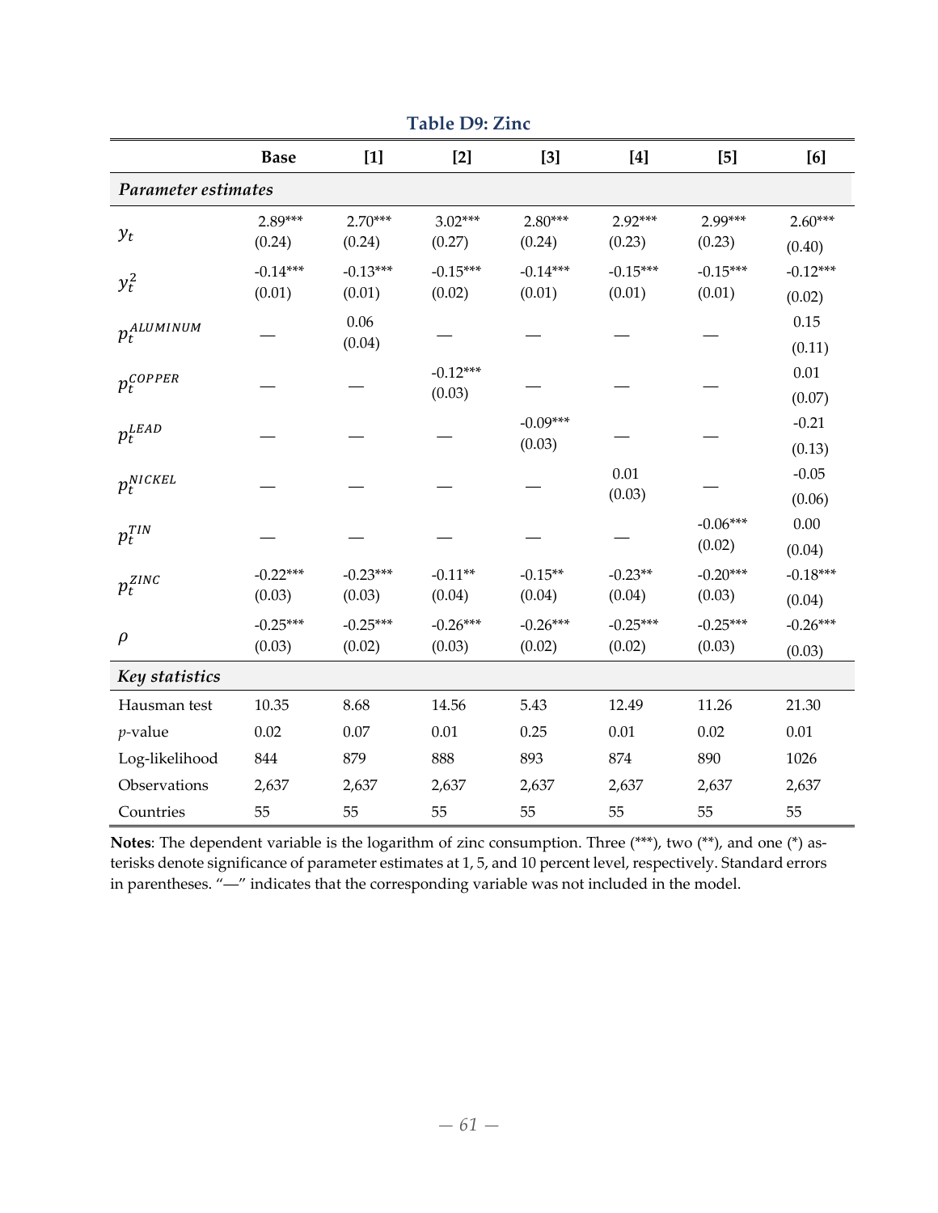**Table D9: Zinc**

| | Base | [1] | [2] | [3] | [4] | [5] | [6] |
|---|---|---|---|---|---|---|---|
| *Parameter estimates* | | | | | | | |
| $y_t$ | 2.89*** (0.24) | 2.70*** (0.24) | 3.02*** (0.27) | 2.80*** (0.24) | 2.92*** (0.23) | 2.99*** (0.23) | 2.60*** (0.40) |
| $y_t^2$ | -0.14*** (0.01) | -0.13*** (0.01) | -0.15*** (0.02) | -0.14*** (0.01) | -0.15*** (0.01) | -0.15*** (0.01) | -0.12*** (0.02) |
| $p_t^{ALUMINUM}$ | — | 0.06 (0.04) | — | — | — | — | 0.15 (0.11) |
| $p_t^{COPPER}$ | — | — | -0.12*** (0.03) | — | — | — | 0.01 (0.07) |
| $p_t^{LEAD}$ | — | — | — | -0.09*** (0.03) | — | — | -0.21 (0.13) |
| $p_t^{NICKEL}$ | — | — | — | — | 0.01 (0.03) | — | -0.05 (0.06) |
| $p_t^{TIN}$ | — | — | — | — | — | -0.06*** (0.02) | 0.00 (0.04) |
| $p_t^{ZINC}$ | -0.22*** (0.03) | -0.23*** (0.03) | -0.11** (0.04) | -0.15** (0.04) | -0.23** (0.04) | -0.20*** (0.03) | -0.18*** (0.04) |
| $\rho$ | -0.25*** (0.03) | -0.25*** (0.02) | -0.26*** (0.03) | -0.26*** (0.02) | -0.25*** (0.02) | -0.25*** (0.03) | -0.26*** (0.03) |
| *Key statistics* | | | | | | | |
| Hausman test | 10.35 | 8.68 | 14.56 | 5.43 | 12.49 | 11.26 | 21.30 |
| *p*-value | 0.02 | 0.07 | 0.01 | 0.25 | 0.01 | 0.02 | 0.01 |
| Log-likelihood | 844 | 879 | 888 | 893 | 874 | 890 | 1026 |
| Observations | 2,637 | 2,637 | 2,637 | 2,637 | 2,637 | 2,637 | 2,637 |
| Countries | 55 | 55 | 55 | 55 | 55 | 55 | 55 |

**Notes**: The dependent variable is the logarithm of zinc consumption. Three (***), two (**), and one (*) asterisks denote significance of parameter estimates at 1, 5, and 10 percent level, respectively. Standard errors in parentheses. "—" indicates that the corresponding variable was not included in the model.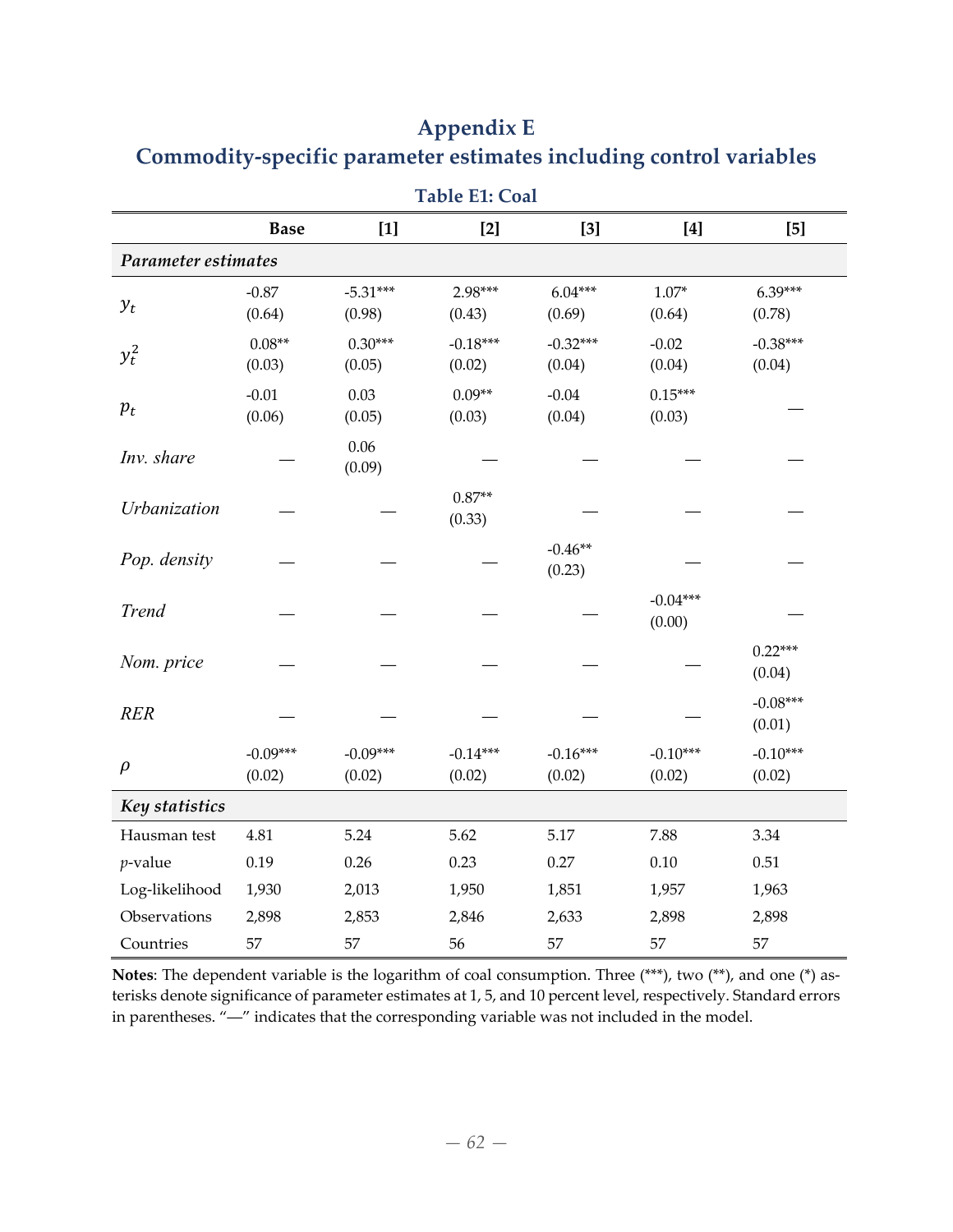# Appendix E
## Commodity-specific parameter estimates including control variables

**Table E1: Coal**

| | **Base** | **[1]** | **[2]** | **[3]** | **[4]** | **[5]** |
|---|---|---|---|---|---|---|
| ***Parameter estimates*** | | | | | | |
| $y_t$ | -0.87<br>(0.64) | -5.31***<br>(0.98) | 2.98***<br>(0.43) | 6.04***<br>(0.69) | 1.07*<br>(0.64) | 6.39***<br>(0.78) |
| $y_t^2$ | 0.08**<br>(0.03) | 0.30***<br>(0.05) | -0.18***<br>(0.02) | -0.32***<br>(0.04) | -0.02<br>(0.04) | -0.38***<br>(0.04) |
| $p_t$ | -0.01<br>(0.06) | 0.03<br>(0.05) | 0.09**<br>(0.03) | -0.04<br>(0.04) | 0.15***<br>(0.03) | — |
| *Inv. share* | — | 0.06<br>(0.09) | — | — | — | — |
| *Urbanization* | — | — | 0.87**<br>(0.33) | — | — | — |
| *Pop. density* | — | — | — | -0.46**<br>(0.23) | — | — |
| *Trend* | — | — | — | — | -0.04***<br>(0.00) | — |
| *Nom. price* | — | — | — | — | — | 0.22***<br>(0.04) |
| *RER* | — | — | — | — | — | -0.08***<br>(0.01) |
| $\rho$ | -0.09***<br>(0.02) | -0.09***<br>(0.02) | -0.14***<br>(0.02) | -0.16***<br>(0.02) | -0.10***<br>(0.02) | -0.10***<br>(0.02) |
| ***Key statistics*** | | | | | | |
| Hausman test | 4.81 | 5.24 | 5.62 | 5.17 | 7.88 | 3.34 |
| *p*-value | 0.19 | 0.26 | 0.23 | 0.27 | 0.10 | 0.51 |
| Log-likelihood | 1,930 | 2,013 | 1,950 | 1,851 | 1,957 | 1,963 |
| Observations | 2,898 | 2,853 | 2,846 | 2,633 | 2,898 | 2,898 |
| Countries | 57 | 57 | 56 | 57 | 57 | 57 |

**Notes**: The dependent variable is the logarithm of coal consumption. Three (***), two (**), and one (*) asterisks denote significance of parameter estimates at 1, 5, and 10 percent level, respectively. Standard errors in parentheses. "—" indicates that the corresponding variable was not included in the model.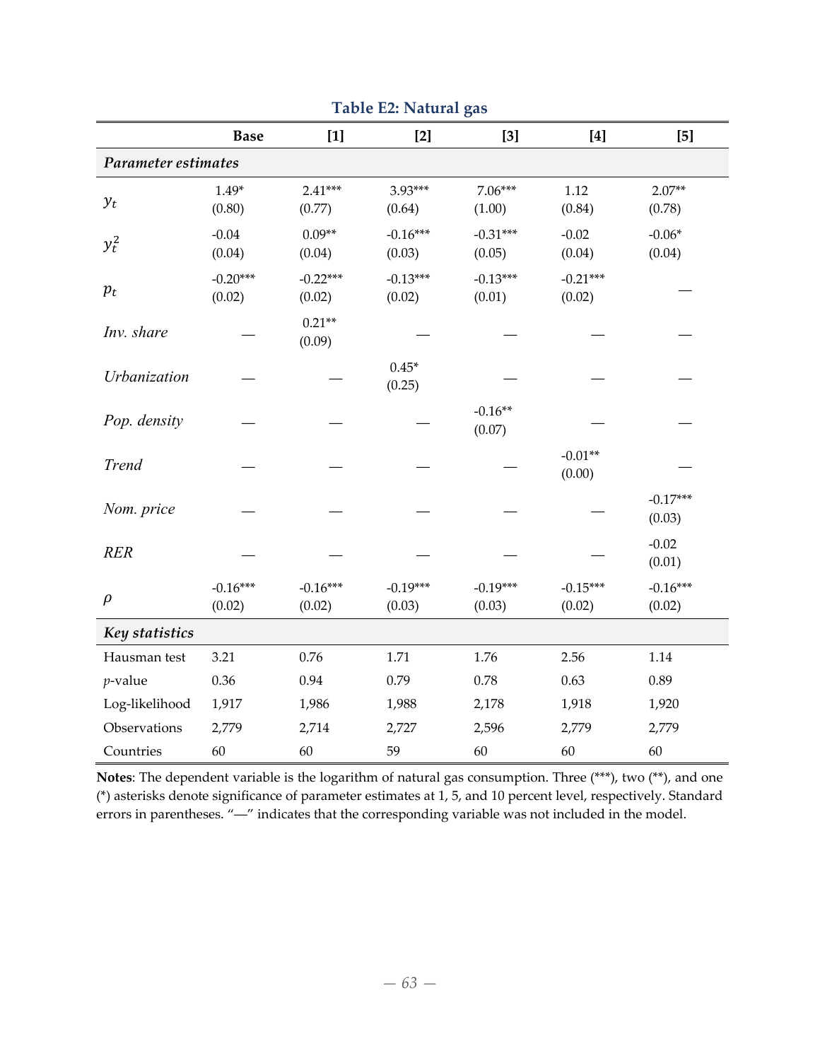**Table E2: Natural gas**

| | **Base** | **[1]** | **[2]** | **[3]** | **[4]** | **[5]** |
|---|---|---|---|---|---|---|
| ***Parameter estimates*** | | | | | | |
| $y_t$ | 1.49* (0.80) | 2.41*** (0.77) | 3.93*** (0.64) | 7.06*** (1.00) | 1.12 (0.84) | 2.07** (0.78) |
| $y_t^2$ | -0.04 (0.04) | 0.09** (0.04) | -0.16*** (0.03) | -0.31*** (0.05) | -0.02 (0.04) | -0.06* (0.04) |
| $p_t$ | -0.20*** (0.02) | -0.22*** (0.02) | -0.13*** (0.02) | -0.13*** (0.01) | -0.21*** (0.02) | — |
| *Inv. share* | — | 0.21** (0.09) | — | — | — | — |
| *Urbanization* | — | — | 0.45* (0.25) | — | — | — |
| *Pop. density* | — | — | — | -0.16** (0.07) | — | — |
| *Trend* | — | — | — | — | -0.01** (0.00) | — |
| *Nom. price* | — | — | — | — | — | -0.17*** (0.03) |
| *RER* | — | — | — | — | — | -0.02 (0.01) |
| $\rho$ | -0.16*** (0.02) | -0.16*** (0.02) | -0.19*** (0.03) | -0.19*** (0.03) | -0.15*** (0.02) | -0.16*** (0.02) |
| ***Key statistics*** | | | | | | |
| Hausman test | 3.21 | 0.76 | 1.71 | 1.76 | 2.56 | 1.14 |
| $p$-value | 0.36 | 0.94 | 0.79 | 0.78 | 0.63 | 0.89 |
| Log-likelihood | 1,917 | 1,986 | 1,988 | 2,178 | 1,918 | 1,920 |
| Observations | 2,779 | 2,714 | 2,727 | 2,596 | 2,779 | 2,779 |
| Countries | 60 | 60 | 59 | 60 | 60 | 60 |

**Notes**: The dependent variable is the logarithm of natural gas consumption. Three (***), two (**), and one (*) asterisks denote significance of parameter estimates at 1, 5, and 10 percent level, respectively. Standard errors in parentheses. "—" indicates that the corresponding variable was not included in the model.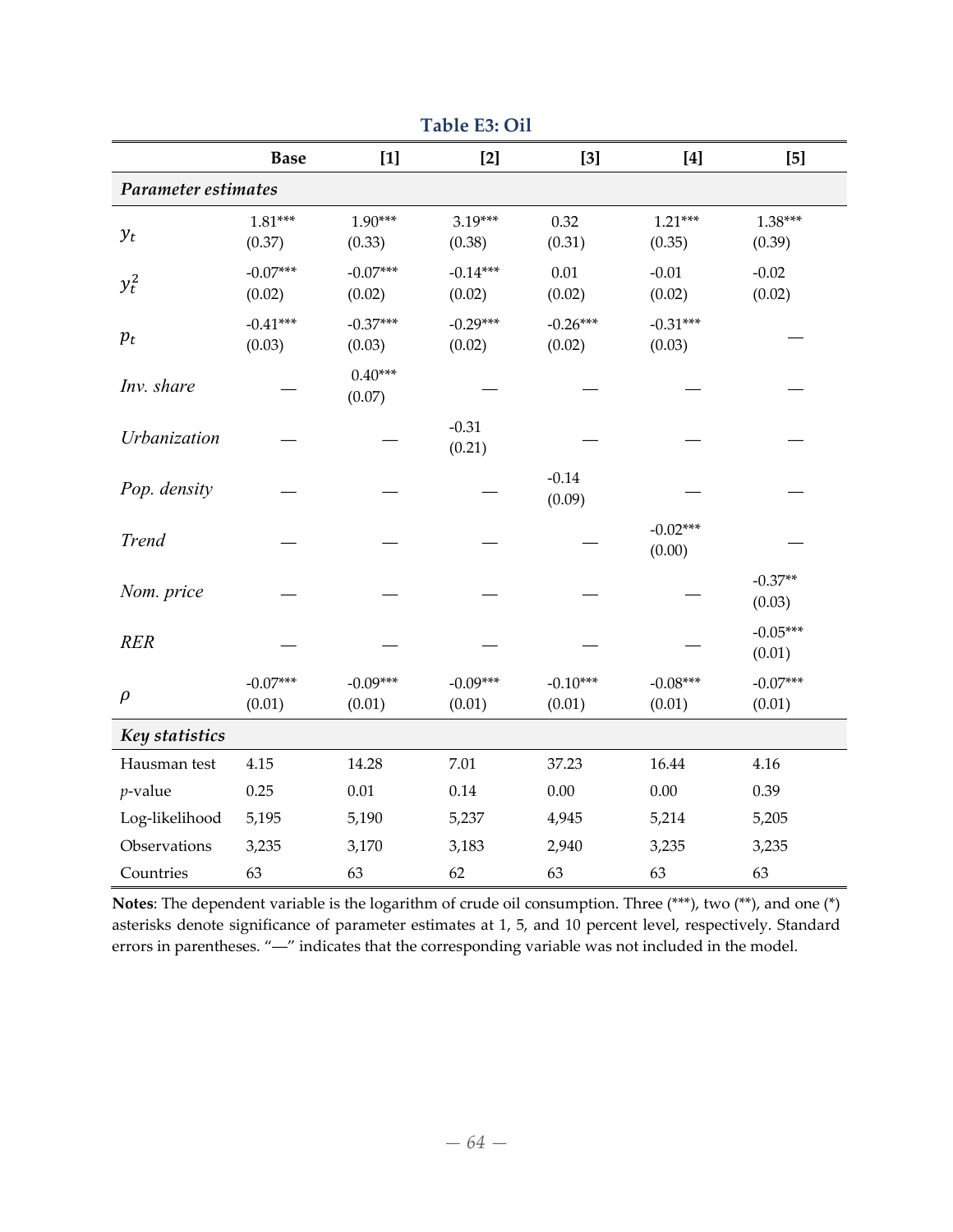**Table E3: Oil**

| | Base | [1] | [2] | [3] | [4] | [5] |
|---|---|---|---|---|---|---|
| ***Parameter estimates*** | | | | | | |
| $y_t$ | 1.81*** (0.37) | 1.90*** (0.33) | 3.19*** (0.38) | 0.32 (0.31) | 1.21*** (0.35) | 1.38*** (0.39) |
| $y_t^2$ | -0.07*** (0.02) | -0.07*** (0.02) | -0.14*** (0.02) | 0.01 (0.02) | -0.01 (0.02) | -0.02 (0.02) |
| $p_t$ | -0.41*** (0.03) | -0.37*** (0.03) | -0.29*** (0.02) | -0.26*** (0.02) | -0.31*** (0.03) | — |
| *Inv. share* | — | 0.40*** (0.07) | — | — | — | — |
| *Urbanization* | — | — | -0.31 (0.21) | — | — | — |
| *Pop. density* | — | — | — | -0.14 (0.09) | — | — |
| *Trend* | — | — | — | — | -0.02*** (0.00) | — |
| *Nom. price* | — | — | — | — | — | -0.37** (0.03) |
| *RER* | — | — | — | — | — | -0.05*** (0.01) |
| $\rho$ | -0.07*** (0.01) | -0.09*** (0.01) | -0.09*** (0.01) | -0.10*** (0.01) | -0.08*** (0.01) | -0.07*** (0.01) |
| ***Key statistics*** | | | | | | |
| Hausman test | 4.15 | 14.28 | 7.01 | 37.23 | 16.44 | 4.16 |
| $p$-value | 0.25 | 0.01 | 0.14 | 0.00 | 0.00 | 0.39 |
| Log-likelihood | 5,195 | 5,190 | 5,237 | 4,945 | 5,214 | 5,205 |
| Observations | 3,235 | 3,170 | 3,183 | 2,940 | 3,235 | 3,235 |
| Countries | 63 | 63 | 62 | 63 | 63 | 63 |

**Notes**: The dependent variable is the logarithm of crude oil consumption. Three (***), two (**), and one (*) asterisks denote significance of parameter estimates at 1, 5, and 10 percent level, respectively. Standard errors in parentheses. "—" indicates that the corresponding variable was not included in the model.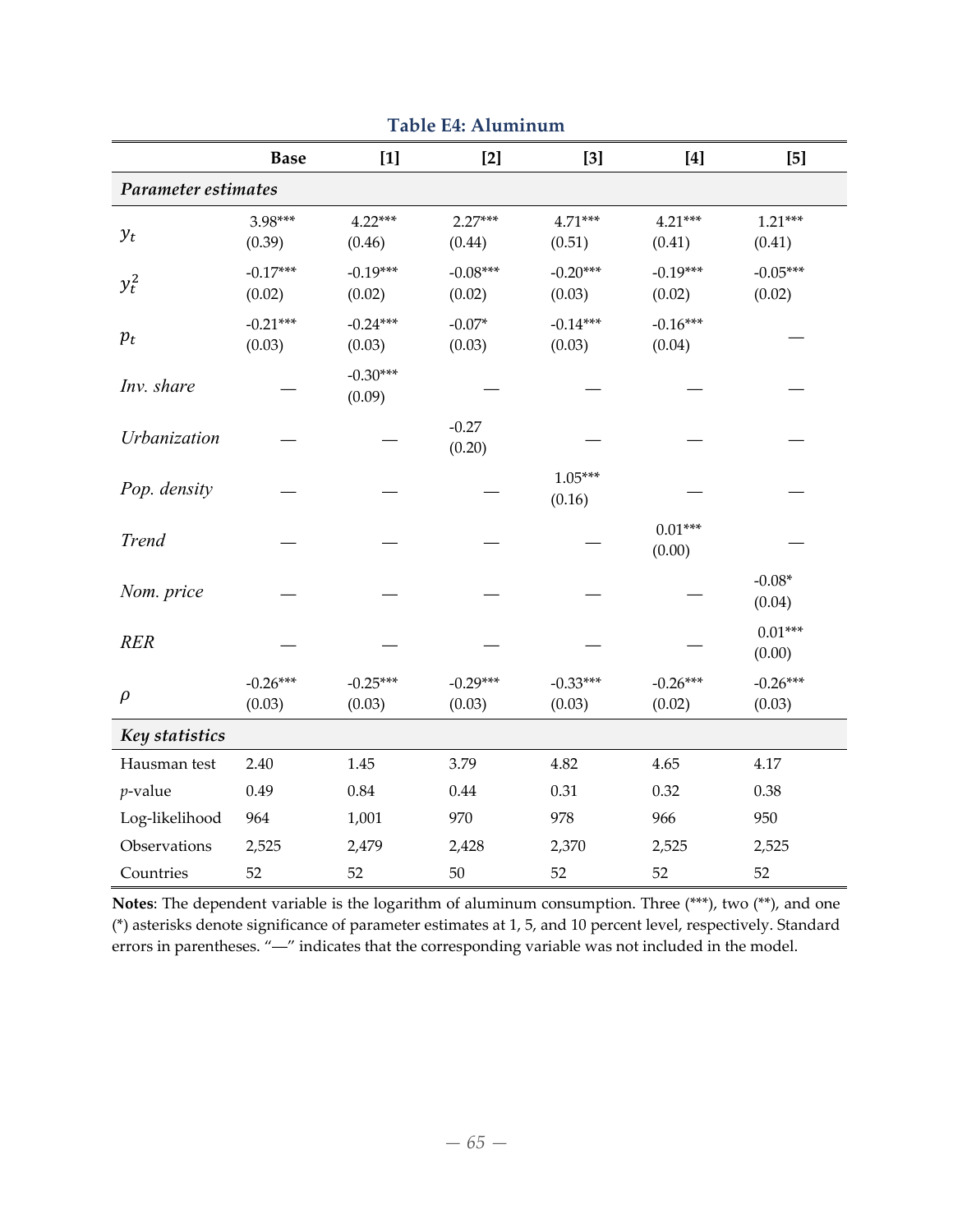**Table E4: Aluminum**

| | **Base** | **[1]** | **[2]** | **[3]** | **[4]** | **[5]** |
|---|---|---|---|---|---|---|
| ***Parameter estimates*** | | | | | | |
| $y_t$ | 3.98*** (0.39) | 4.22*** (0.46) | 2.27*** (0.44) | 4.71*** (0.51) | 4.21*** (0.41) | 1.21*** (0.41) |
| $y_t^2$ | -0.17*** (0.02) | -0.19*** (0.02) | -0.08*** (0.02) | -0.20*** (0.03) | -0.19*** (0.02) | -0.05*** (0.02) |
| $p_t$ | -0.21*** (0.03) | -0.24*** (0.03) | -0.07* (0.03) | -0.14*** (0.03) | -0.16*** (0.04) | — |
| *Inv. share* | — | -0.30*** (0.09) | — | — | — | — |
| *Urbanization* | — | — | -0.27 (0.20) | — | — | — |
| *Pop. density* | — | — | — | 1.05*** (0.16) | — | — |
| *Trend* | — | — | — | — | 0.01*** (0.00) | — |
| *Nom. price* | — | — | — | — | — | -0.08* (0.04) |
| *RER* | — | — | — | — | — | 0.01*** (0.00) |
| $\rho$ | -0.26*** (0.03) | -0.25*** (0.03) | -0.29*** (0.03) | -0.33*** (0.03) | -0.26*** (0.02) | -0.26*** (0.03) |
| ***Key statistics*** | | | | | | |
| Hausman test | 2.40 | 1.45 | 3.79 | 4.82 | 4.65 | 4.17 |
| *p*-value | 0.49 | 0.84 | 0.44 | 0.31 | 0.32 | 0.38 |
| Log-likelihood | 964 | 1,001 | 970 | 978 | 966 | 950 |
| Observations | 2,525 | 2,479 | 2,428 | 2,370 | 2,525 | 2,525 |
| Countries | 52 | 52 | 50 | 52 | 52 | 52 |

**Notes**: The dependent variable is the logarithm of aluminum consumption. Three (***), two (**), and one (*) asterisks denote significance of parameter estimates at 1, 5, and 10 percent level, respectively. Standard errors in parentheses. "—" indicates that the corresponding variable was not included in the model.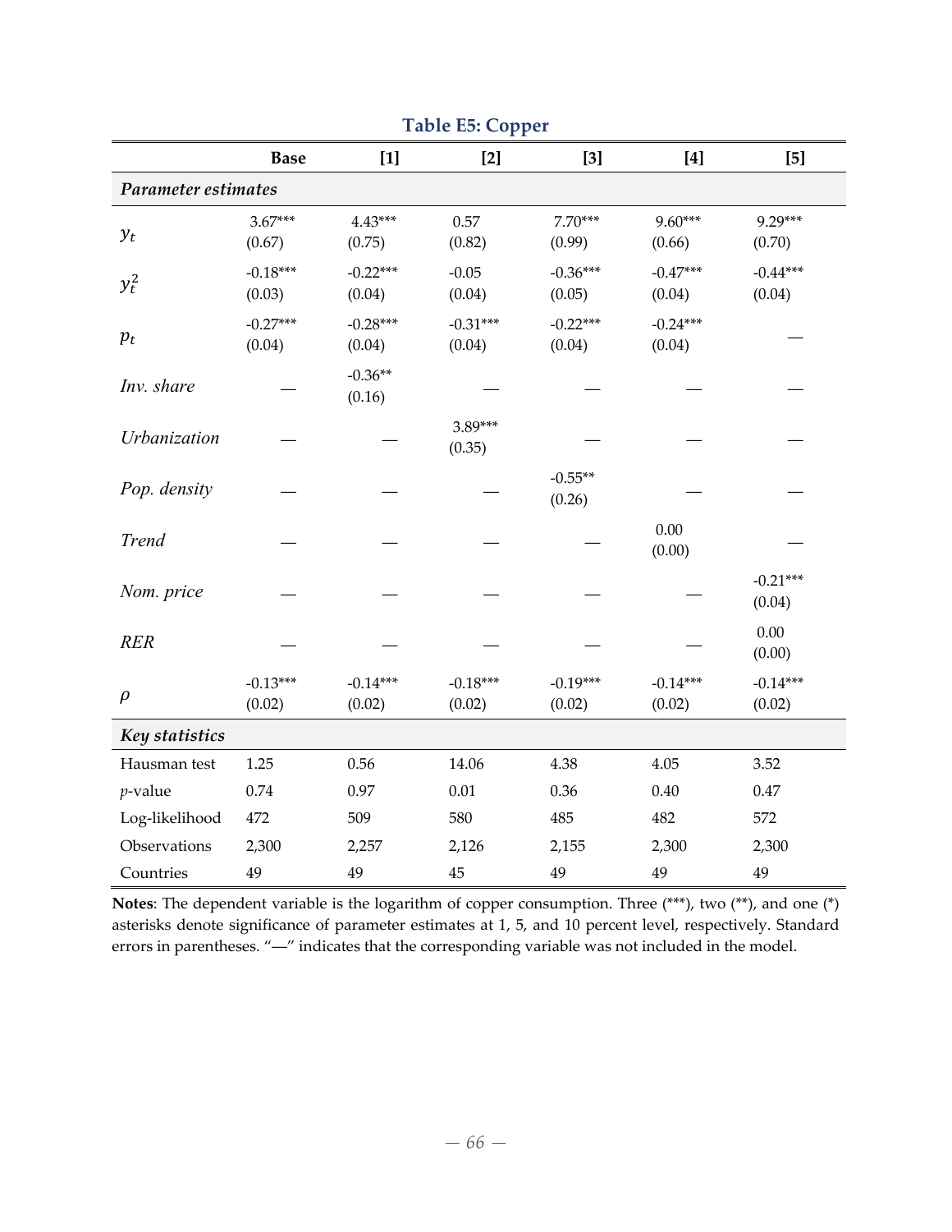**Table E5: Copper**

| | **Base** | **[1]** | **[2]** | **[3]** | **[4]** | **[5]** |
|---|---|---|---|---|---|---|
| ***Parameter estimates*** | | | | | | |
| $y_t$ | 3.67*** (0.67) | 4.43*** (0.75) | 0.57 (0.82) | 7.70*** (0.99) | 9.60*** (0.66) | 9.29*** (0.70) |
| $y_t^2$ | -0.18*** (0.03) | -0.22*** (0.04) | -0.05 (0.04) | -0.36*** (0.05) | -0.47*** (0.04) | -0.44*** (0.04) |
| $p_t$ | -0.27*** (0.04) | -0.28*** (0.04) | -0.31*** (0.04) | -0.22*** (0.04) | -0.24*** (0.04) | — |
| *Inv. share* | — | -0.36** (0.16) | — | — | — | — |
| *Urbanization* | — | — | 3.89*** (0.35) | — | — | — |
| *Pop. density* | — | — | — | -0.55** (0.26) | — | — |
| *Trend* | — | — | — | — | 0.00 (0.00) | — |
| *Nom. price* | — | — | — | — | — | -0.21*** (0.04) |
| *RER* | — | — | — | — | — | 0.00 (0.00) |
| $\rho$ | -0.13*** (0.02) | -0.14*** (0.02) | -0.18*** (0.02) | -0.19*** (0.02) | -0.14*** (0.02) | -0.14*** (0.02) |
| ***Key statistics*** | | | | | | |
| Hausman test | 1.25 | 0.56 | 14.06 | 4.38 | 4.05 | 3.52 |
| $p$-value | 0.74 | 0.97 | 0.01 | 0.36 | 0.40 | 0.47 |
| Log-likelihood | 472 | 509 | 580 | 485 | 482 | 572 |
| Observations | 2,300 | 2,257 | 2,126 | 2,155 | 2,300 | 2,300 |
| Countries | 49 | 49 | 45 | 49 | 49 | 49 |

**Notes**: The dependent variable is the logarithm of copper consumption. Three (***), two (**), and one (*) asterisks denote significance of parameter estimates at 1, 5, and 10 percent level, respectively. Standard errors in parentheses. "—" indicates that the corresponding variable was not included in the model.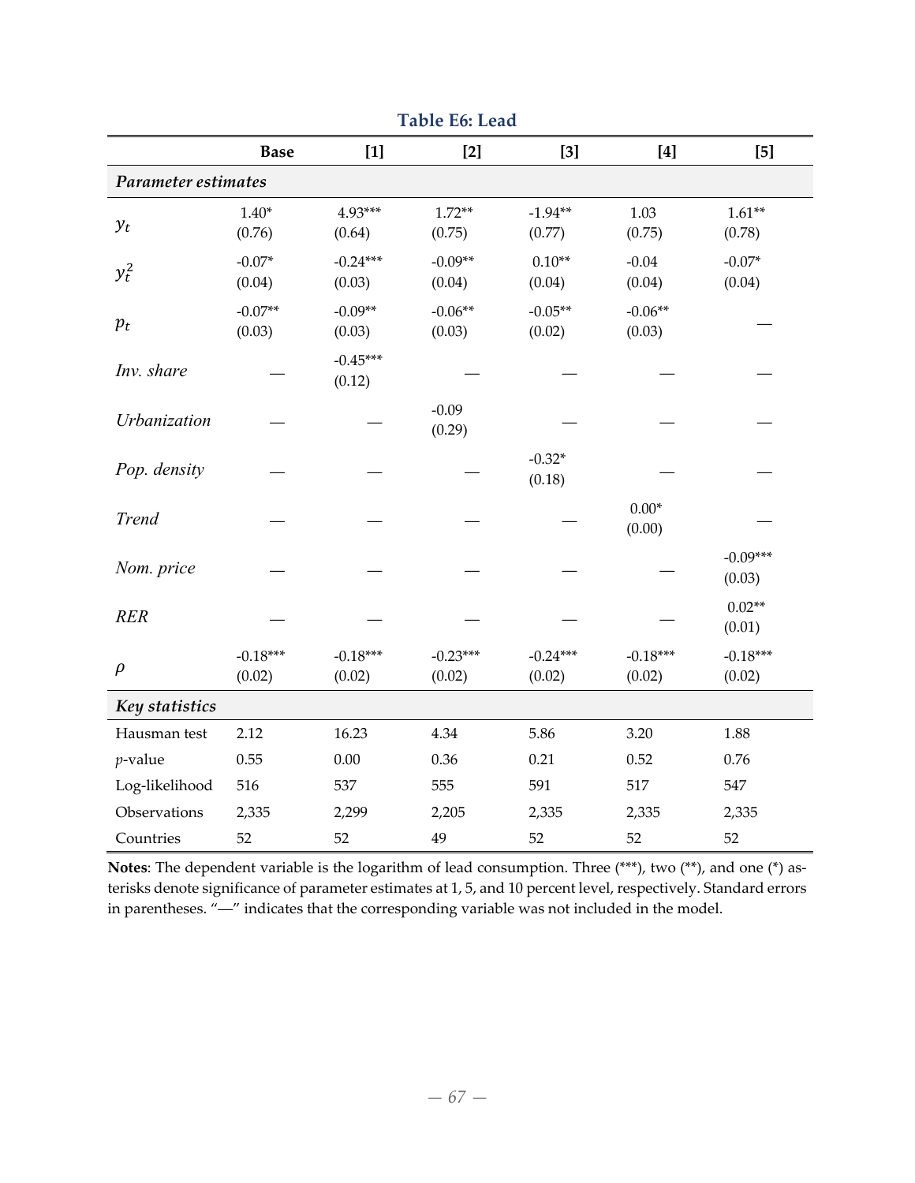**Table E6: Lead**

| | Base | [1] | [2] | [3] | [4] | [5] |
|---|---|---|---|---|---|---|
| ***Parameter estimates*** | | | | | | |
| $y_t$ | 1.40* (0.76) | 4.93*** (0.64) | 1.72** (0.75) | -1.94** (0.77) | 1.03 (0.75) | 1.61** (0.78) |
| $y_t^2$ | -0.07* (0.04) | -0.24*** (0.03) | -0.09** (0.04) | 0.10** (0.04) | -0.04 (0.04) | -0.07* (0.04) |
| $p_t$ | -0.07** (0.03) | -0.09** (0.03) | -0.06** (0.03) | -0.05** (0.02) | -0.06** (0.03) | — |
| *Inv. share* | — | -0.45*** (0.12) | — | — | — | — |
| *Urbanization* | — | — | -0.09 (0.29) | — | — | — |
| *Pop. density* | — | — | — | -0.32* (0.18) | — | — |
| *Trend* | — | — | — | — | 0.00* (0.00) | — |
| *Nom. price* | — | — | — | — | — | -0.09*** (0.03) |
| *RER* | — | — | — | — | — | 0.02** (0.01) |
| $\rho$ | -0.18*** (0.02) | -0.18*** (0.02) | -0.23*** (0.02) | -0.24*** (0.02) | -0.18*** (0.02) | -0.18*** (0.02) |
| ***Key statistics*** | | | | | | |
| Hausman test | 2.12 | 16.23 | 4.34 | 5.86 | 3.20 | 1.88 |
| *p*-value | 0.55 | 0.00 | 0.36 | 0.21 | 0.52 | 0.76 |
| Log-likelihood | 516 | 537 | 555 | 591 | 517 | 547 |
| Observations | 2,335 | 2,299 | 2,205 | 2,335 | 2,335 | 2,335 |
| Countries | 52 | 52 | 49 | 52 | 52 | 52 |

**Notes**: The dependent variable is the logarithm of lead consumption. Three (***), two (**), and one (*) asterisks denote significance of parameter estimates at 1, 5, and 10 percent level, respectively. Standard errors in parentheses. "—" indicates that the corresponding variable was not included in the model.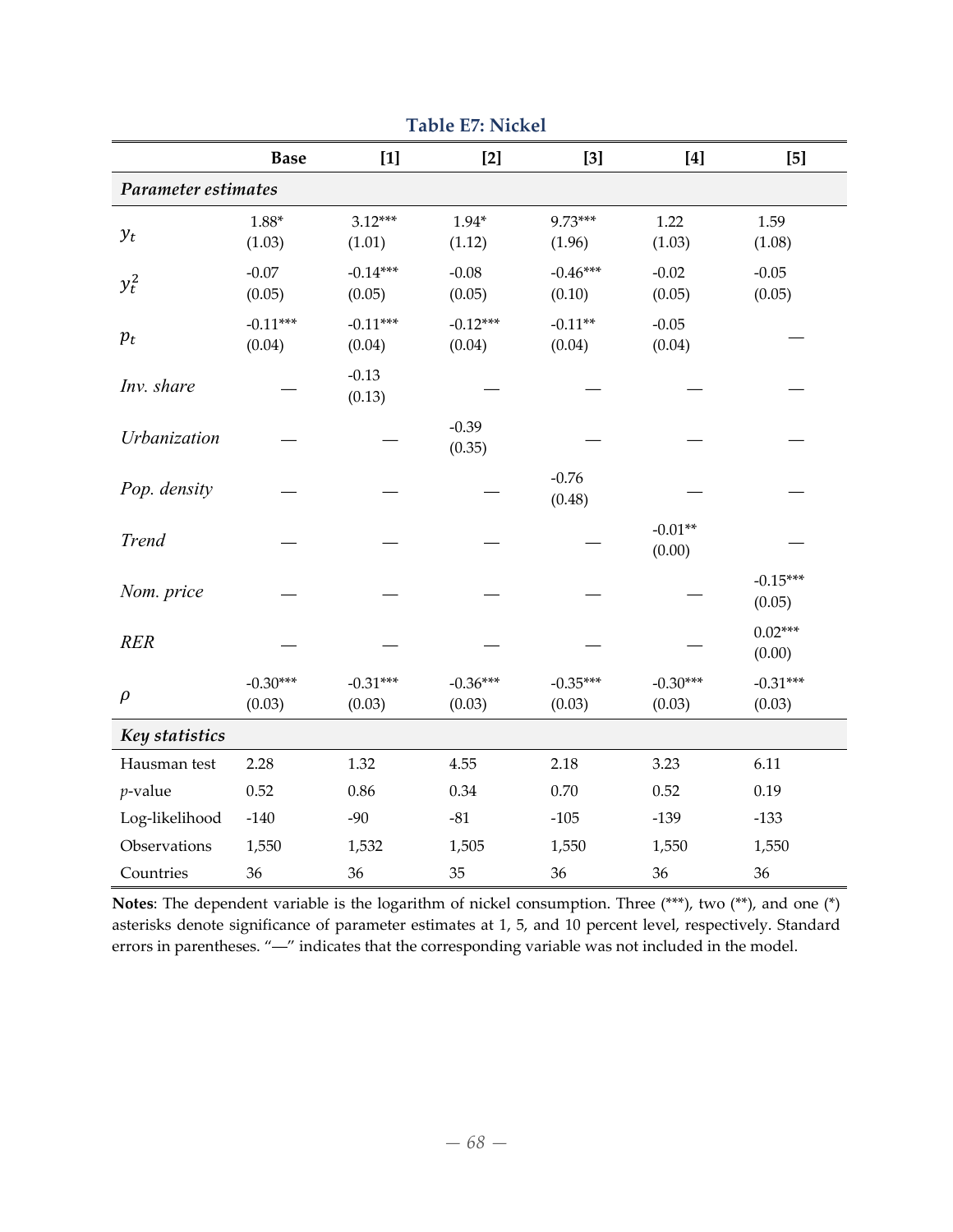**Table E7: Nickel**

| | **Base** | **[1]** | **[2]** | **[3]** | **[4]** | **[5]** |
|---|---|---|---|---|---|---|
| ***Parameter estimates*** | | | | | | |
| $y_t$ | 1.88* (1.03) | 3.12*** (1.01) | 1.94* (1.12) | 9.73*** (1.96) | 1.22 (1.03) | 1.59 (1.08) |
| $y_t^2$ | -0.07 (0.05) | -0.14*** (0.05) | -0.08 (0.05) | -0.46*** (0.10) | -0.02 (0.05) | -0.05 (0.05) |
| $p_t$ | -0.11*** (0.04) | -0.11*** (0.04) | -0.12*** (0.04) | -0.11** (0.04) | -0.05 (0.04) | — |
| *Inv. share* | — | -0.13 (0.13) | — | — | — | — |
| *Urbanization* | — | — | -0.39 (0.35) | — | — | — |
| *Pop. density* | — | — | — | -0.76 (0.48) | — | — |
| *Trend* | — | — | — | — | -0.01** (0.00) | — |
| *Nom. price* | — | — | — | — | — | -0.15*** (0.05) |
| *RER* | — | — | — | — | — | 0.02*** (0.00) |
| $\rho$ | -0.30*** (0.03) | -0.31*** (0.03) | -0.36*** (0.03) | -0.35*** (0.03) | -0.30*** (0.03) | -0.31*** (0.03) |
| ***Key statistics*** | | | | | | |
| Hausman test | 2.28 | 1.32 | 4.55 | 2.18 | 3.23 | 6.11 |
| *p*-value | 0.52 | 0.86 | 0.34 | 0.70 | 0.52 | 0.19 |
| Log-likelihood | -140 | -90 | -81 | -105 | -139 | -133 |
| Observations | 1,550 | 1,532 | 1,505 | 1,550 | 1,550 | 1,550 |
| Countries | 36 | 36 | 35 | 36 | 36 | 36 |

**Notes**: The dependent variable is the logarithm of nickel consumption. Three (***), two (**), and one (*) asterisks denote significance of parameter estimates at 1, 5, and 10 percent level, respectively. Standard errors in parentheses. "—" indicates that the corresponding variable was not included in the model.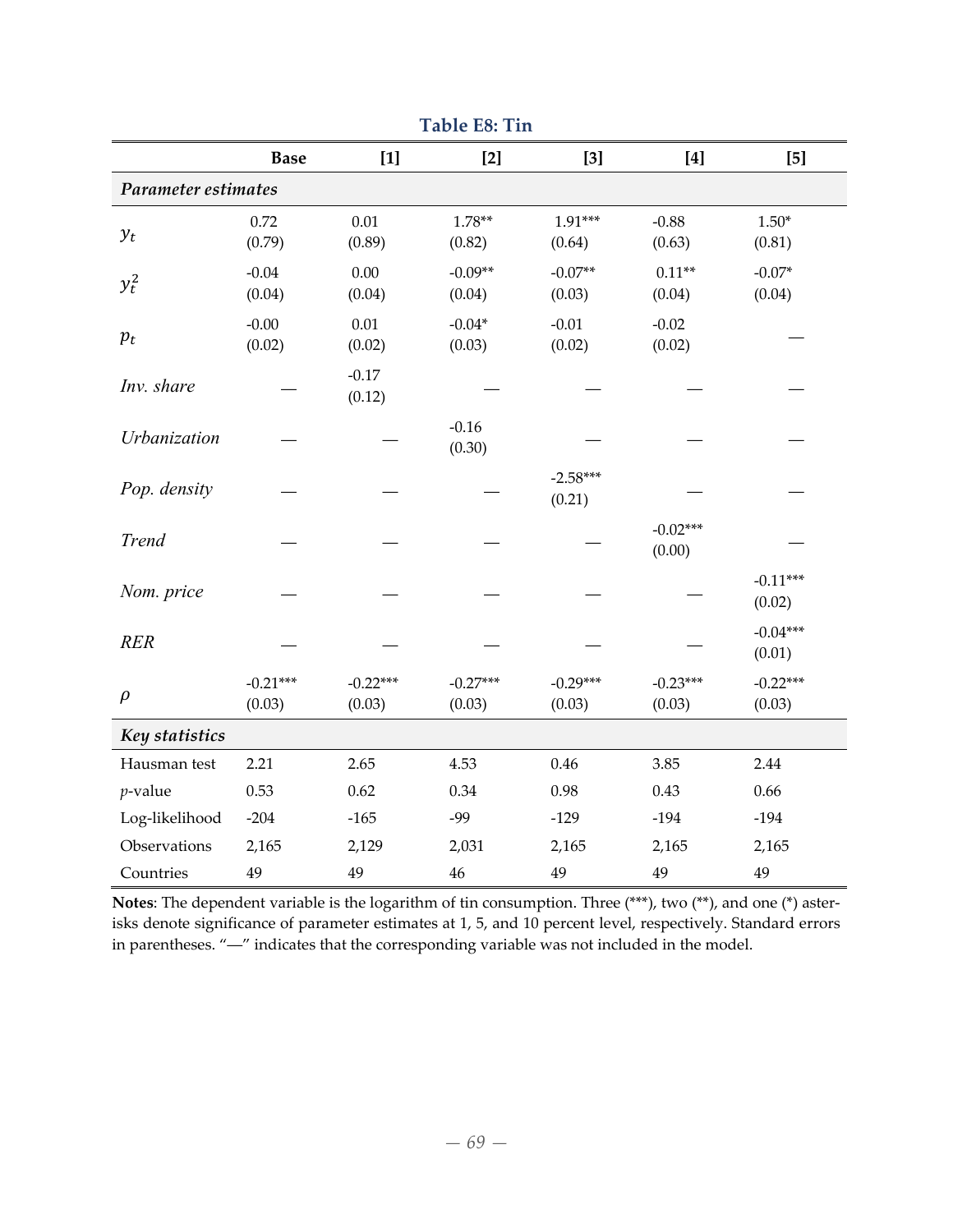**Table E8: Tin**

| | **Base** | **[1]** | **[2]** | **[3]** | **[4]** | **[5]** |
|---|---|---|---|---|---|---|
| ***Parameter estimates*** | | | | | | |
| $y_t$ | 0.72<br>(0.79) | 0.01<br>(0.89) | 1.78**<br>(0.82) | 1.91***<br>(0.64) | -0.88<br>(0.63) | 1.50*<br>(0.81) |
| $y_t^2$ | -0.04<br>(0.04) | 0.00<br>(0.04) | -0.09**<br>(0.04) | -0.07**<br>(0.03) | 0.11**<br>(0.04) | -0.07*<br>(0.04) |
| $p_t$ | -0.00<br>(0.02) | 0.01<br>(0.02) | -0.04*<br>(0.03) | -0.01<br>(0.02) | -0.02<br>(0.02) | — |
| *Inv. share* | — | -0.17<br>(0.12) | — | — | — | — |
| *Urbanization* | — | — | -0.16<br>(0.30) | — | — | — |
| *Pop. density* | — | — | — | -2.58***<br>(0.21) | — | — |
| *Trend* | — | — | — | — | -0.02***<br>(0.00) | — |
| *Nom. price* | — | — | — | — | — | -0.11***<br>(0.02) |
| *RER* | — | — | — | — | — | -0.04***<br>(0.01) |
| $\rho$ | -0.21***<br>(0.03) | -0.22***<br>(0.03) | -0.27***<br>(0.03) | -0.29***<br>(0.03) | -0.23***<br>(0.03) | -0.22***<br>(0.03) |
| ***Key statistics*** | | | | | | |
| Hausman test | 2.21 | 2.65 | 4.53 | 0.46 | 3.85 | 2.44 |
| $p$-value | 0.53 | 0.62 | 0.34 | 0.98 | 0.43 | 0.66 |
| Log-likelihood | -204 | -165 | -99 | -129 | -194 | -194 |
| Observations | 2,165 | 2,129 | 2,031 | 2,165 | 2,165 | 2,165 |
| Countries | 49 | 49 | 46 | 49 | 49 | 49 |

**Notes**: The dependent variable is the logarithm of tin consumption. Three (***), two (**), and one (*) asterisks denote significance of parameter estimates at 1, 5, and 10 percent level, respectively. Standard errors in parentheses. "—" indicates that the corresponding variable was not included in the model.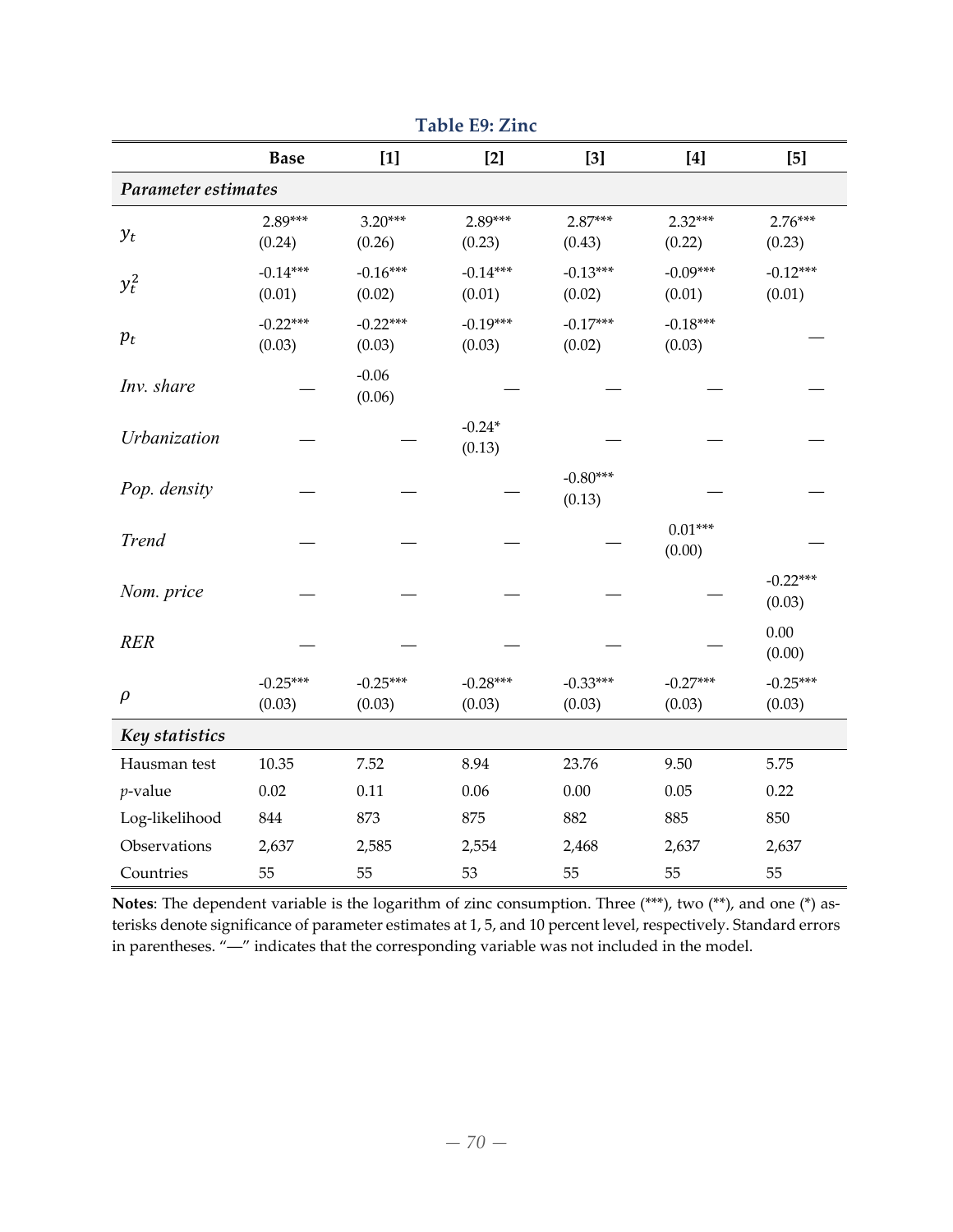**Table E9: Zinc**

| | Base | [1] | [2] | [3] | [4] | [5] |
|---|---|---|---|---|---|---|
| ***Parameter estimates*** | | | | | | |
| $y_t$ | 2.89*** (0.24) | 3.20*** (0.26) | 2.89*** (0.23) | 2.87*** (0.43) | 2.32*** (0.22) | 2.76*** (0.23) |
| $y_t^2$ | -0.14*** (0.01) | -0.16*** (0.02) | -0.14*** (0.01) | -0.13*** (0.02) | -0.09*** (0.01) | -0.12*** (0.01) |
| $p_t$ | -0.22*** (0.03) | -0.22*** (0.03) | -0.19*** (0.03) | -0.17*** (0.02) | -0.18*** (0.03) | — |
| *Inv. share* | — | -0.06 (0.06) | — | — | — | — |
| *Urbanization* | — | — | -0.24* (0.13) | — | — | — |
| *Pop. density* | — | — | — | -0.80*** (0.13) | — | — |
| *Trend* | — | — | — | — | 0.01*** (0.00) | — |
| *Nom. price* | — | — | — | — | — | -0.22*** (0.03) |
| *RER* | — | — | — | — | — | 0.00 (0.00) |
| $\rho$ | -0.25*** (0.03) | -0.25*** (0.03) | -0.28*** (0.03) | -0.33*** (0.03) | -0.27*** (0.03) | -0.25*** (0.03) |
| ***Key statistics*** | | | | | | |
| Hausman test | 10.35 | 7.52 | 8.94 | 23.76 | 9.50 | 5.75 |
| $p$-value | 0.02 | 0.11 | 0.06 | 0.00 | 0.05 | 0.22 |
| Log-likelihood | 844 | 873 | 875 | 882 | 885 | 850 |
| Observations | 2,637 | 2,585 | 2,554 | 2,468 | 2,637 | 2,637 |
| Countries | 55 | 55 | 53 | 55 | 55 | 55 |

**Notes**: The dependent variable is the logarithm of zinc consumption. Three (***), two (**), and one (*) asterisks denote significance of parameter estimates at 1, 5, and 10 percent level, respectively. Standard errors in parentheses. "—" indicates that the corresponding variable was not included in the model.